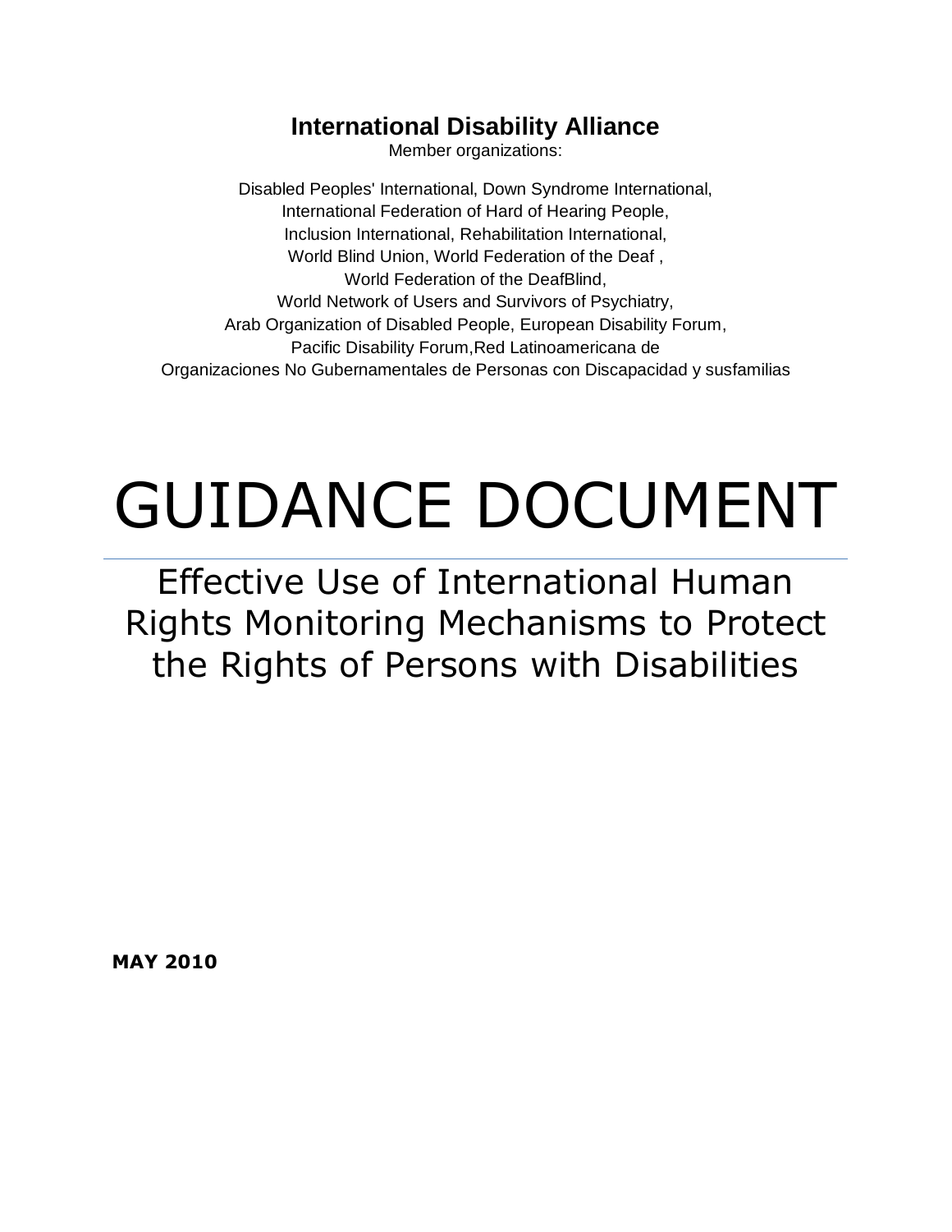**International Disability Alliance**

Member organizations:

Disabled Peoples' International, Down Syndrome International,
International Federation of Hard of Hearing People,
Inclusion International, Rehabilitation International,
World Blind Union, World Federation of the Deaf ,
World Federation of the DeafBlind,
World Network of Users and Survivors of Psychiatry,
Arab Organization of Disabled People, European Disability Forum,
Pacific Disability Forum,Red Latinoamericana de
Organizaciones No Gubernamentales de Personas con Discapacidad y susfamilias

# GUIDANCE DOCUMENT

## Effective Use of International Human Rights Monitoring Mechanisms to Protect the Rights of Persons with Disabilities

**MAY 2010**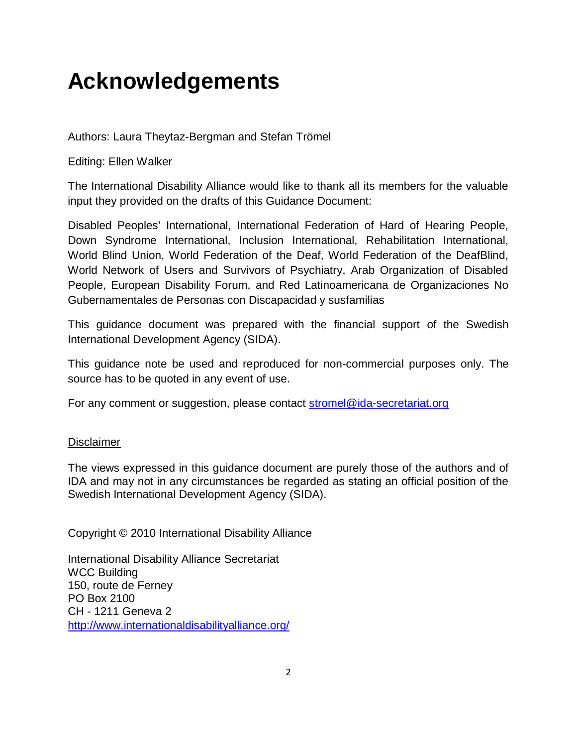# Acknowledgements

Authors: Laura Theytaz-Bergman and Stefan Trömel

Editing: Ellen Walker

The International Disability Alliance would like to thank all its members for the valuable input they provided on the drafts of this Guidance Document:

Disabled Peoples' International, International Federation of Hard of Hearing People, Down Syndrome International, Inclusion International, Rehabilitation International, World Blind Union, World Federation of the Deaf, World Federation of the DeafBlind, World Network of Users and Survivors of Psychiatry, Arab Organization of Disabled People, European Disability Forum, and Red Latinoamericana de Organizaciones No Gubernamentales de Personas con Discapacidad y susfamilias

This guidance document was prepared with the financial support of the Swedish International Development Agency (SIDA).

This guidance note be used and reproduced for non-commercial purposes only. The source has to be quoted in any event of use.

For any comment or suggestion, please contact stromel@ida-secretariat.org

Disclaimer

The views expressed in this guidance document are purely those of the authors and of IDA and may not in any circumstances be regarded as stating an official position of the Swedish International Development Agency (SIDA).

Copyright © 2010 International Disability Alliance

International Disability Alliance Secretariat
WCC Building
150, route de Ferney
PO Box 2100
CH - 1211 Geneva 2
http://www.internationaldisabilityalliance.org/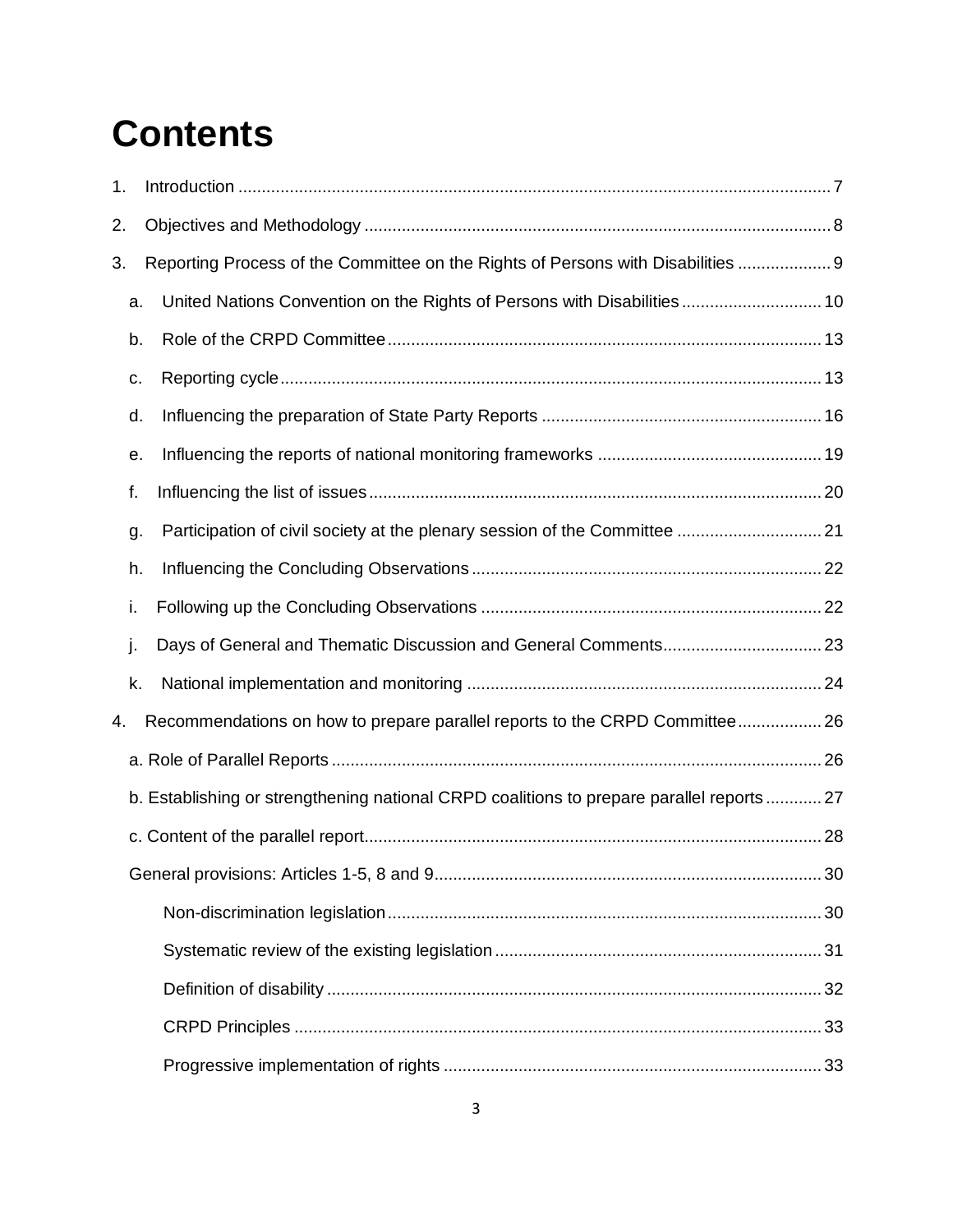# Contents

1. Introduction ........................................................................................................................ 7
2. Objectives and Methodology ............................................................................................. 8
3. Reporting Process of the Committee on the Rights of Persons with Disabilities .................... 9
   - a. United Nations Convention on the Rights of Persons with Disabilities .............................. 10
   - b. Role of the CRPD Committee ........................................................................................ 13
   - c. Reporting cycle .............................................................................................................. 13
   - d. Influencing the preparation of State Party Reports ............................................................ 16
   - e. Influencing the reports of national monitoring frameworks ................................................ 19
   - f. Influencing the list of issues ............................................................................................ 20
   - g. Participation of civil society at the plenary session of the Committee ............................... 21
   - h. Influencing the Concluding Observations ......................................................................... 22
   - i. Following up the Concluding Observations ....................................................................... 22
   - j. Days of General and Thematic Discussion and General Comments .................................. 23
   - k. National implementation and monitoring ......................................................................... 24
4. Recommendations on how to prepare parallel reports to the CRPD Committee .................. 26
   - a. Role of Parallel Reports ................................................................................................. 26
   - b. Establishing or strengthening national CRPD coalitions to prepare parallel reports ............ 27
   - c. Content of the parallel report .......................................................................................... 28
   - General provisions: Articles 1-5, 8 and 9 ............................................................................ 30
     - Non-discrimination legislation ........................................................................................ 30
     - Systematic review of the existing legislation .................................................................... 31
     - Definition of disability .................................................................................................... 32
     - CRPD Principles ............................................................................................................ 33
     - Progressive implementation of rights ............................................................................... 33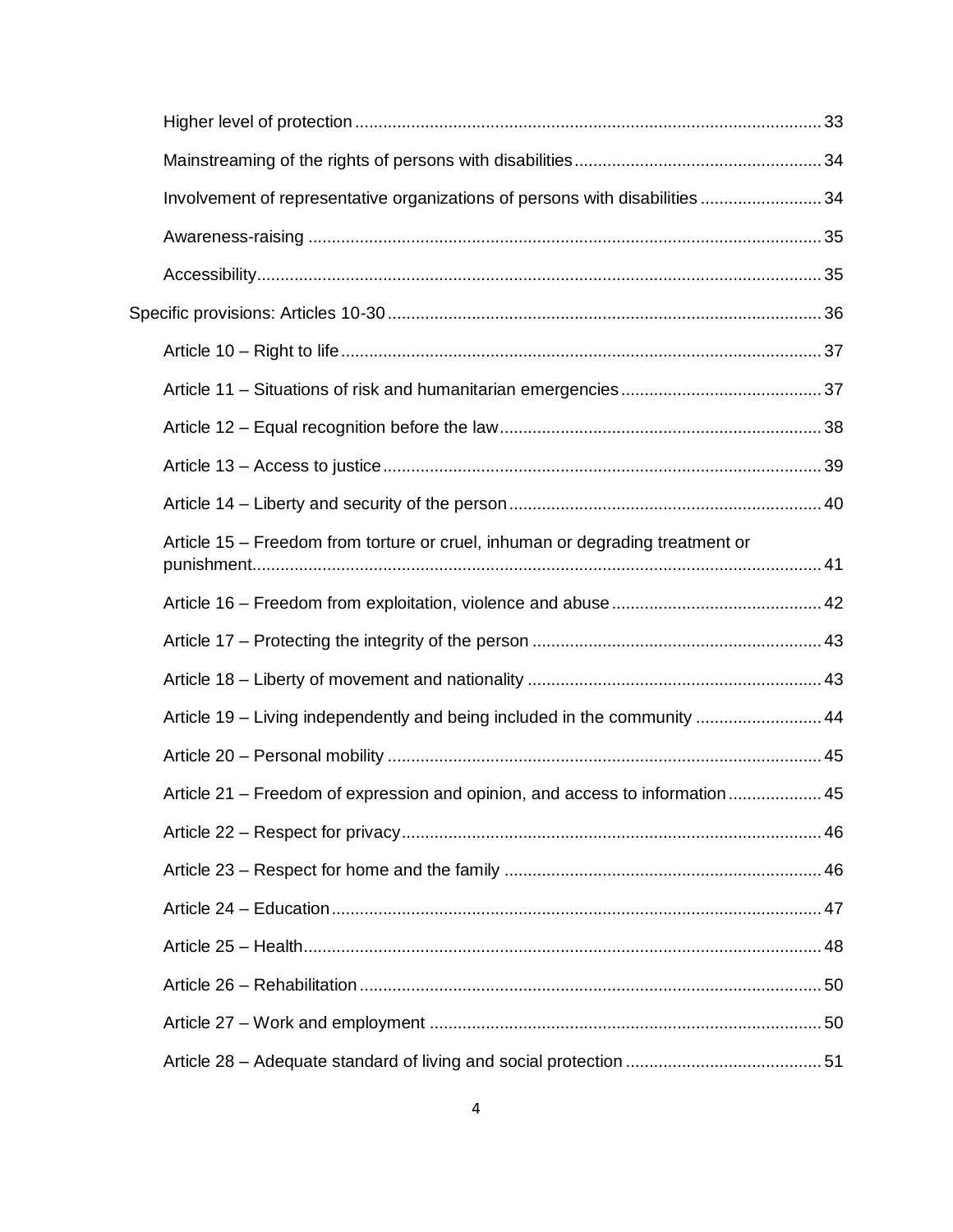- Higher level of protection 33
- Mainstreaming of the rights of persons with disabilities 34
- Involvement of representative organizations of persons with disabilities 34
- Awareness-raising 35
- Accessibility 35

Specific provisions: Articles 10-30 36

- Article 10 – Right to life 37
- Article 11 – Situations of risk and humanitarian emergencies 37
- Article 12 – Equal recognition before the law 38
- Article 13 – Access to justice 39
- Article 14 – Liberty and security of the person 40
- Article 15 – Freedom from torture or cruel, inhuman or degrading treatment or punishment 41
- Article 16 – Freedom from exploitation, violence and abuse 42
- Article 17 – Protecting the integrity of the person 43
- Article 18 – Liberty of movement and nationality 43
- Article 19 – Living independently and being included in the community 44
- Article 20 – Personal mobility 45
- Article 21 – Freedom of expression and opinion, and access to information 45
- Article 22 – Respect for privacy 46
- Article 23 – Respect for home and the family 46
- Article 24 – Education 47
- Article 25 – Health 48
- Article 26 – Rehabilitation 50
- Article 27 – Work and employment 50
- Article 28 – Adequate standard of living and social protection 51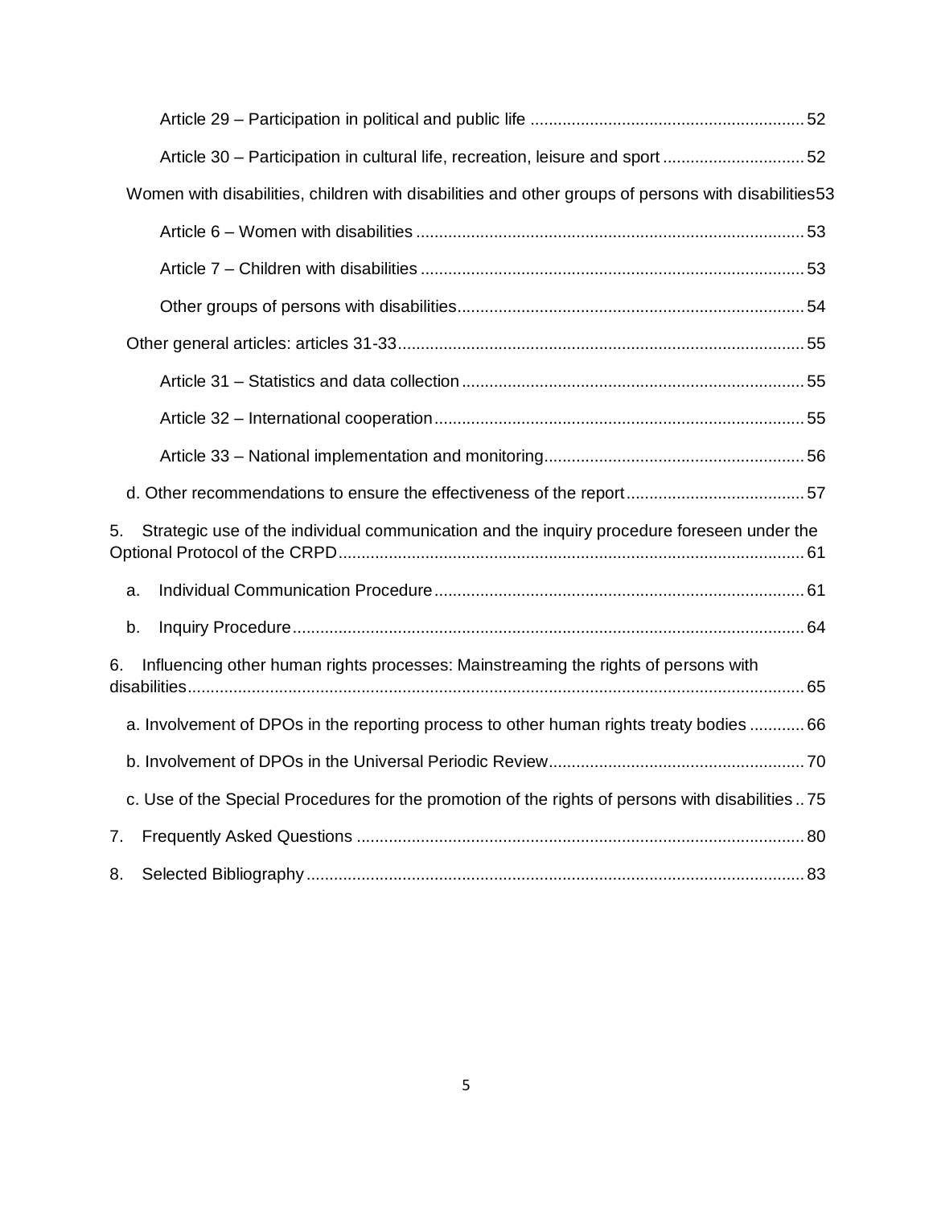Article 29 – Participation in political and public life ........................................................... 52

Article 30 – Participation in cultural life, recreation, leisure and sport ............................... 52

Women with disabilities, children with disabilities and other groups of persons with disabilities 53

Article 6 – Women with disabilities .................................................................................... 53

Article 7 – Children with disabilities .................................................................................... 53

Other groups of persons with disabilities ........................................................................... 54

Other general articles: articles 31-33 ...................................................................................... 55

Article 31 – Statistics and data collection .......................................................................... 55

Article 32 – International cooperation ................................................................................ 55

Article 33 – National implementation and monitoring ........................................................ 56

d. Other recommendations to ensure the effectiveness of the report ...................................... 57

5. Strategic use of the individual communication and the inquiry procedure foreseen under the Optional Protocol of the CRPD ..................................................................................................... 61

a. Individual Communication Procedure ................................................................................ 61

b. Inquiry Procedure ............................................................................................................... 64

6. Influencing other human rights processes: Mainstreaming the rights of persons with disabilities ....................................................................................................................................... 65

a. Involvement of DPOs in the reporting process to other human rights treaty bodies ............ 66

b. Involvement of DPOs in the Universal Periodic Review ....................................................... 70

c. Use of the Special Procedures for the promotion of the rights of persons with disabilities .. 75

7. Frequently Asked Questions ................................................................................................. 80

8. Selected Bibliography ............................................................................................................ 83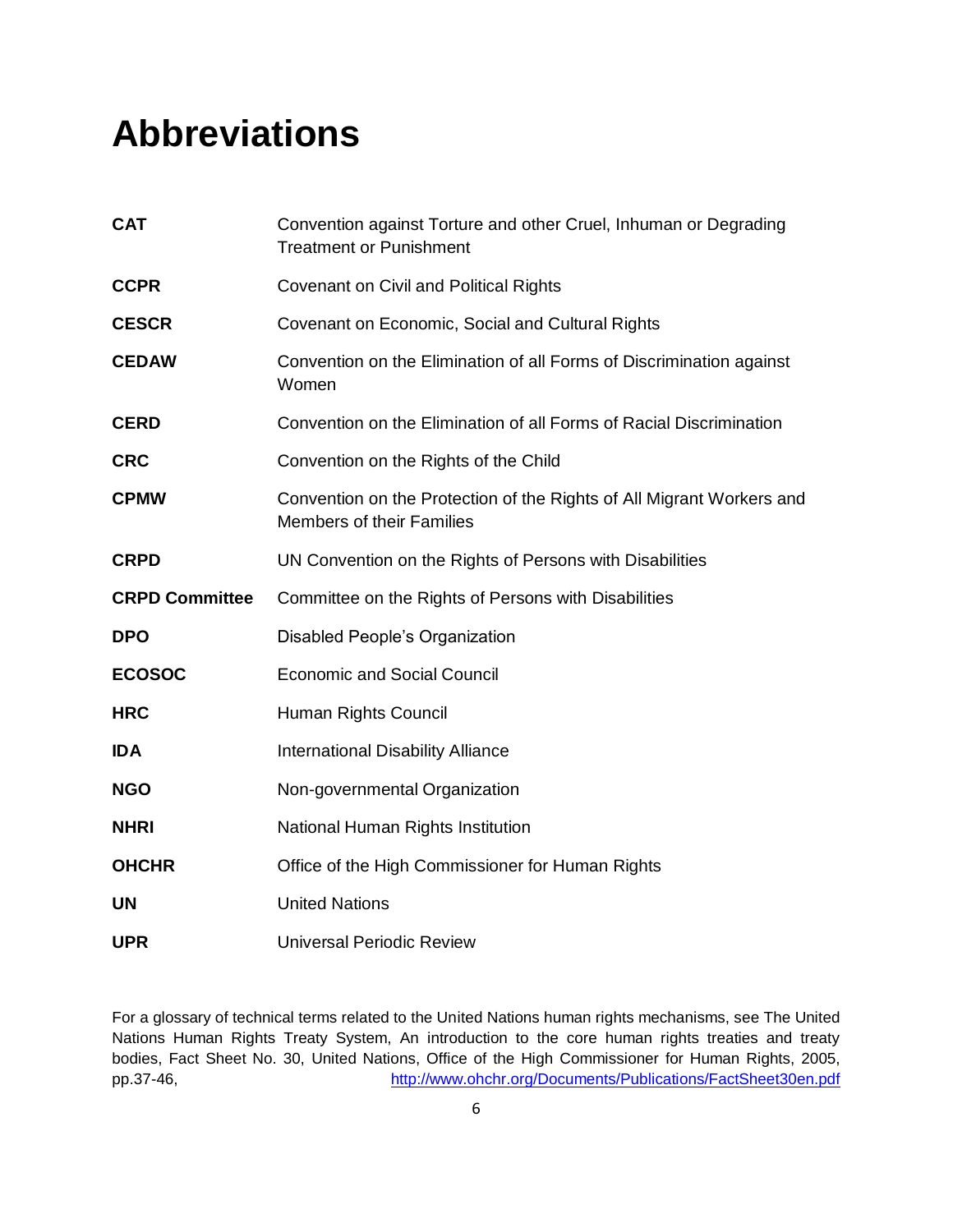# Abbreviations

| | |
|---|---|
| **CAT** | Convention against Torture and other Cruel, Inhuman or Degrading Treatment or Punishment |
| **CCPR** | Covenant on Civil and Political Rights |
| **CESCR** | Covenant on Economic, Social and Cultural Rights |
| **CEDAW** | Convention on the Elimination of all Forms of Discrimination against Women |
| **CERD** | Convention on the Elimination of all Forms of Racial Discrimination |
| **CRC** | Convention on the Rights of the Child |
| **CPMW** | Convention on the Protection of the Rights of All Migrant Workers and Members of their Families |
| **CRPD** | UN Convention on the Rights of Persons with Disabilities |
| **CRPD Committee** | Committee on the Rights of Persons with Disabilities |
| **DPO** | Disabled People's Organization |
| **ECOSOC** | Economic and Social Council |
| **HRC** | Human Rights Council |
| **IDA** | International Disability Alliance |
| **NGO** | Non-governmental Organization |
| **NHRI** | National Human Rights Institution |
| **OHCHR** | Office of the High Commissioner for Human Rights |
| **UN** | United Nations |
| **UPR** | Universal Periodic Review |

For a glossary of technical terms related to the United Nations human rights mechanisms, see The United Nations Human Rights Treaty System, An introduction to the core human rights treaties and treaty bodies, Fact Sheet No. 30, United Nations, Office of the High Commissioner for Human Rights, 2005, pp.37-46, http://www.ohchr.org/Documents/Publications/FactSheet30en.pdf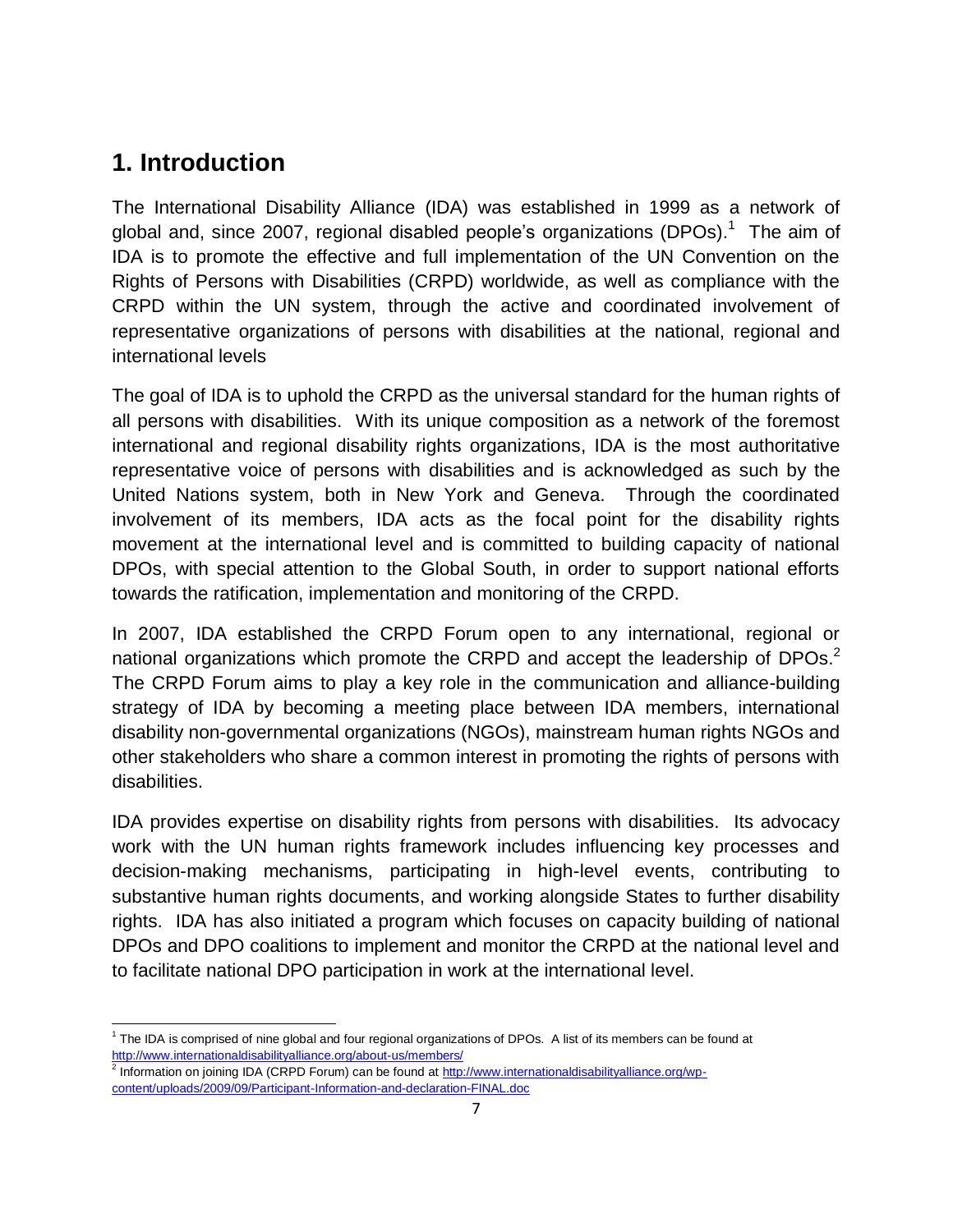# 1. Introduction

The International Disability Alliance (IDA) was established in 1999 as a network of global and, since 2007, regional disabled people's organizations (DPOs).[1] The aim of IDA is to promote the effective and full implementation of the UN Convention on the Rights of Persons with Disabilities (CRPD) worldwide, as well as compliance with the CRPD within the UN system, through the active and coordinated involvement of representative organizations of persons with disabilities at the national, regional and international levels

The goal of IDA is to uphold the CRPD as the universal standard for the human rights of all persons with disabilities. With its unique composition as a network of the foremost international and regional disability rights organizations, IDA is the most authoritative representative voice of persons with disabilities and is acknowledged as such by the United Nations system, both in New York and Geneva. Through the coordinated involvement of its members, IDA acts as the focal point for the disability rights movement at the international level and is committed to building capacity of national DPOs, with special attention to the Global South, in order to support national efforts towards the ratification, implementation and monitoring of the CRPD.

In 2007, IDA established the CRPD Forum open to any international, regional or national organizations which promote the CRPD and accept the leadership of DPOs.[2] The CRPD Forum aims to play a key role in the communication and alliance-building strategy of IDA by becoming a meeting place between IDA members, international disability non-governmental organizations (NGOs), mainstream human rights NGOs and other stakeholders who share a common interest in promoting the rights of persons with disabilities.

IDA provides expertise on disability rights from persons with disabilities. Its advocacy work with the UN human rights framework includes influencing key processes and decision-making mechanisms, participating in high-level events, contributing to substantive human rights documents, and working alongside States to further disability rights. IDA has also initiated a program which focuses on capacity building of national DPOs and DPO coalitions to implement and monitor the CRPD at the national level and to facilitate national DPO participation in work at the international level.

---

[1] The IDA is comprised of nine global and four regional organizations of DPOs. A list of its members can be found at http://www.internationaldisabilityalliance.org/about-us/members/

[2] Information on joining IDA (CRPD Forum) can be found at http://www.internationaldisabilityalliance.org/wp-content/uploads/2009/09/Participant-Information-and-declaration-FINAL.doc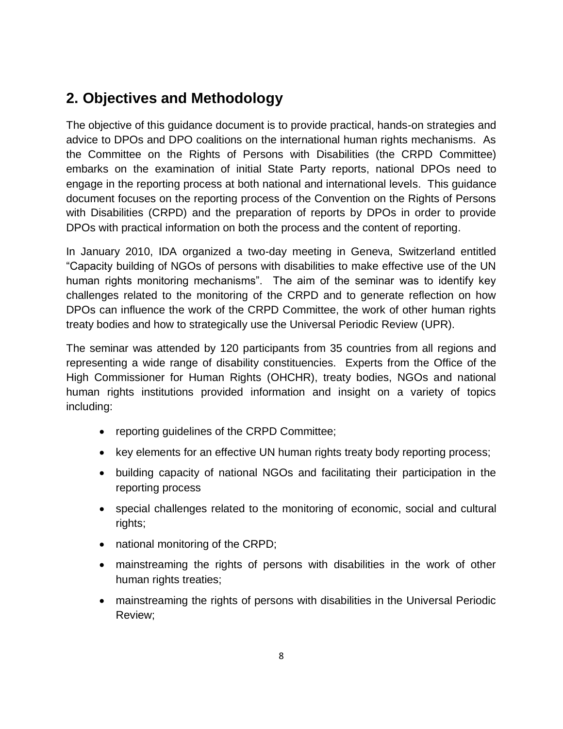## 2. Objectives and Methodology

The objective of this guidance document is to provide practical, hands-on strategies and advice to DPOs and DPO coalitions on the international human rights mechanisms. As the Committee on the Rights of Persons with Disabilities (the CRPD Committee) embarks on the examination of initial State Party reports, national DPOs need to engage in the reporting process at both national and international levels. This guidance document focuses on the reporting process of the Convention on the Rights of Persons with Disabilities (CRPD) and the preparation of reports by DPOs in order to provide DPOs with practical information on both the process and the content of reporting.

In January 2010, IDA organized a two-day meeting in Geneva, Switzerland entitled "Capacity building of NGOs of persons with disabilities to make effective use of the UN human rights monitoring mechanisms". The aim of the seminar was to identify key challenges related to the monitoring of the CRPD and to generate reflection on how DPOs can influence the work of the CRPD Committee, the work of other human rights treaty bodies and how to strategically use the Universal Periodic Review (UPR).

The seminar was attended by 120 participants from 35 countries from all regions and representing a wide range of disability constituencies. Experts from the Office of the High Commissioner for Human Rights (OHCHR), treaty bodies, NGOs and national human rights institutions provided information and insight on a variety of topics including:

- reporting guidelines of the CRPD Committee;
- key elements for an effective UN human rights treaty body reporting process;
- building capacity of national NGOs and facilitating their participation in the reporting process
- special challenges related to the monitoring of economic, social and cultural rights;
- national monitoring of the CRPD;
- mainstreaming the rights of persons with disabilities in the work of other human rights treaties;
- mainstreaming the rights of persons with disabilities in the Universal Periodic Review;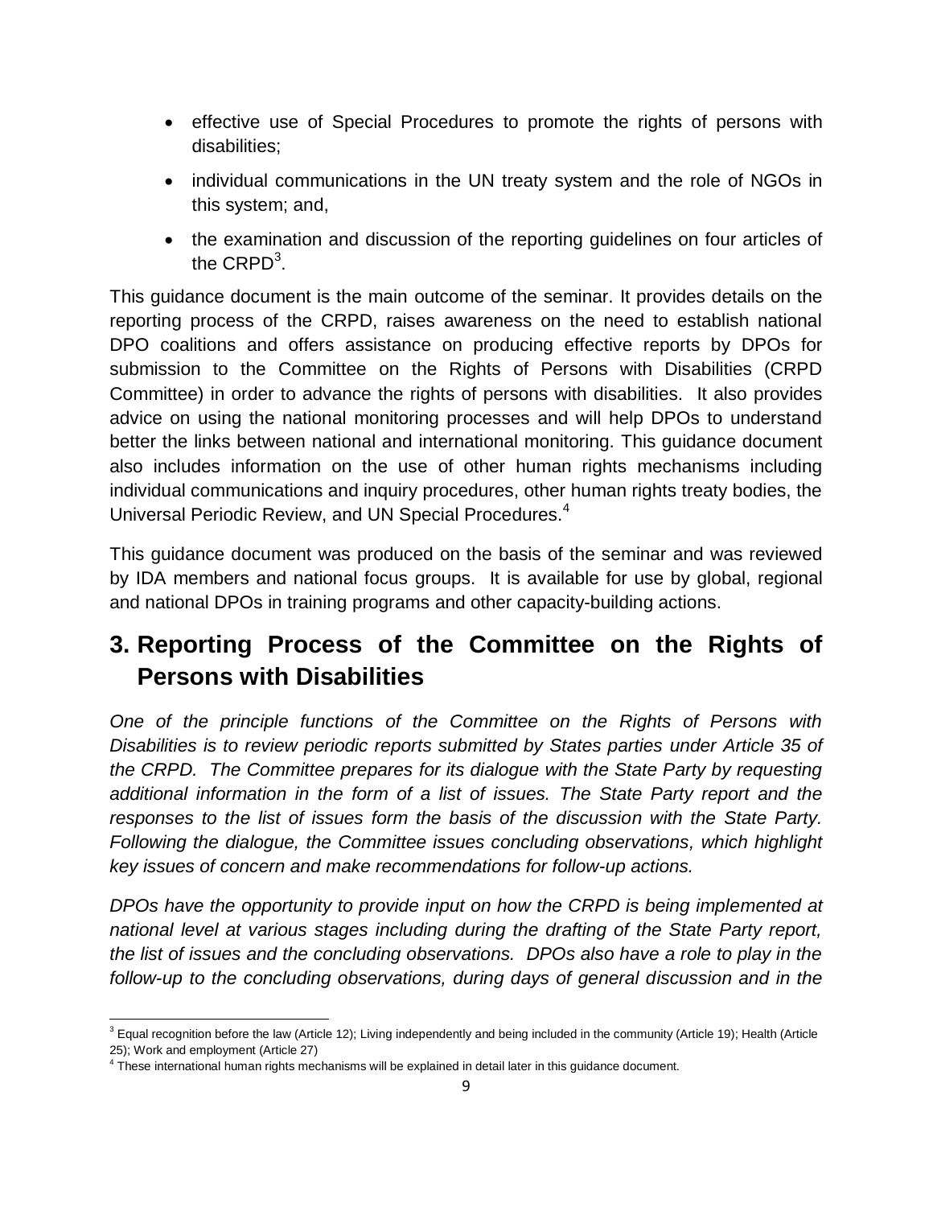- effective use of Special Procedures to promote the rights of persons with disabilities;
- individual communications in the UN treaty system and the role of NGOs in this system; and,
- the examination and discussion of the reporting guidelines on four articles of the CRPD[3].

This guidance document is the main outcome of the seminar. It provides details on the reporting process of the CRPD, raises awareness on the need to establish national DPO coalitions and offers assistance on producing effective reports by DPOs for submission to the Committee on the Rights of Persons with Disabilities (CRPD Committee) in order to advance the rights of persons with disabilities. It also provides advice on using the national monitoring processes and will help DPOs to understand better the links between national and international monitoring. This guidance document also includes information on the use of other human rights mechanisms including individual communications and inquiry procedures, other human rights treaty bodies, the Universal Periodic Review, and UN Special Procedures.[4]

This guidance document was produced on the basis of the seminar and was reviewed by IDA members and national focus groups. It is available for use by global, regional and national DPOs in training programs and other capacity-building actions.

## 3. Reporting Process of the Committee on the Rights of Persons with Disabilities

*One of the principle functions of the Committee on the Rights of Persons with Disabilities is to review periodic reports submitted by States parties under Article 35 of the CRPD. The Committee prepares for its dialogue with the State Party by requesting additional information in the form of a list of issues. The State Party report and the responses to the list of issues form the basis of the discussion with the State Party. Following the dialogue, the Committee issues concluding observations, which highlight key issues of concern and make recommendations for follow-up actions.*

*DPOs have the opportunity to provide input on how the CRPD is being implemented at national level at various stages including during the drafting of the State Party report, the list of issues and the concluding observations. DPOs also have a role to play in the follow-up to the concluding observations, during days of general discussion and in the*

---

[3] Equal recognition before the law (Article 12); Living independently and being included in the community (Article 19); Health (Article 25); Work and employment (Article 27)

[4] These international human rights mechanisms will be explained in detail later in this guidance document.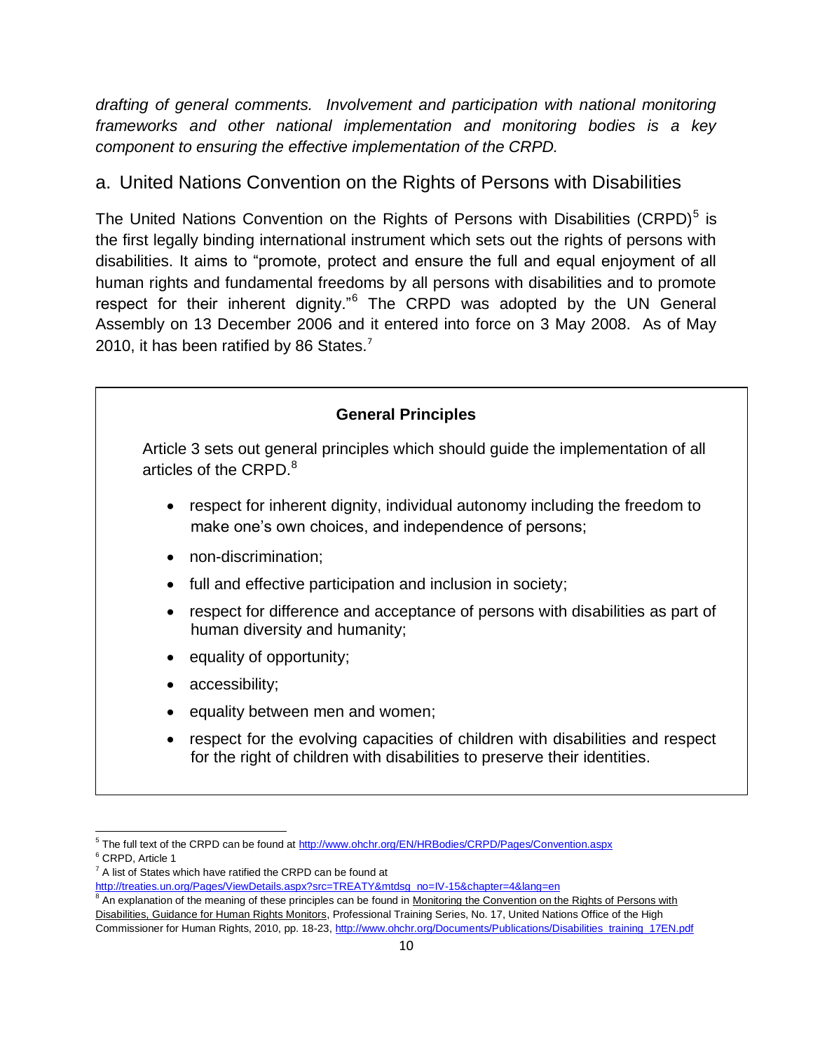*drafting of general comments. Involvement and participation with national monitoring frameworks and other national implementation and monitoring bodies is a key component to ensuring the effective implementation of the CRPD.*

## a. United Nations Convention on the Rights of Persons with Disabilities

The United Nations Convention on the Rights of Persons with Disabilities (CRPD)[5] is the first legally binding international instrument which sets out the rights of persons with disabilities. It aims to "promote, protect and ensure the full and equal enjoyment of all human rights and fundamental freedoms by all persons with disabilities and to promote respect for their inherent dignity."[6] The CRPD was adopted by the UN General Assembly on 13 December 2006 and it entered into force on 3 May 2008. As of May 2010, it has been ratified by 86 States.[7]

**General Principles**

Article 3 sets out general principles which should guide the implementation of all articles of the CRPD.[8]

- respect for inherent dignity, individual autonomy including the freedom to make one's own choices, and independence of persons;
- non-discrimination;
- full and effective participation and inclusion in society;
- respect for difference and acceptance of persons with disabilities as part of human diversity and humanity;
- equality of opportunity;
- accessibility;
- equality between men and women;
- respect for the evolving capacities of children with disabilities and respect for the right of children with disabilities to preserve their identities.

---

[5] The full text of the CRPD can be found at http://www.ohchr.org/EN/HRBodies/CRPD/Pages/Convention.aspx

[6] CRPD, Article 1

[7] A list of States which have ratified the CRPD can be found at http://treaties.un.org/Pages/ViewDetails.aspx?src=TREATY&mtdsg_no=IV-15&chapter=4&lang=en

[8] An explanation of the meaning of these principles can be found in Monitoring the Convention on the Rights of Persons with Disabilities, Guidance for Human Rights Monitors, Professional Training Series, No. 17, United Nations Office of the High Commissioner for Human Rights, 2010, pp. 18-23, http://www.ohchr.org/Documents/Publications/Disabilities_training_17EN.pdf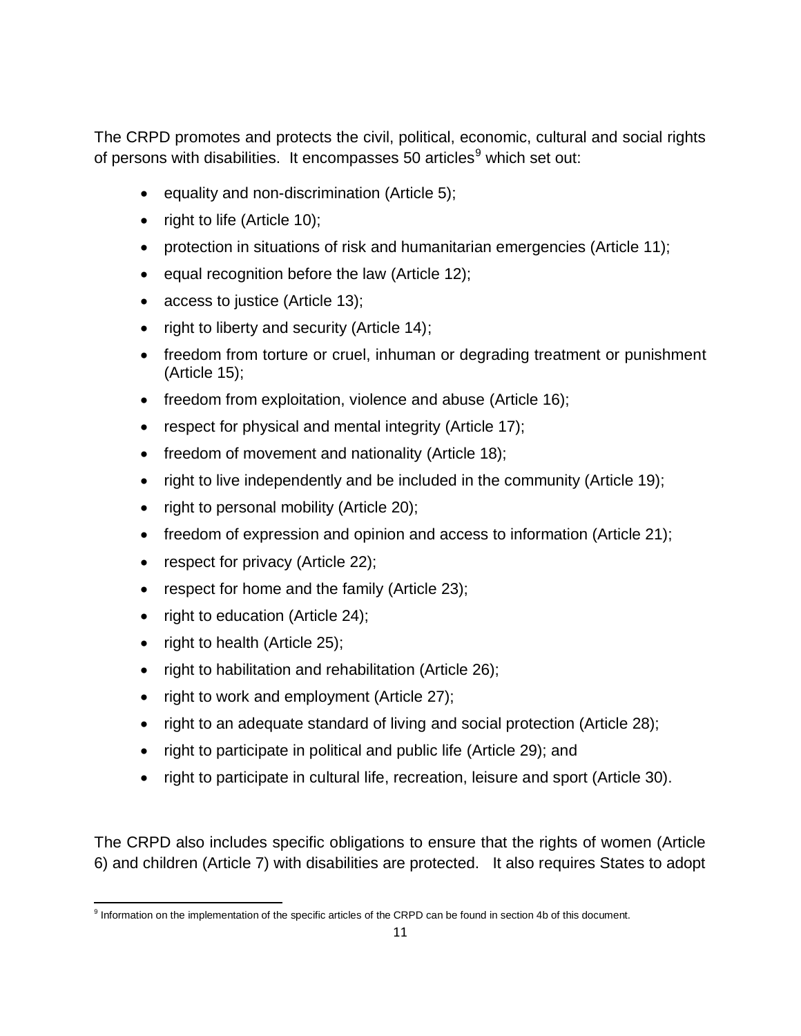The CRPD promotes and protects the civil, political, economic, cultural and social rights of persons with disabilities. It encompasses 50 articles[9] which set out:

- equality and non-discrimination (Article 5);
- right to life (Article 10);
- protection in situations of risk and humanitarian emergencies (Article 11);
- equal recognition before the law (Article 12);
- access to justice (Article 13);
- right to liberty and security (Article 14);
- freedom from torture or cruel, inhuman or degrading treatment or punishment (Article 15);
- freedom from exploitation, violence and abuse (Article 16);
- respect for physical and mental integrity (Article 17);
- freedom of movement and nationality (Article 18);
- right to live independently and be included in the community (Article 19);
- right to personal mobility (Article 20);
- freedom of expression and opinion and access to information (Article 21);
- respect for privacy (Article 22);
- respect for home and the family (Article 23);
- right to education (Article 24);
- right to health (Article 25);
- right to habilitation and rehabilitation (Article 26);
- right to work and employment (Article 27);
- right to an adequate standard of living and social protection (Article 28);
- right to participate in political and public life (Article 29); and
- right to participate in cultural life, recreation, leisure and sport (Article 30).

The CRPD also includes specific obligations to ensure that the rights of women (Article 6) and children (Article 7) with disabilities are protected. It also requires States to adopt

[9] Information on the implementation of the specific articles of the CRPD can be found in section 4b of this document.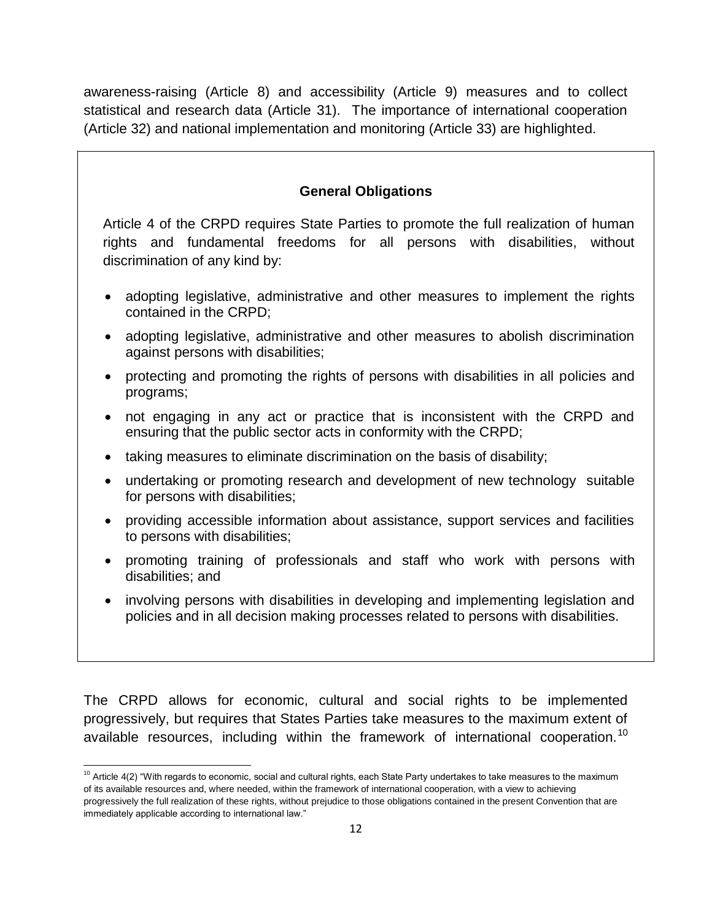awareness-raising (Article 8) and accessibility (Article 9) measures and to collect statistical and research data (Article 31). The importance of international cooperation (Article 32) and national implementation and monitoring (Article 33) are highlighted.

**General Obligations**

Article 4 of the CRPD requires State Parties to promote the full realization of human rights and fundamental freedoms for all persons with disabilities, without discrimination of any kind by:

- adopting legislative, administrative and other measures to implement the rights contained in the CRPD;
- adopting legislative, administrative and other measures to abolish discrimination against persons with disabilities;
- protecting and promoting the rights of persons with disabilities in all policies and programs;
- not engaging in any act or practice that is inconsistent with the CRPD and ensuring that the public sector acts in conformity with the CRPD;
- taking measures to eliminate discrimination on the basis of disability;
- undertaking or promoting research and development of new technology suitable for persons with disabilities;
- providing accessible information about assistance, support services and facilities to persons with disabilities;
- promoting training of professionals and staff who work with persons with disabilities; and
- involving persons with disabilities in developing and implementing legislation and policies and in all decision making processes related to persons with disabilities.

The CRPD allows for economic, cultural and social rights to be implemented progressively, but requires that States Parties take measures to the maximum extent of available resources, including within the framework of international cooperation.[10]

[10] Article 4(2) "With regards to economic, social and cultural rights, each State Party undertakes to take measures to the maximum of its available resources and, where needed, within the framework of international cooperation, with a view to achieving progressively the full realization of these rights, without prejudice to those obligations contained in the present Convention that are immediately applicable according to international law."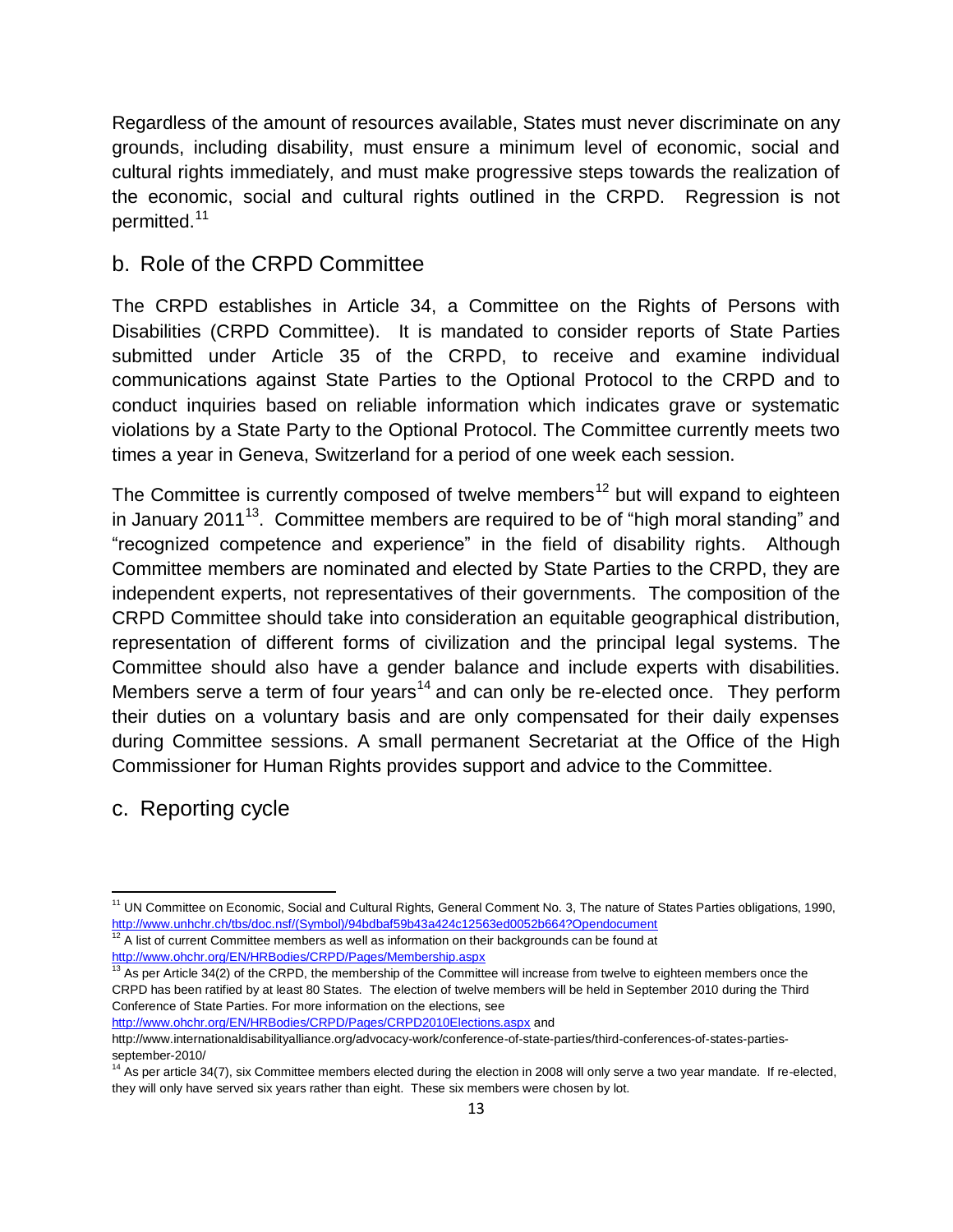Regardless of the amount of resources available, States must never discriminate on any grounds, including disability, must ensure a minimum level of economic, social and cultural rights immediately, and must make progressive steps towards the realization of the economic, social and cultural rights outlined in the CRPD. Regression is not permitted.[11]

## b. Role of the CRPD Committee

The CRPD establishes in Article 34, a Committee on the Rights of Persons with Disabilities (CRPD Committee). It is mandated to consider reports of State Parties submitted under Article 35 of the CRPD, to receive and examine individual communications against State Parties to the Optional Protocol to the CRPD and to conduct inquiries based on reliable information which indicates grave or systematic violations by a State Party to the Optional Protocol. The Committee currently meets two times a year in Geneva, Switzerland for a period of one week each session.

The Committee is currently composed of twelve members[12] but will expand to eighteen in January 2011[13]. Committee members are required to be of "high moral standing" and "recognized competence and experience" in the field of disability rights. Although Committee members are nominated and elected by State Parties to the CRPD, they are independent experts, not representatives of their governments. The composition of the CRPD Committee should take into consideration an equitable geographical distribution, representation of different forms of civilization and the principal legal systems. The Committee should also have a gender balance and include experts with disabilities. Members serve a term of four years[14] and can only be re-elected once. They perform their duties on a voluntary basis and are only compensated for their daily expenses during Committee sessions. A small permanent Secretariat at the Office of the High Commissioner for Human Rights provides support and advice to the Committee.

## c. Reporting cycle

---

[11] UN Committee on Economic, Social and Cultural Rights, General Comment No. 3, The nature of States Parties obligations, 1990, http://www.unhchr.ch/tbs/doc.nsf/(Symbol)/94bdbaf59b43a424c12563ed0052b664?Opendocument

[12] A list of current Committee members as well as information on their backgrounds can be found at http://www.ohchr.org/EN/HRBodies/CRPD/Pages/Membership.aspx

[13] As per Article 34(2) of the CRPD, the membership of the Committee will increase from twelve to eighteen members once the CRPD has been ratified by at least 80 States. The election of twelve members will be held in September 2010 during the Third Conference of State Parties. For more information on the elections, see http://www.ohchr.org/EN/HRBodies/CRPD/Pages/CRPD2010Elections.aspx and http://www.internationaldisabilityalliance.org/advocacy-work/conference-of-state-parties/third-conferences-of-states-parties-september-2010/

[14] As per article 34(7), six Committee members elected during the election in 2008 will only serve a two year mandate. If re-elected, they will only have served six years rather than eight. These six members were chosen by lot.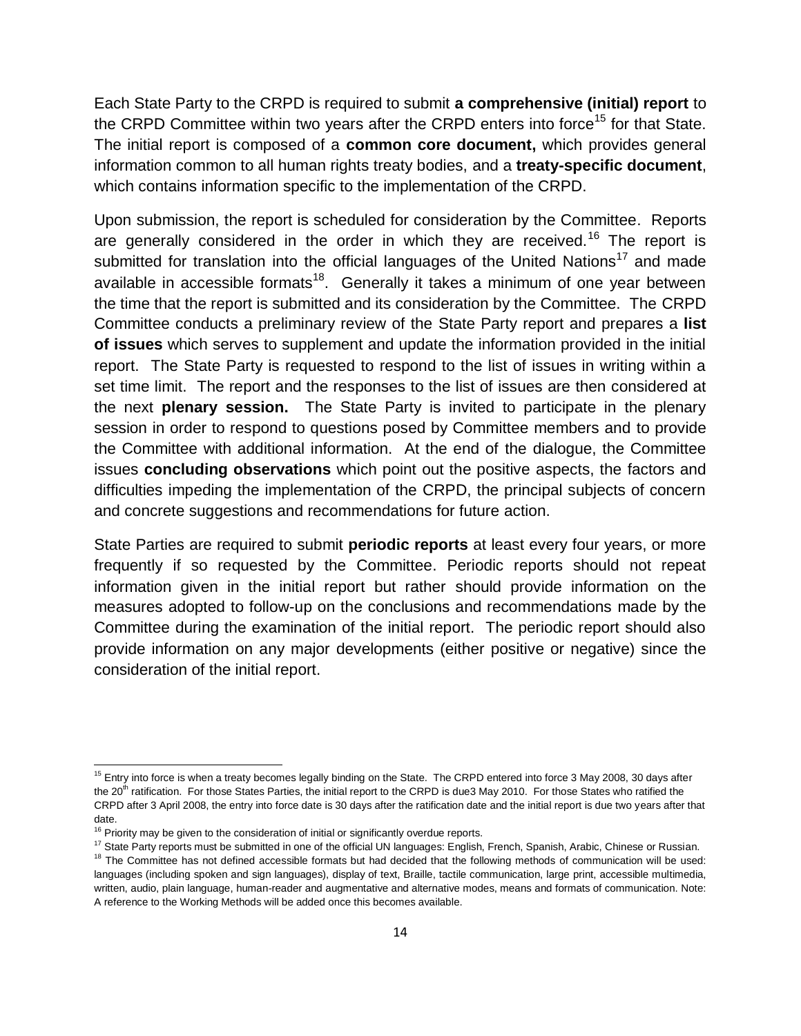Each State Party to the CRPD is required to submit **a comprehensive (initial) report** to the CRPD Committee within two years after the CRPD enters into force[15] for that State. The initial report is composed of a **common core document,** which provides general information common to all human rights treaty bodies, and a **treaty-specific document**, which contains information specific to the implementation of the CRPD.

Upon submission, the report is scheduled for consideration by the Committee. Reports are generally considered in the order in which they are received.[16] The report is submitted for translation into the official languages of the United Nations[17] and made available in accessible formats[18]. Generally it takes a minimum of one year between the time that the report is submitted and its consideration by the Committee. The CRPD Committee conducts a preliminary review of the State Party report and prepares a **list of issues** which serves to supplement and update the information provided in the initial report. The State Party is requested to respond to the list of issues in writing within a set time limit. The report and the responses to the list of issues are then considered at the next **plenary session.** The State Party is invited to participate in the plenary session in order to respond to questions posed by Committee members and to provide the Committee with additional information. At the end of the dialogue, the Committee issues **concluding observations** which point out the positive aspects, the factors and difficulties impeding the implementation of the CRPD, the principal subjects of concern and concrete suggestions and recommendations for future action.

State Parties are required to submit **periodic reports** at least every four years, or more frequently if so requested by the Committee. Periodic reports should not repeat information given in the initial report but rather should provide information on the measures adopted to follow-up on the conclusions and recommendations made by the Committee during the examination of the initial report. The periodic report should also provide information on any major developments (either positive or negative) since the consideration of the initial report.

---

[15] Entry into force is when a treaty becomes legally binding on the State. The CRPD entered into force 3 May 2008, 30 days after the 20th ratification. For those States Parties, the initial report to the CRPD is due3 May 2010. For those States who ratified the CRPD after 3 April 2008, the entry into force date is 30 days after the ratification date and the initial report is due two years after that date.

[16] Priority may be given to the consideration of initial or significantly overdue reports.

[17] State Party reports must be submitted in one of the official UN languages: English, French, Spanish, Arabic, Chinese or Russian.

[18] The Committee has not defined accessible formats but had decided that the following methods of communication will be used: languages (including spoken and sign languages), display of text, Braille, tactile communication, large print, accessible multimedia, written, audio, plain language, human-reader and augmentative and alternative modes, means and formats of communication. Note: A reference to the Working Methods will be added once this becomes available.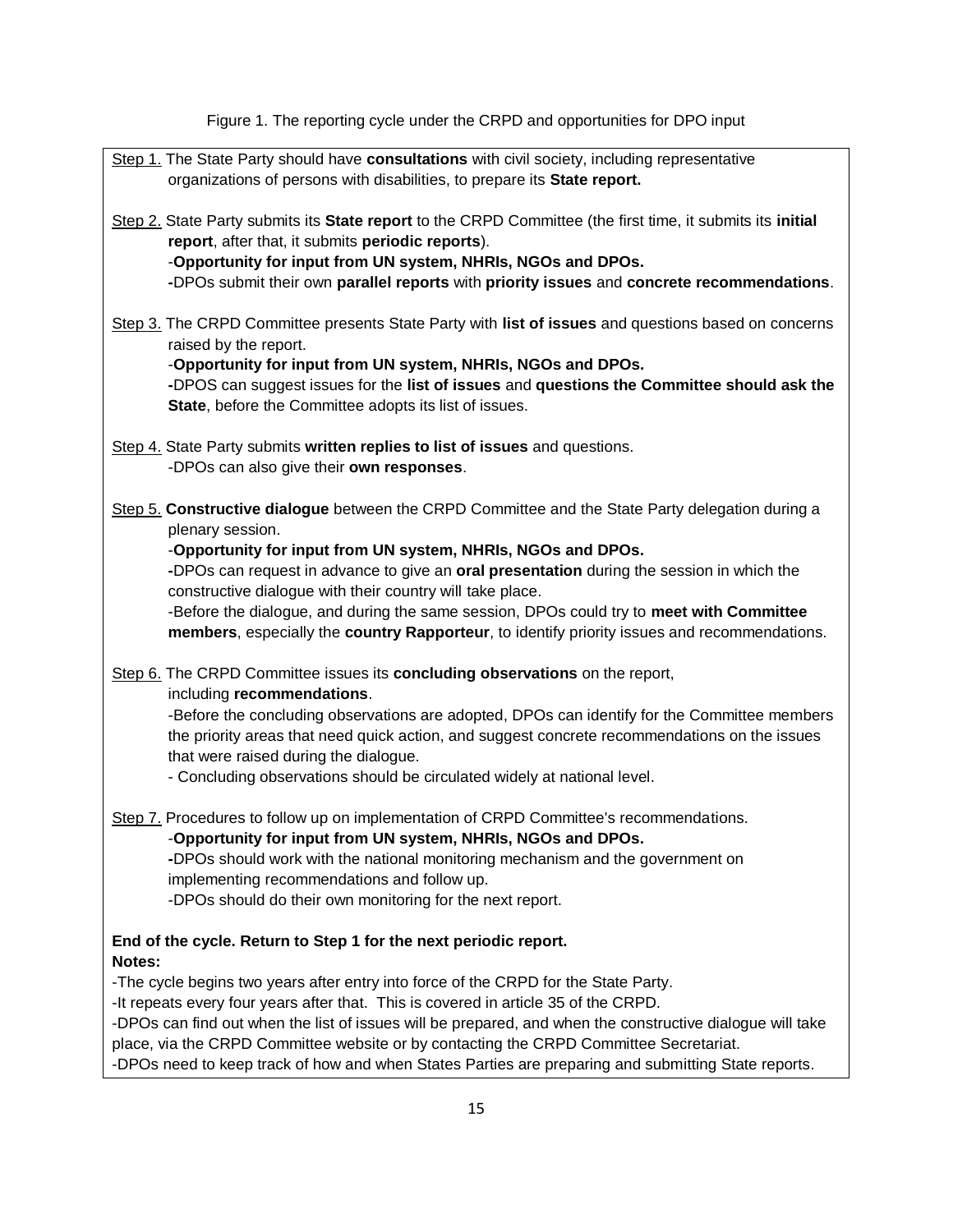Figure 1. The reporting cycle under the CRPD and opportunities for DPO input

Step 1. The State Party should have **consultations** with civil society, including representative organizations of persons with disabilities, to prepare its **State report.**

Step 2. State Party submits its **State report** to the CRPD Committee (the first time, it submits its **initial report**, after that, it submits **periodic reports**).
- **Opportunity for input from UN system, NHRIs, NGOs and DPOs.**
- DPOs submit their own **parallel reports** with **priority issues** and **concrete recommendations**.

Step 3. The CRPD Committee presents State Party with **list of issues** and questions based on concerns raised by the report.
- **Opportunity for input from UN system, NHRIs, NGOs and DPOs.**
- DPOS can suggest issues for the **list of issues** and **questions the Committee should ask the State**, before the Committee adopts its list of issues.

Step 4. State Party submits **written replies to list of issues** and questions.
- DPOs can also give their **own responses**.

Step 5. **Constructive dialogue** between the CRPD Committee and the State Party delegation during a plenary session.
- **Opportunity for input from UN system, NHRIs, NGOs and DPOs.**
- DPOs can request in advance to give an **oral presentation** during the session in which the constructive dialogue with their country will take place.
- Before the dialogue, and during the same session, DPOs could try to **meet with Committee members**, especially the **country Rapporteur**, to identify priority issues and recommendations.

Step 6. The CRPD Committee issues its **concluding observations** on the report, including **recommendations**.
- Before the concluding observations are adopted, DPOs can identify for the Committee members the priority areas that need quick action, and suggest concrete recommendations on the issues that were raised during the dialogue.
- Concluding observations should be circulated widely at national level.

Step 7. Procedures to follow up on implementation of CRPD Committee's recommendations.
- **Opportunity for input from UN system, NHRIs, NGOs and DPOs.**
- DPOs should work with the national monitoring mechanism and the government on implementing recommendations and follow up.
- DPOs should do their own monitoring for the next report.

**End of the cycle. Return to Step 1 for the next periodic report.**

**Notes:**

- The cycle begins two years after entry into force of the CRPD for the State Party.
- It repeats every four years after that. This is covered in article 35 of the CRPD.
- DPOs can find out when the list of issues will be prepared, and when the constructive dialogue will take place, via the CRPD Committee website or by contacting the CRPD Committee Secretariat.
- DPOs need to keep track of how and when States Parties are preparing and submitting State reports.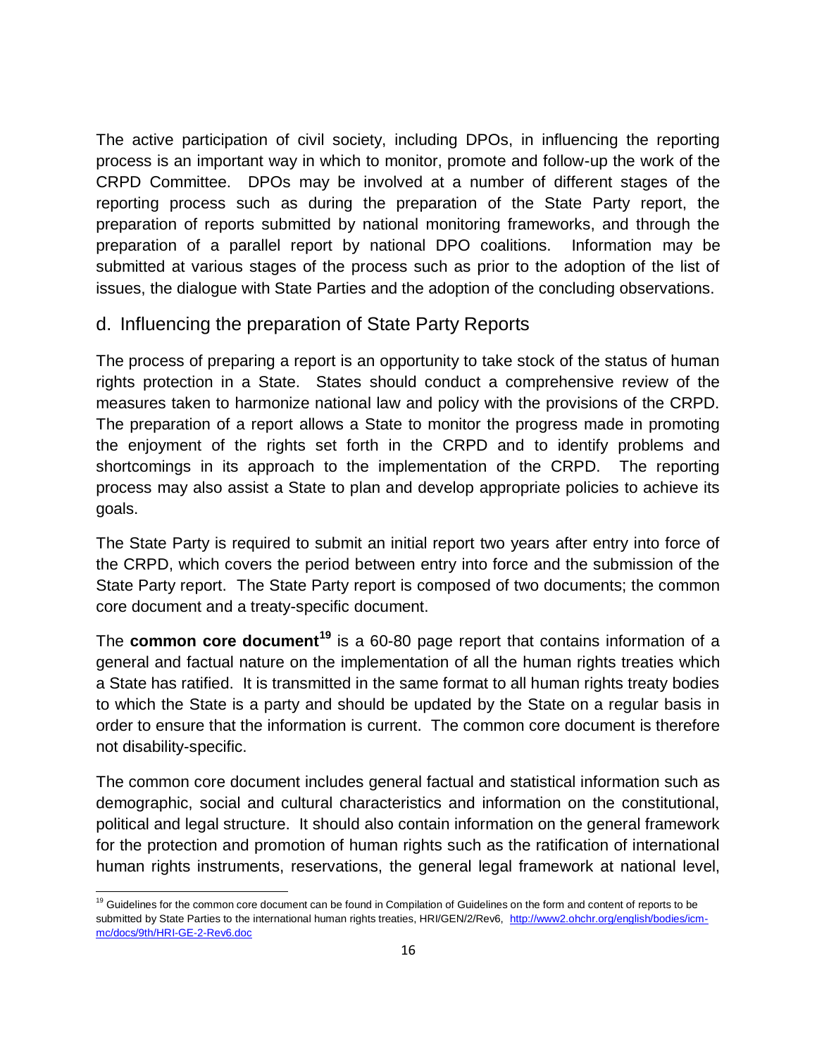The active participation of civil society, including DPOs, in influencing the reporting process is an important way in which to monitor, promote and follow-up the work of the CRPD Committee. DPOs may be involved at a number of different stages of the reporting process such as during the preparation of the State Party report, the preparation of reports submitted by national monitoring frameworks, and through the preparation of a parallel report by national DPO coalitions. Information may be submitted at various stages of the process such as prior to the adoption of the list of issues, the dialogue with State Parties and the adoption of the concluding observations.

## d. Influencing the preparation of State Party Reports

The process of preparing a report is an opportunity to take stock of the status of human rights protection in a State. States should conduct a comprehensive review of the measures taken to harmonize national law and policy with the provisions of the CRPD. The preparation of a report allows a State to monitor the progress made in promoting the enjoyment of the rights set forth in the CRPD and to identify problems and shortcomings in its approach to the implementation of the CRPD. The reporting process may also assist a State to plan and develop appropriate policies to achieve its goals.

The State Party is required to submit an initial report two years after entry into force of the CRPD, which covers the period between entry into force and the submission of the State Party report. The State Party report is composed of two documents; the common core document and a treaty-specific document.

The **common core document**[19] is a 60-80 page report that contains information of a general and factual nature on the implementation of all the human rights treaties which a State has ratified. It is transmitted in the same format to all human rights treaty bodies to which the State is a party and should be updated by the State on a regular basis in order to ensure that the information is current. The common core document is therefore not disability-specific.

The common core document includes general factual and statistical information such as demographic, social and cultural characteristics and information on the constitutional, political and legal structure. It should also contain information on the general framework for the protection and promotion of human rights such as the ratification of international human rights instruments, reservations, the general legal framework at national level,

[19] Guidelines for the common core document can be found in Compilation of Guidelines on the form and content of reports to be submitted by State Parties to the international human rights treaties, HRI/GEN/2/Rev6, http://www2.ohchr.org/english/bodies/icm-mc/docs/9th/HRI-GE-2-Rev6.doc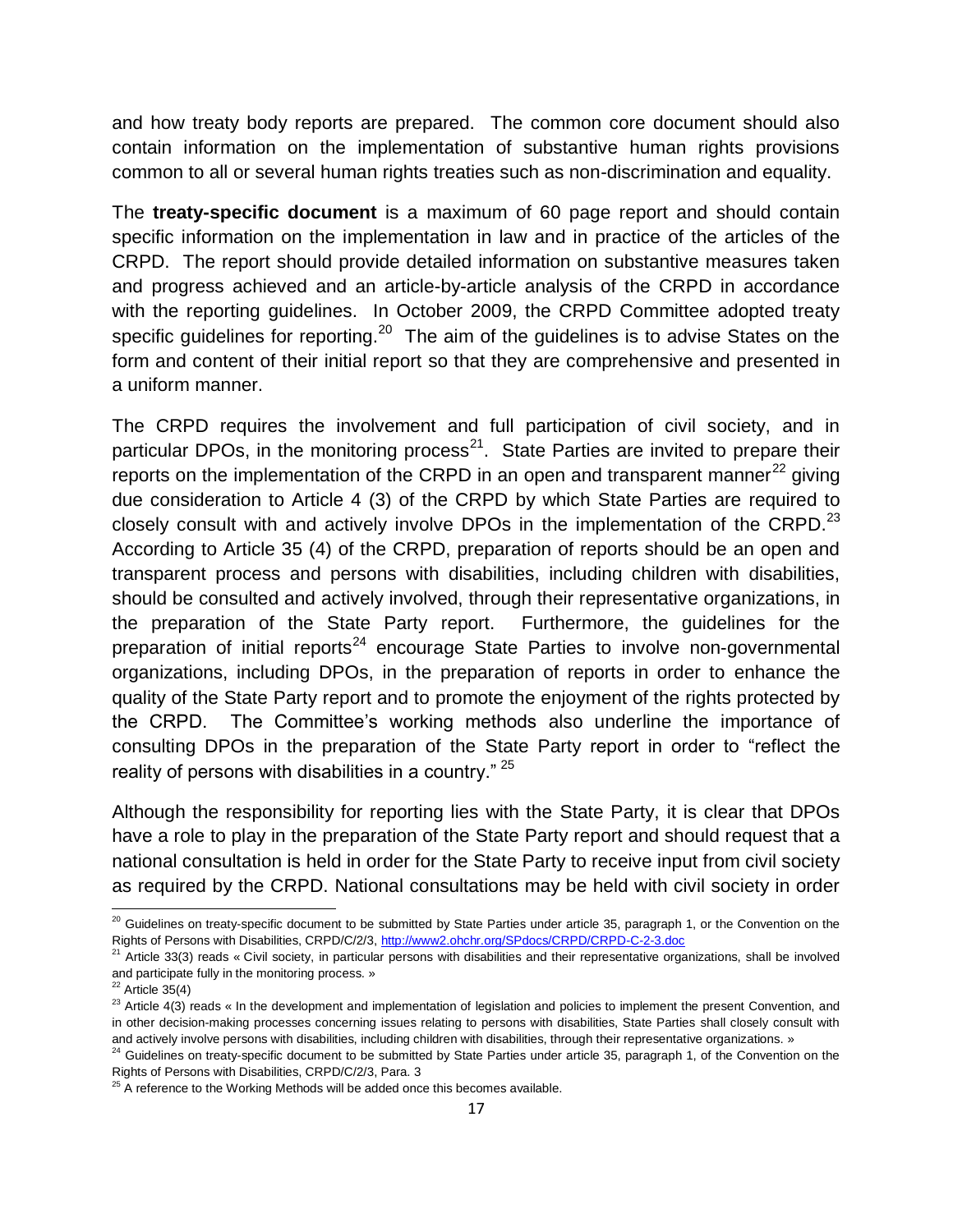and how treaty body reports are prepared. The common core document should also contain information on the implementation of substantive human rights provisions common to all or several human rights treaties such as non-discrimination and equality.

The **treaty-specific document** is a maximum of 60 page report and should contain specific information on the implementation in law and in practice of the articles of the CRPD. The report should provide detailed information on substantive measures taken and progress achieved and an article-by-article analysis of the CRPD in accordance with the reporting guidelines. In October 2009, the CRPD Committee adopted treaty specific guidelines for reporting.[20] The aim of the guidelines is to advise States on the form and content of their initial report so that they are comprehensive and presented in a uniform manner.

The CRPD requires the involvement and full participation of civil society, and in particular DPOs, in the monitoring process[21]. State Parties are invited to prepare their reports on the implementation of the CRPD in an open and transparent manner[22] giving due consideration to Article 4 (3) of the CRPD by which State Parties are required to closely consult with and actively involve DPOs in the implementation of the CRPD.[23] According to Article 35 (4) of the CRPD, preparation of reports should be an open and transparent process and persons with disabilities, including children with disabilities, should be consulted and actively involved, through their representative organizations, in the preparation of the State Party report. Furthermore, the guidelines for the preparation of initial reports[24] encourage State Parties to involve non-governmental organizations, including DPOs, in the preparation of reports in order to enhance the quality of the State Party report and to promote the enjoyment of the rights protected by the CRPD. The Committee's working methods also underline the importance of consulting DPOs in the preparation of the State Party report in order to "reflect the reality of persons with disabilities in a country." [25]

Although the responsibility for reporting lies with the State Party, it is clear that DPOs have a role to play in the preparation of the State Party report and should request that a national consultation is held in order for the State Party to receive input from civil society as required by the CRPD. National consultations may be held with civil society in order

---

[20] Guidelines on treaty-specific document to be submitted by State Parties under article 35, paragraph 1, or the Convention on the Rights of Persons with Disabilities, CRPD/C/2/3, http://www2.ohchr.org/SPdocs/CRPD/CRPD-C-2-3.doc

[21] Article 33(3) reads « Civil society, in particular persons with disabilities and their representative organizations, shall be involved and participate fully in the monitoring process. »

[22] Article 35(4)

[23] Article 4(3) reads « In the development and implementation of legislation and policies to implement the present Convention, and in other decision-making processes concerning issues relating to persons with disabilities, State Parties shall closely consult with and actively involve persons with disabilities, including children with disabilities, through their representative organizations. »

[24] Guidelines on treaty-specific document to be submitted by State Parties under article 35, paragraph 1, of the Convention on the Rights of Persons with Disabilities, CRPD/C/2/3, Para. 3

[25] A reference to the Working Methods will be added once this becomes available.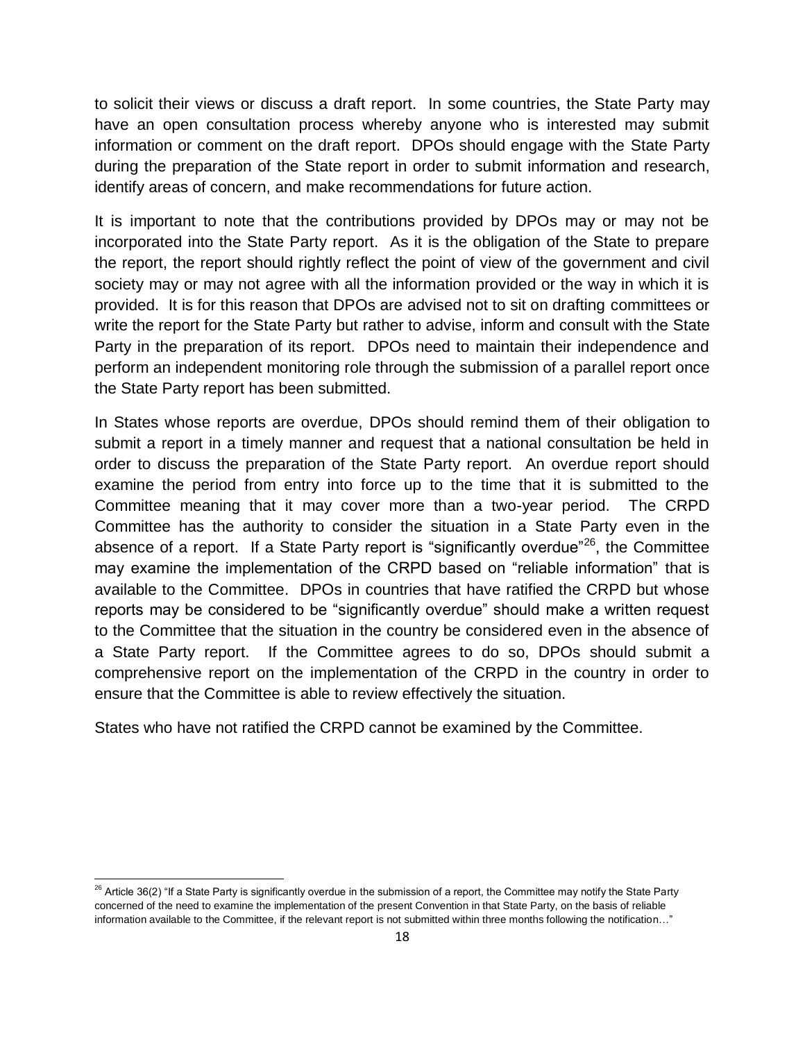to solicit their views or discuss a draft report. In some countries, the State Party may have an open consultation process whereby anyone who is interested may submit information or comment on the draft report. DPOs should engage with the State Party during the preparation of the State report in order to submit information and research, identify areas of concern, and make recommendations for future action.

It is important to note that the contributions provided by DPOs may or may not be incorporated into the State Party report. As it is the obligation of the State to prepare the report, the report should rightly reflect the point of view of the government and civil society may or may not agree with all the information provided or the way in which it is provided. It is for this reason that DPOs are advised not to sit on drafting committees or write the report for the State Party but rather to advise, inform and consult with the State Party in the preparation of its report. DPOs need to maintain their independence and perform an independent monitoring role through the submission of a parallel report once the State Party report has been submitted.

In States whose reports are overdue, DPOs should remind them of their obligation to submit a report in a timely manner and request that a national consultation be held in order to discuss the preparation of the State Party report. An overdue report should examine the period from entry into force up to the time that it is submitted to the Committee meaning that it may cover more than a two-year period. The CRPD Committee has the authority to consider the situation in a State Party even in the absence of a report. If a State Party report is "significantly overdue"[26], the Committee may examine the implementation of the CRPD based on "reliable information" that is available to the Committee. DPOs in countries that have ratified the CRPD but whose reports may be considered to be "significantly overdue" should make a written request to the Committee that the situation in the country be considered even in the absence of a State Party report. If the Committee agrees to do so, DPOs should submit a comprehensive report on the implementation of the CRPD in the country in order to ensure that the Committee is able to review effectively the situation.

States who have not ratified the CRPD cannot be examined by the Committee.

---

[26] Article 36(2) "If a State Party is significantly overdue in the submission of a report, the Committee may notify the State Party concerned of the need to examine the implementation of the present Convention in that State Party, on the basis of reliable information available to the Committee, if the relevant report is not submitted within three months following the notification…"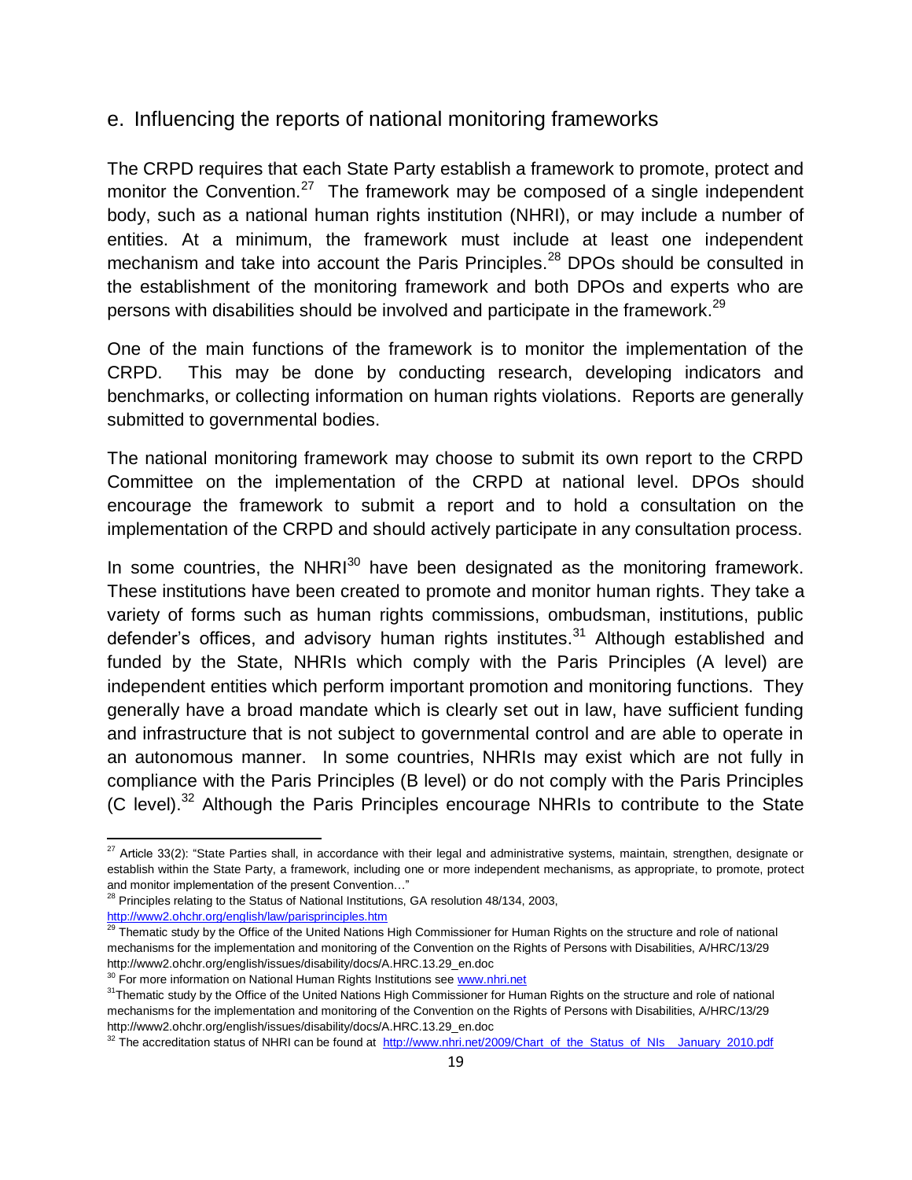## e. Influencing the reports of national monitoring frameworks

The CRPD requires that each State Party establish a framework to promote, protect and monitor the Convention.[27] The framework may be composed of a single independent body, such as a national human rights institution (NHRI), or may include a number of entities. At a minimum, the framework must include at least one independent mechanism and take into account the Paris Principles.[28] DPOs should be consulted in the establishment of the monitoring framework and both DPOs and experts who are persons with disabilities should be involved and participate in the framework.[29]

One of the main functions of the framework is to monitor the implementation of the CRPD. This may be done by conducting research, developing indicators and benchmarks, or collecting information on human rights violations. Reports are generally submitted to governmental bodies.

The national monitoring framework may choose to submit its own report to the CRPD Committee on the implementation of the CRPD at national level. DPOs should encourage the framework to submit a report and to hold a consultation on the implementation of the CRPD and should actively participate in any consultation process.

In some countries, the NHRI[30] have been designated as the monitoring framework. These institutions have been created to promote and monitor human rights. They take a variety of forms such as human rights commissions, ombudsman, institutions, public defender's offices, and advisory human rights institutes.[31] Although established and funded by the State, NHRIs which comply with the Paris Principles (A level) are independent entities which perform important promotion and monitoring functions. They generally have a broad mandate which is clearly set out in law, have sufficient funding and infrastructure that is not subject to governmental control and are able to operate in an autonomous manner. In some countries, NHRIs may exist which are not fully in compliance with the Paris Principles (B level) or do not comply with the Paris Principles (C level).[32] Although the Paris Principles encourage NHRIs to contribute to the State

---

[27] Article 33(2): "State Parties shall, in accordance with their legal and administrative systems, maintain, strengthen, designate or establish within the State Party, a framework, including one or more independent mechanisms, as appropriate, to promote, protect and monitor implementation of the present Convention…"

[28] Principles relating to the Status of National Institutions, GA resolution 48/134, 2003, http://www2.ohchr.org/english/law/parisprinciples.htm

[29] Thematic study by the Office of the United Nations High Commissioner for Human Rights on the structure and role of national mechanisms for the implementation and monitoring of the Convention on the Rights of Persons with Disabilities, A/HRC/13/29 http://www2.ohchr.org/english/issues/disability/docs/A.HRC.13.29_en.doc

[30] For more information on National Human Rights Institutions see www.nhri.net

[31] Thematic study by the Office of the United Nations High Commissioner for Human Rights on the structure and role of national mechanisms for the implementation and monitoring of the Convention on the Rights of Persons with Disabilities, A/HRC/13/29 http://www2.ohchr.org/english/issues/disability/docs/A.HRC.13.29_en.doc

[32] The accreditation status of NHRI can be found at http://www.nhri.net/2009/Chart_of_the_Status_of_NIs__January_2010.pdf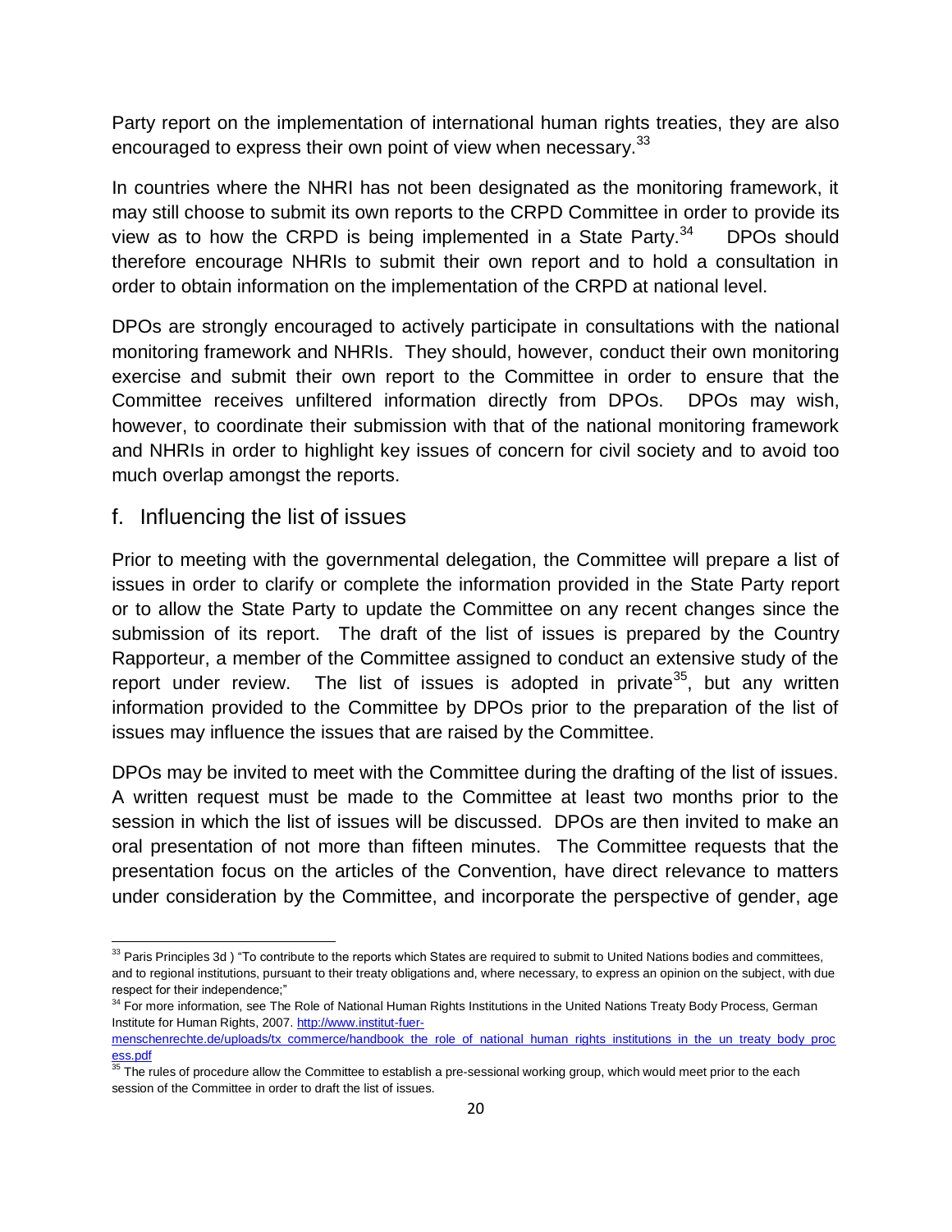Party report on the implementation of international human rights treaties, they are also encouraged to express their own point of view when necessary.[33]

In countries where the NHRI has not been designated as the monitoring framework, it may still choose to submit its own reports to the CRPD Committee in order to provide its view as to how the CRPD is being implemented in a State Party.[34] DPOs should therefore encourage NHRIs to submit their own report and to hold a consultation in order to obtain information on the implementation of the CRPD at national level.

DPOs are strongly encouraged to actively participate in consultations with the national monitoring framework and NHRIs. They should, however, conduct their own monitoring exercise and submit their own report to the Committee in order to ensure that the Committee receives unfiltered information directly from DPOs. DPOs may wish, however, to coordinate their submission with that of the national monitoring framework and NHRIs in order to highlight key issues of concern for civil society and to avoid too much overlap amongst the reports.

### f. Influencing the list of issues

Prior to meeting with the governmental delegation, the Committee will prepare a list of issues in order to clarify or complete the information provided in the State Party report or to allow the State Party to update the Committee on any recent changes since the submission of its report. The draft of the list of issues is prepared by the Country Rapporteur, a member of the Committee assigned to conduct an extensive study of the report under review. The list of issues is adopted in private[35], but any written information provided to the Committee by DPOs prior to the preparation of the list of issues may influence the issues that are raised by the Committee.

DPOs may be invited to meet with the Committee during the drafting of the list of issues. A written request must be made to the Committee at least two months prior to the session in which the list of issues will be discussed. DPOs are then invited to make an oral presentation of not more than fifteen minutes. The Committee requests that the presentation focus on the articles of the Convention, have direct relevance to matters under consideration by the Committee, and incorporate the perspective of gender, age

---

[33] Paris Principles 3d ) "To contribute to the reports which States are required to submit to United Nations bodies and committees, and to regional institutions, pursuant to their treaty obligations and, where necessary, to express an opinion on the subject, with due respect for their independence;"

[34] For more information, see The Role of National Human Rights Institutions in the United Nations Treaty Body Process, German Institute for Human Rights, 2007. http://www.institut-fuer-menschenrechte.de/uploads/tx_commerce/handbook_the_role_of_national_human_rights_institutions_in_the_un_treaty_body_process.pdf

[35] The rules of procedure allow the Committee to establish a pre-sessional working group, which would meet prior to the each session of the Committee in order to draft the list of issues.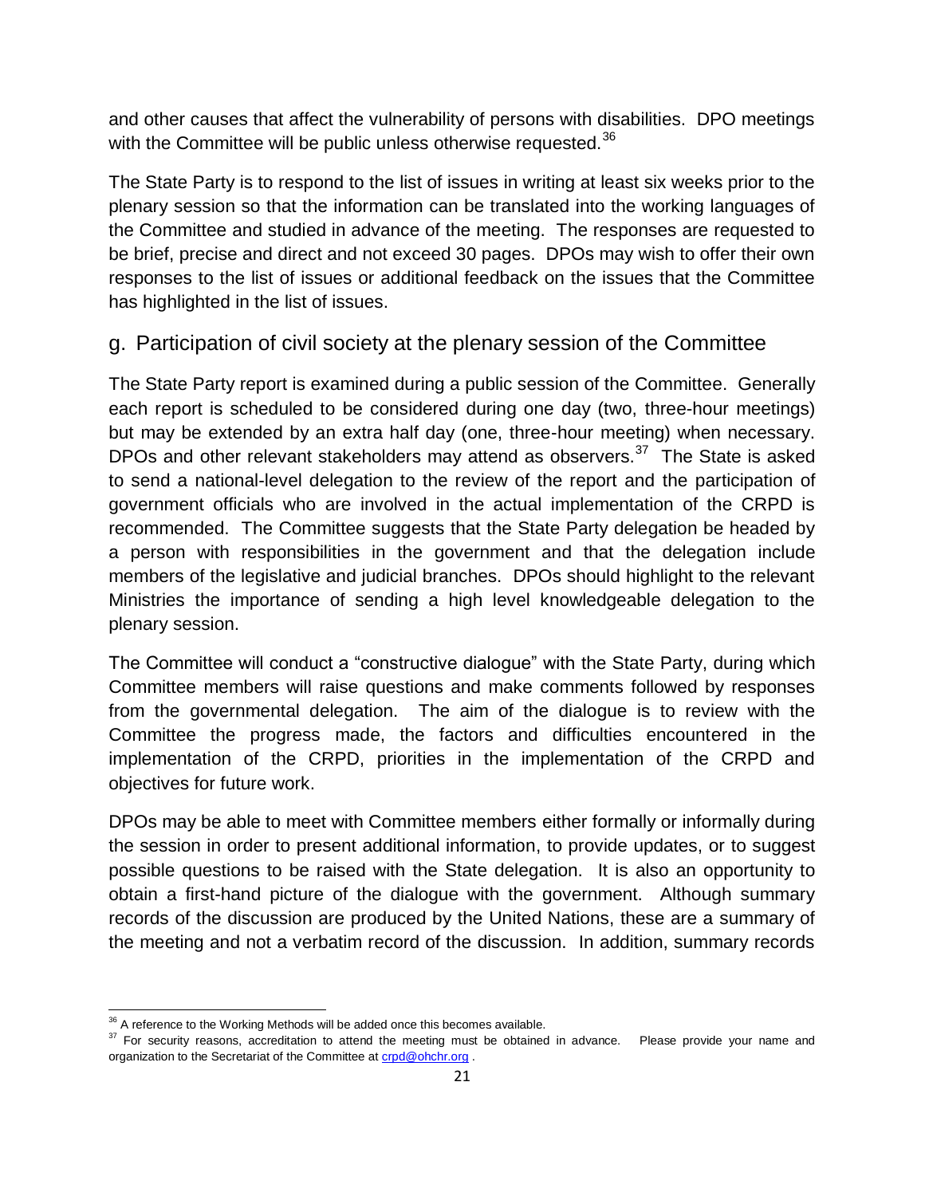and other causes that affect the vulnerability of persons with disabilities. DPO meetings with the Committee will be public unless otherwise requested.[36]

The State Party is to respond to the list of issues in writing at least six weeks prior to the plenary session so that the information can be translated into the working languages of the Committee and studied in advance of the meeting. The responses are requested to be brief, precise and direct and not exceed 30 pages. DPOs may wish to offer their own responses to the list of issues or additional feedback on the issues that the Committee has highlighted in the list of issues.

## g. Participation of civil society at the plenary session of the Committee

The State Party report is examined during a public session of the Committee. Generally each report is scheduled to be considered during one day (two, three-hour meetings) but may be extended by an extra half day (one, three-hour meeting) when necessary. DPOs and other relevant stakeholders may attend as observers.[37] The State is asked to send a national-level delegation to the review of the report and the participation of government officials who are involved in the actual implementation of the CRPD is recommended. The Committee suggests that the State Party delegation be headed by a person with responsibilities in the government and that the delegation include members of the legislative and judicial branches. DPOs should highlight to the relevant Ministries the importance of sending a high level knowledgeable delegation to the plenary session.

The Committee will conduct a "constructive dialogue" with the State Party, during which Committee members will raise questions and make comments followed by responses from the governmental delegation. The aim of the dialogue is to review with the Committee the progress made, the factors and difficulties encountered in the implementation of the CRPD, priorities in the implementation of the CRPD and objectives for future work.

DPOs may be able to meet with Committee members either formally or informally during the session in order to present additional information, to provide updates, or to suggest possible questions to be raised with the State delegation. It is also an opportunity to obtain a first-hand picture of the dialogue with the government. Although summary records of the discussion are produced by the United Nations, these are a summary of the meeting and not a verbatim record of the discussion. In addition, summary records

---

[36] A reference to the Working Methods will be added once this becomes available.

[37] For security reasons, accreditation to attend the meeting must be obtained in advance. Please provide your name and organization to the Secretariat of the Committee at crpd@ohchr.org .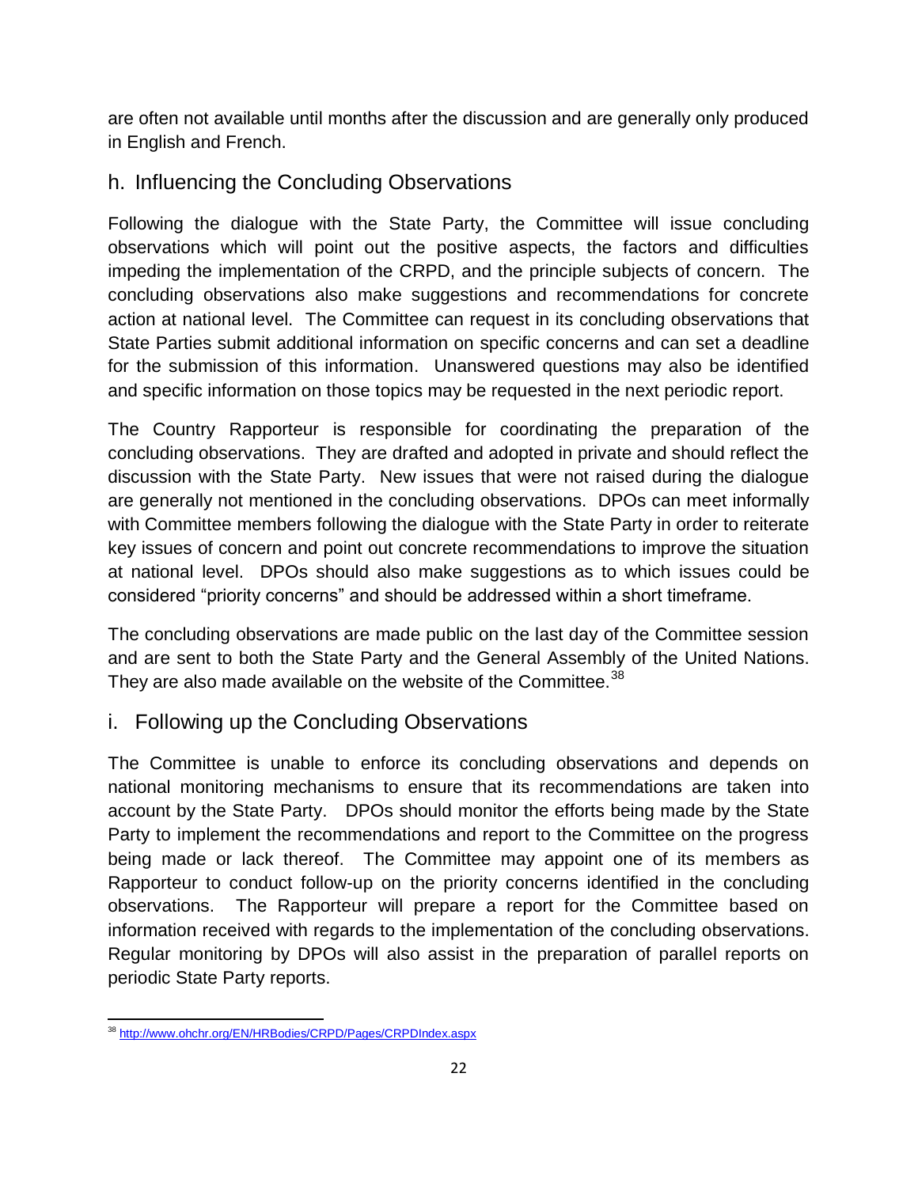are often not available until months after the discussion and are generally only produced in English and French.

## h. Influencing the Concluding Observations

Following the dialogue with the State Party, the Committee will issue concluding observations which will point out the positive aspects, the factors and difficulties impeding the implementation of the CRPD, and the principle subjects of concern. The concluding observations also make suggestions and recommendations for concrete action at national level. The Committee can request in its concluding observations that State Parties submit additional information on specific concerns and can set a deadline for the submission of this information. Unanswered questions may also be identified and specific information on those topics may be requested in the next periodic report.

The Country Rapporteur is responsible for coordinating the preparation of the concluding observations. They are drafted and adopted in private and should reflect the discussion with the State Party. New issues that were not raised during the dialogue are generally not mentioned in the concluding observations. DPOs can meet informally with Committee members following the dialogue with the State Party in order to reiterate key issues of concern and point out concrete recommendations to improve the situation at national level. DPOs should also make suggestions as to which issues could be considered "priority concerns" and should be addressed within a short timeframe.

The concluding observations are made public on the last day of the Committee session and are sent to both the State Party and the General Assembly of the United Nations. They are also made available on the website of the Committee.[38]

## i. Following up the Concluding Observations

The Committee is unable to enforce its concluding observations and depends on national monitoring mechanisms to ensure that its recommendations are taken into account by the State Party. DPOs should monitor the efforts being made by the State Party to implement the recommendations and report to the Committee on the progress being made or lack thereof. The Committee may appoint one of its members as Rapporteur to conduct follow-up on the priority concerns identified in the concluding observations. The Rapporteur will prepare a report for the Committee based on information received with regards to the implementation of the concluding observations. Regular monitoring by DPOs will also assist in the preparation of parallel reports on periodic State Party reports.

[38] http://www.ohchr.org/EN/HRBodies/CRPD/Pages/CRPDIndex.aspx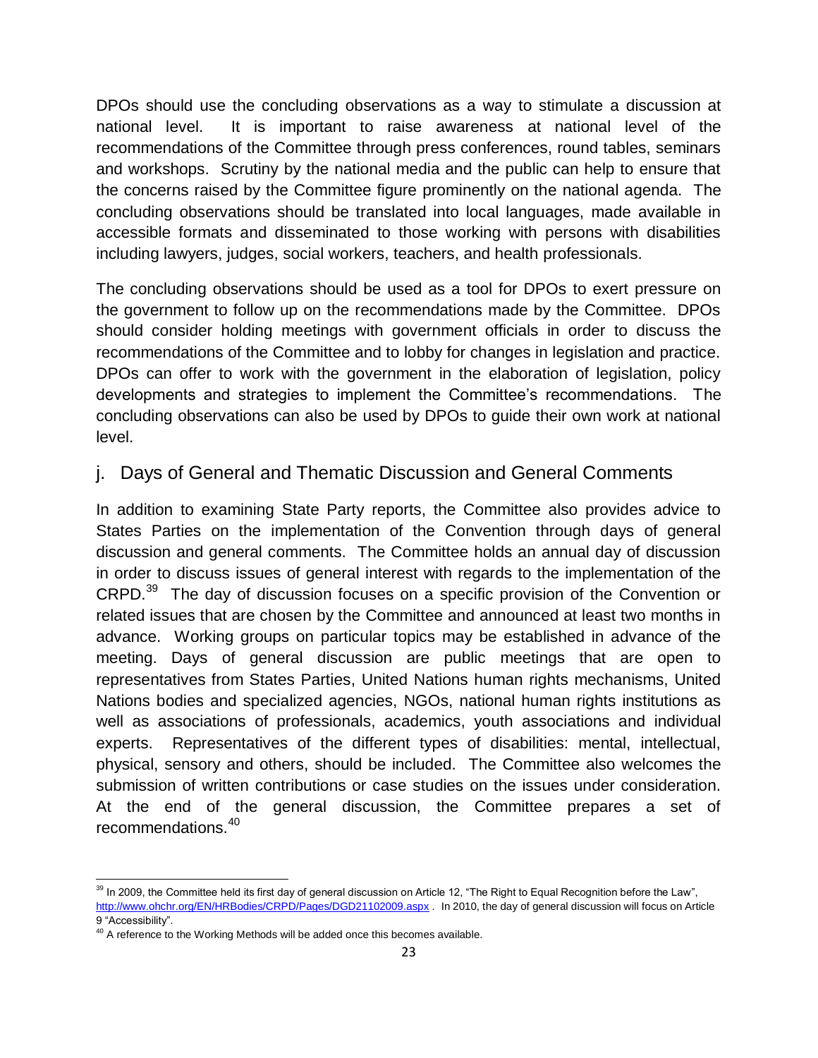DPOs should use the concluding observations as a way to stimulate a discussion at national level. It is important to raise awareness at national level of the recommendations of the Committee through press conferences, round tables, seminars and workshops. Scrutiny by the national media and the public can help to ensure that the concerns raised by the Committee figure prominently on the national agenda. The concluding observations should be translated into local languages, made available in accessible formats and disseminated to those working with persons with disabilities including lawyers, judges, social workers, teachers, and health professionals.

The concluding observations should be used as a tool for DPOs to exert pressure on the government to follow up on the recommendations made by the Committee. DPOs should consider holding meetings with government officials in order to discuss the recommendations of the Committee and to lobby for changes in legislation and practice. DPOs can offer to work with the government in the elaboration of legislation, policy developments and strategies to implement the Committee's recommendations. The concluding observations can also be used by DPOs to guide their own work at national level.

## j. Days of General and Thematic Discussion and General Comments

In addition to examining State Party reports, the Committee also provides advice to States Parties on the implementation of the Convention through days of general discussion and general comments. The Committee holds an annual day of discussion in order to discuss issues of general interest with regards to the implementation of the CRPD.[39] The day of discussion focuses on a specific provision of the Convention or related issues that are chosen by the Committee and announced at least two months in advance. Working groups on particular topics may be established in advance of the meeting. Days of general discussion are public meetings that are open to representatives from States Parties, United Nations human rights mechanisms, United Nations bodies and specialized agencies, NGOs, national human rights institutions as well as associations of professionals, academics, youth associations and individual experts. Representatives of the different types of disabilities: mental, intellectual, physical, sensory and others, should be included. The Committee also welcomes the submission of written contributions or case studies on the issues under consideration. At the end of the general discussion, the Committee prepares a set of recommendations.[40]

---

[39] In 2009, the Committee held its first day of general discussion on Article 12, "The Right to Equal Recognition before the Law", http://www.ohchr.org/EN/HRBodies/CRPD/Pages/DGD21102009.aspx . In 2010, the day of general discussion will focus on Article 9 "Accessibility".

[40] A reference to the Working Methods will be added once this becomes available.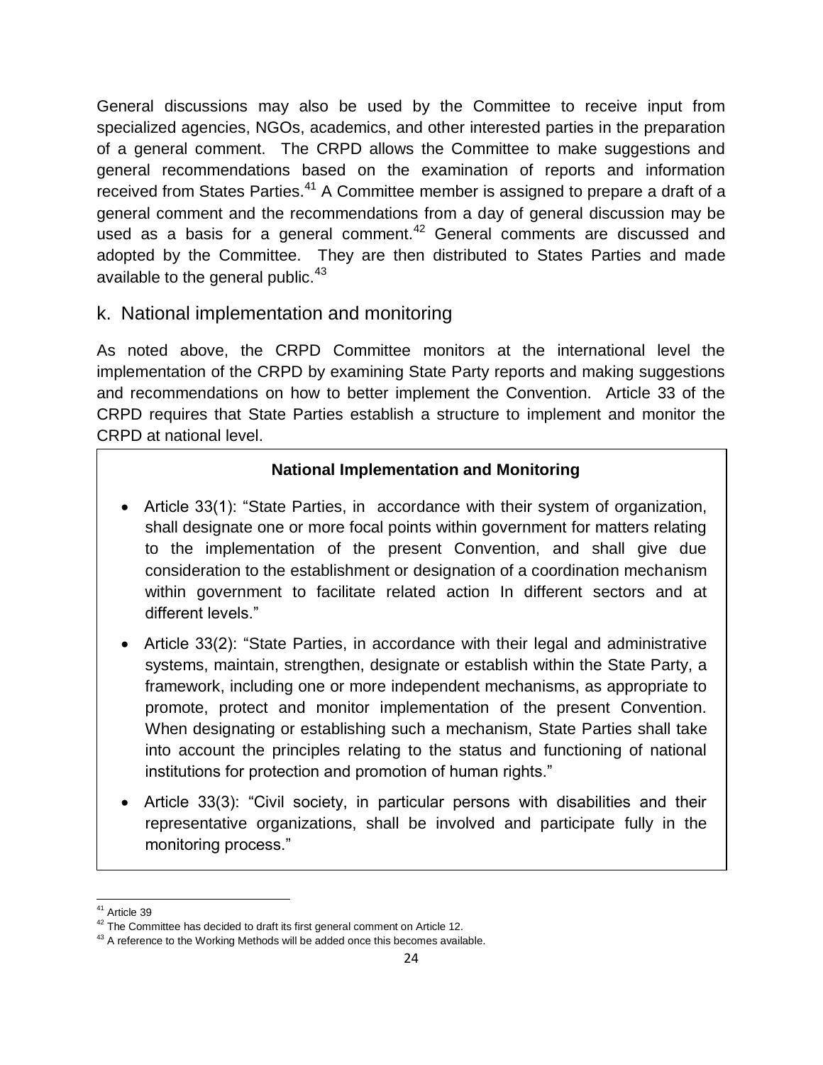General discussions may also be used by the Committee to receive input from specialized agencies, NGOs, academics, and other interested parties in the preparation of a general comment. The CRPD allows the Committee to make suggestions and general recommendations based on the examination of reports and information received from States Parties.[41] A Committee member is assigned to prepare a draft of a general comment and the recommendations from a day of general discussion may be used as a basis for a general comment.[42] General comments are discussed and adopted by the Committee. They are then distributed to States Parties and made available to the general public.[43]

## k. National implementation and monitoring

As noted above, the CRPD Committee monitors at the international level the implementation of the CRPD by examining State Party reports and making suggestions and recommendations on how to better implement the Convention. Article 33 of the CRPD requires that State Parties establish a structure to implement and monitor the CRPD at national level.

**National Implementation and Monitoring**

- Article 33(1): "State Parties, in accordance with their system of organization, shall designate one or more focal points within government for matters relating to the implementation of the present Convention, and shall give due consideration to the establishment or designation of a coordination mechanism within government to facilitate related action In different sectors and at different levels."
- Article 33(2): "State Parties, in accordance with their legal and administrative systems, maintain, strengthen, designate or establish within the State Party, a framework, including one or more independent mechanisms, as appropriate to promote, protect and monitor implementation of the present Convention. When designating or establishing such a mechanism, State Parties shall take into account the principles relating to the status and functioning of national institutions for protection and promotion of human rights."
- Article 33(3): "Civil society, in particular persons with disabilities and their representative organizations, shall be involved and participate fully in the monitoring process."

[41] Article 39

[42] The Committee has decided to draft its first general comment on Article 12.

[43] A reference to the Working Methods will be added once this becomes available.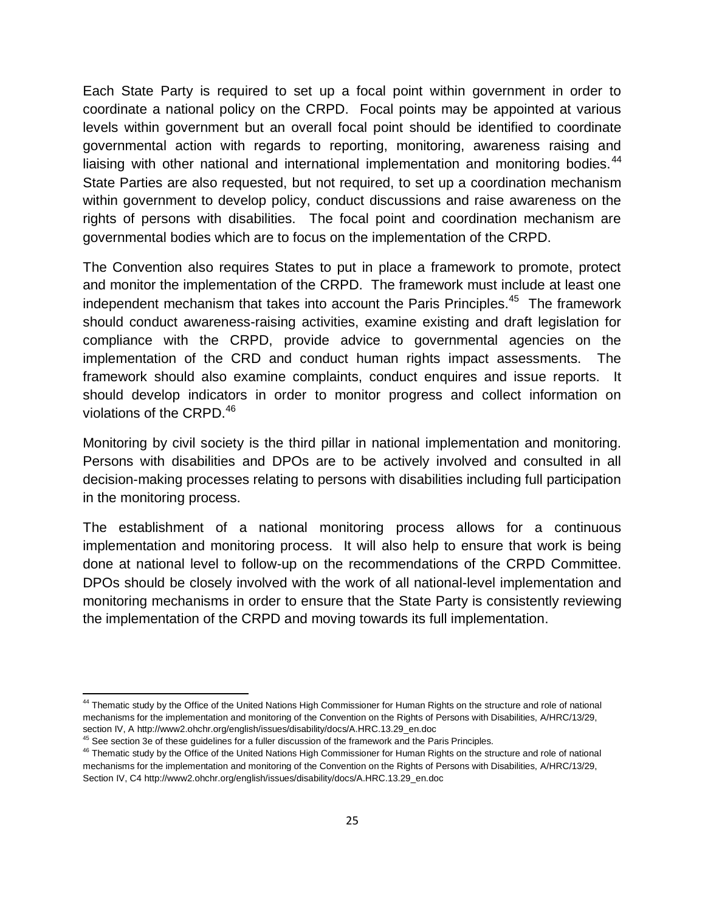Each State Party is required to set up a focal point within government in order to coordinate a national policy on the CRPD. Focal points may be appointed at various levels within government but an overall focal point should be identified to coordinate governmental action with regards to reporting, monitoring, awareness raising and liaising with other national and international implementation and monitoring bodies.[44] State Parties are also requested, but not required, to set up a coordination mechanism within government to develop policy, conduct discussions and raise awareness on the rights of persons with disabilities. The focal point and coordination mechanism are governmental bodies which are to focus on the implementation of the CRPD.

The Convention also requires States to put in place a framework to promote, protect and monitor the implementation of the CRPD. The framework must include at least one independent mechanism that takes into account the Paris Principles.[45] The framework should conduct awareness-raising activities, examine existing and draft legislation for compliance with the CRPD, provide advice to governmental agencies on the implementation of the CRD and conduct human rights impact assessments. The framework should also examine complaints, conduct enquires and issue reports. It should develop indicators in order to monitor progress and collect information on violations of the CRPD.[46]

Monitoring by civil society is the third pillar in national implementation and monitoring. Persons with disabilities and DPOs are to be actively involved and consulted in all decision-making processes relating to persons with disabilities including full participation in the monitoring process.

The establishment of a national monitoring process allows for a continuous implementation and monitoring process. It will also help to ensure that work is being done at national level to follow-up on the recommendations of the CRPD Committee. DPOs should be closely involved with the work of all national-level implementation and monitoring mechanisms in order to ensure that the State Party is consistently reviewing the implementation of the CRPD and moving towards its full implementation.

---

[44] Thematic study by the Office of the United Nations High Commissioner for Human Rights on the structure and role of national mechanisms for the implementation and monitoring of the Convention on the Rights of Persons with Disabilities, A/HRC/13/29, section IV, A http://www2.ohchr.org/english/issues/disability/docs/A.HRC.13.29_en.doc

[45] See section 3e of these guidelines for a fuller discussion of the framework and the Paris Principles.

[46] Thematic study by the Office of the United Nations High Commissioner for Human Rights on the structure and role of national mechanisms for the implementation and monitoring of the Convention on the Rights of Persons with Disabilities, A/HRC/13/29, Section IV, C4 http://www2.ohchr.org/english/issues/disability/docs/A.HRC.13.29_en.doc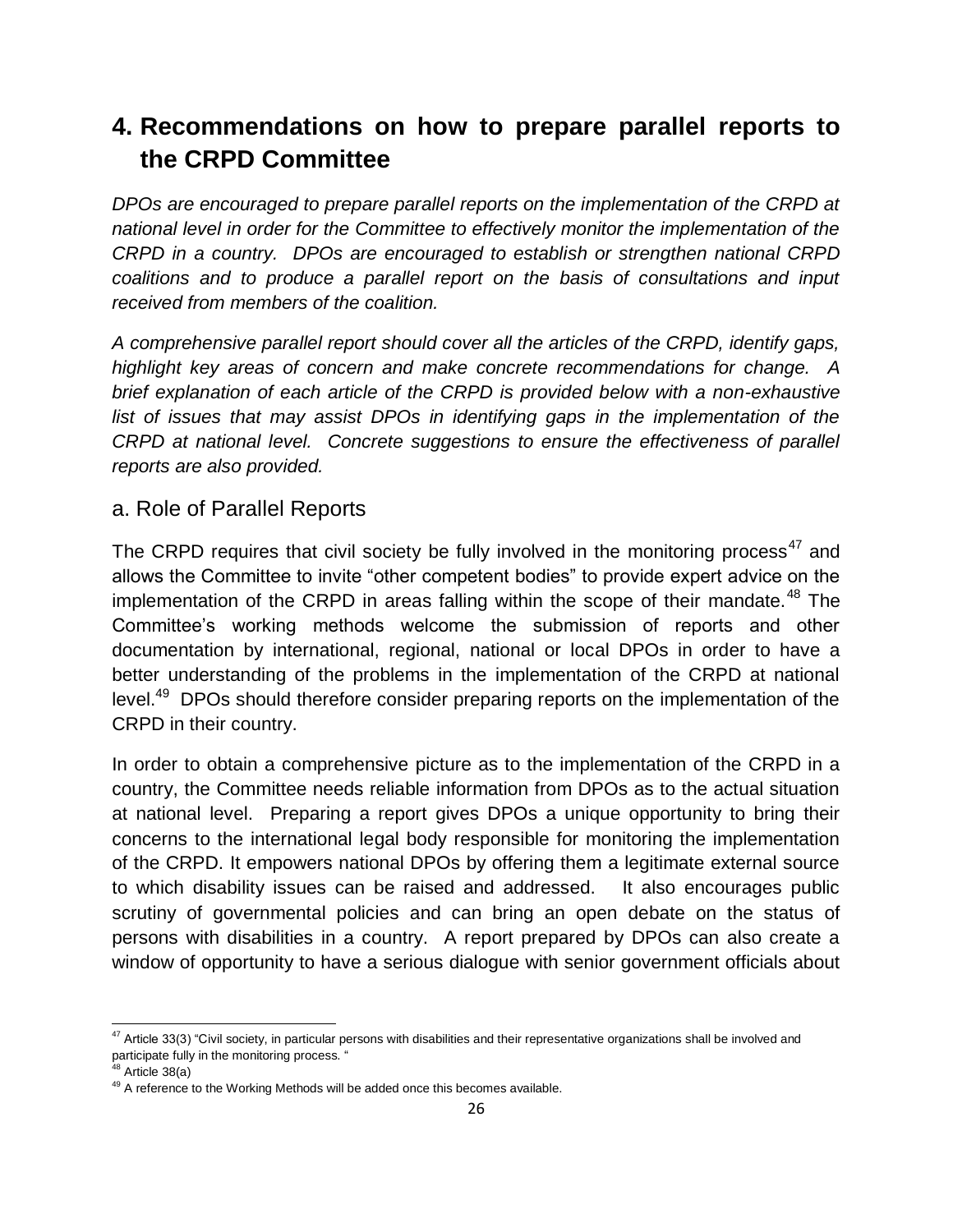# 4. Recommendations on how to prepare parallel reports to the CRPD Committee

*DPOs are encouraged to prepare parallel reports on the implementation of the CRPD at national level in order for the Committee to effectively monitor the implementation of the CRPD in a country. DPOs are encouraged to establish or strengthen national CRPD coalitions and to produce a parallel report on the basis of consultations and input received from members of the coalition.*

*A comprehensive parallel report should cover all the articles of the CRPD, identify gaps, highlight key areas of concern and make concrete recommendations for change. A brief explanation of each article of the CRPD is provided below with a non-exhaustive list of issues that may assist DPOs in identifying gaps in the implementation of the CRPD at national level. Concrete suggestions to ensure the effectiveness of parallel reports are also provided.*

## a. Role of Parallel Reports

The CRPD requires that civil society be fully involved in the monitoring process[47] and allows the Committee to invite "other competent bodies" to provide expert advice on the implementation of the CRPD in areas falling within the scope of their mandate.[48] The Committee's working methods welcome the submission of reports and other documentation by international, regional, national or local DPOs in order to have a better understanding of the problems in the implementation of the CRPD at national level.[49] DPOs should therefore consider preparing reports on the implementation of the CRPD in their country.

In order to obtain a comprehensive picture as to the implementation of the CRPD in a country, the Committee needs reliable information from DPOs as to the actual situation at national level. Preparing a report gives DPOs a unique opportunity to bring their concerns to the international legal body responsible for monitoring the implementation of the CRPD. It empowers national DPOs by offering them a legitimate external source to which disability issues can be raised and addressed. It also encourages public scrutiny of governmental policies and can bring an open debate on the status of persons with disabilities in a country. A report prepared by DPOs can also create a window of opportunity to have a serious dialogue with senior government officials about

---

[47] Article 33(3) "Civil society, in particular persons with disabilities and their representative organizations shall be involved and participate fully in the monitoring process. "

[48] Article 38(a)

[49] A reference to the Working Methods will be added once this becomes available.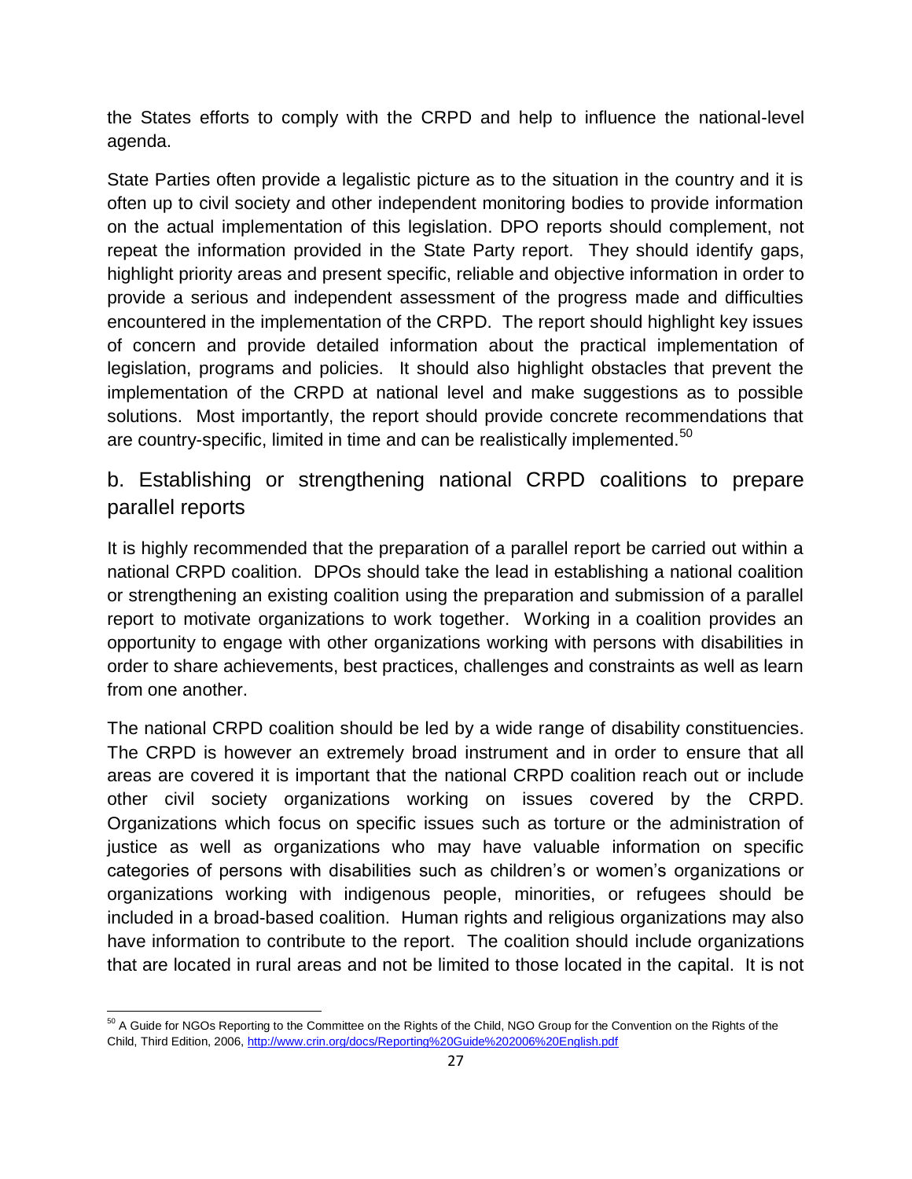the States efforts to comply with the CRPD and help to influence the national-level agenda.

State Parties often provide a legalistic picture as to the situation in the country and it is often up to civil society and other independent monitoring bodies to provide information on the actual implementation of this legislation. DPO reports should complement, not repeat the information provided in the State Party report. They should identify gaps, highlight priority areas and present specific, reliable and objective information in order to provide a serious and independent assessment of the progress made and difficulties encountered in the implementation of the CRPD. The report should highlight key issues of concern and provide detailed information about the practical implementation of legislation, programs and policies. It should also highlight obstacles that prevent the implementation of the CRPD at national level and make suggestions as to possible solutions. Most importantly, the report should provide concrete recommendations that are country-specific, limited in time and can be realistically implemented.[50]

## b. Establishing or strengthening national CRPD coalitions to prepare parallel reports

It is highly recommended that the preparation of a parallel report be carried out within a national CRPD coalition. DPOs should take the lead in establishing a national coalition or strengthening an existing coalition using the preparation and submission of a parallel report to motivate organizations to work together. Working in a coalition provides an opportunity to engage with other organizations working with persons with disabilities in order to share achievements, best practices, challenges and constraints as well as learn from one another.

The national CRPD coalition should be led by a wide range of disability constituencies. The CRPD is however an extremely broad instrument and in order to ensure that all areas are covered it is important that the national CRPD coalition reach out or include other civil society organizations working on issues covered by the CRPD. Organizations which focus on specific issues such as torture or the administration of justice as well as organizations who may have valuable information on specific categories of persons with disabilities such as children's or women's organizations or organizations working with indigenous people, minorities, or refugees should be included in a broad-based coalition. Human rights and religious organizations may also have information to contribute to the report. The coalition should include organizations that are located in rural areas and not be limited to those located in the capital. It is not

[50] A Guide for NGOs Reporting to the Committee on the Rights of the Child, NGO Group for the Convention on the Rights of the Child, Third Edition, 2006, http://www.crin.org/docs/Reporting%20Guide%202006%20English.pdf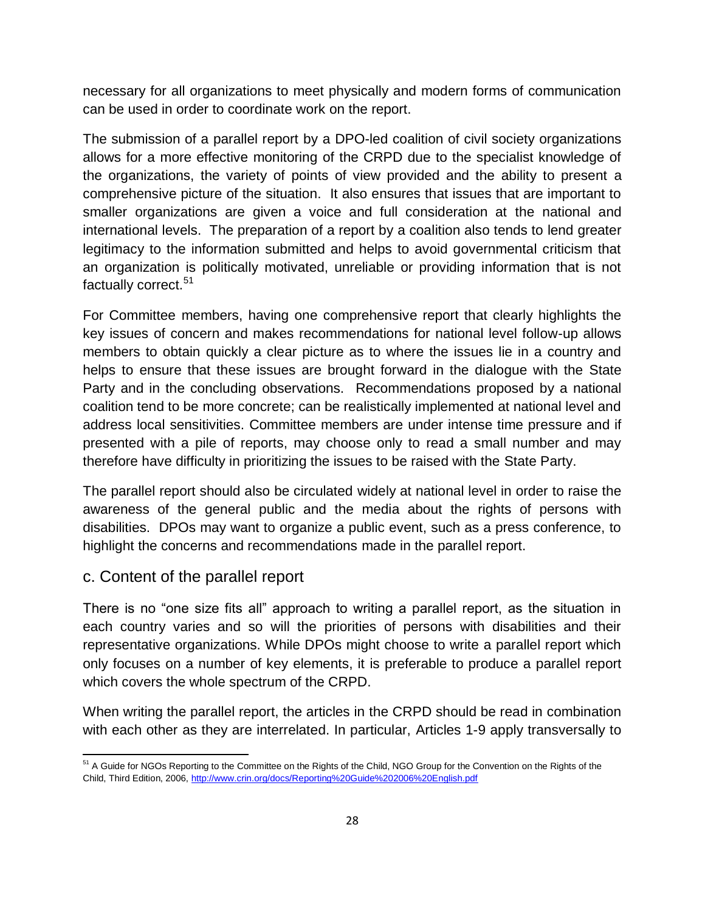necessary for all organizations to meet physically and modern forms of communication can be used in order to coordinate work on the report.

The submission of a parallel report by a DPO-led coalition of civil society organizations allows for a more effective monitoring of the CRPD due to the specialist knowledge of the organizations, the variety of points of view provided and the ability to present a comprehensive picture of the situation. It also ensures that issues that are important to smaller organizations are given a voice and full consideration at the national and international levels. The preparation of a report by a coalition also tends to lend greater legitimacy to the information submitted and helps to avoid governmental criticism that an organization is politically motivated, unreliable or providing information that is not factually correct.[51]

For Committee members, having one comprehensive report that clearly highlights the key issues of concern and makes recommendations for national level follow-up allows members to obtain quickly a clear picture as to where the issues lie in a country and helps to ensure that these issues are brought forward in the dialogue with the State Party and in the concluding observations. Recommendations proposed by a national coalition tend to be more concrete; can be realistically implemented at national level and address local sensitivities. Committee members are under intense time pressure and if presented with a pile of reports, may choose only to read a small number and may therefore have difficulty in prioritizing the issues to be raised with the State Party.

The parallel report should also be circulated widely at national level in order to raise the awareness of the general public and the media about the rights of persons with disabilities. DPOs may want to organize a public event, such as a press conference, to highlight the concerns and recommendations made in the parallel report.

## c. Content of the parallel report

There is no "one size fits all" approach to writing a parallel report, as the situation in each country varies and so will the priorities of persons with disabilities and their representative organizations. While DPOs might choose to write a parallel report which only focuses on a number of key elements, it is preferable to produce a parallel report which covers the whole spectrum of the CRPD.

When writing the parallel report, the articles in the CRPD should be read in combination with each other as they are interrelated. In particular, Articles 1-9 apply transversally to

---

[51] A Guide for NGOs Reporting to the Committee on the Rights of the Child, NGO Group for the Convention on the Rights of the Child, Third Edition, 2006, http://www.crin.org/docs/Reporting%20Guide%202006%20English.pdf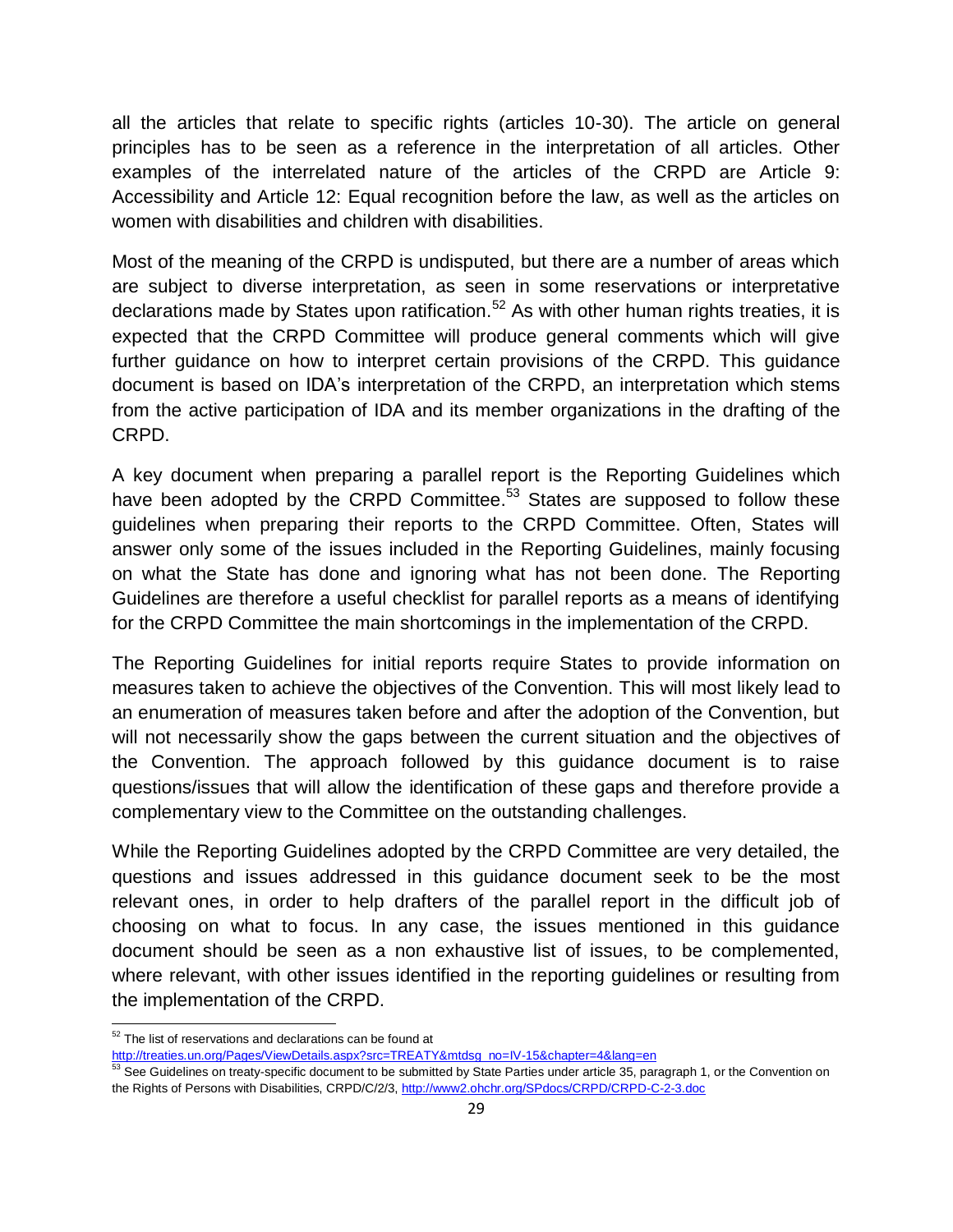all the articles that relate to specific rights (articles 10-30). The article on general principles has to be seen as a reference in the interpretation of all articles. Other examples of the interrelated nature of the articles of the CRPD are Article 9: Accessibility and Article 12: Equal recognition before the law, as well as the articles on women with disabilities and children with disabilities.

Most of the meaning of the CRPD is undisputed, but there are a number of areas which are subject to diverse interpretation, as seen in some reservations or interpretative declarations made by States upon ratification.[52] As with other human rights treaties, it is expected that the CRPD Committee will produce general comments which will give further guidance on how to interpret certain provisions of the CRPD. This guidance document is based on IDA's interpretation of the CRPD, an interpretation which stems from the active participation of IDA and its member organizations in the drafting of the CRPD.

A key document when preparing a parallel report is the Reporting Guidelines which have been adopted by the CRPD Committee.[53] States are supposed to follow these guidelines when preparing their reports to the CRPD Committee. Often, States will answer only some of the issues included in the Reporting Guidelines, mainly focusing on what the State has done and ignoring what has not been done. The Reporting Guidelines are therefore a useful checklist for parallel reports as a means of identifying for the CRPD Committee the main shortcomings in the implementation of the CRPD.

The Reporting Guidelines for initial reports require States to provide information on measures taken to achieve the objectives of the Convention. This will most likely lead to an enumeration of measures taken before and after the adoption of the Convention, but will not necessarily show the gaps between the current situation and the objectives of the Convention. The approach followed by this guidance document is to raise questions/issues that will allow the identification of these gaps and therefore provide a complementary view to the Committee on the outstanding challenges.

While the Reporting Guidelines adopted by the CRPD Committee are very detailed, the questions and issues addressed in this guidance document seek to be the most relevant ones, in order to help drafters of the parallel report in the difficult job of choosing on what to focus. In any case, the issues mentioned in this guidance document should be seen as a non exhaustive list of issues, to be complemented, where relevant, with other issues identified in the reporting guidelines or resulting from the implementation of the CRPD.

---

[52] The list of reservations and declarations can be found at http://treaties.un.org/Pages/ViewDetails.aspx?src=TREATY&mtdsg_no=IV-15&chapter=4&lang=en

[53] See Guidelines on treaty-specific document to be submitted by State Parties under article 35, paragraph 1, or the Convention on the Rights of Persons with Disabilities, CRPD/C/2/3, http://www2.ohchr.org/SPdocs/CRPD/CRPD-C-2-3.doc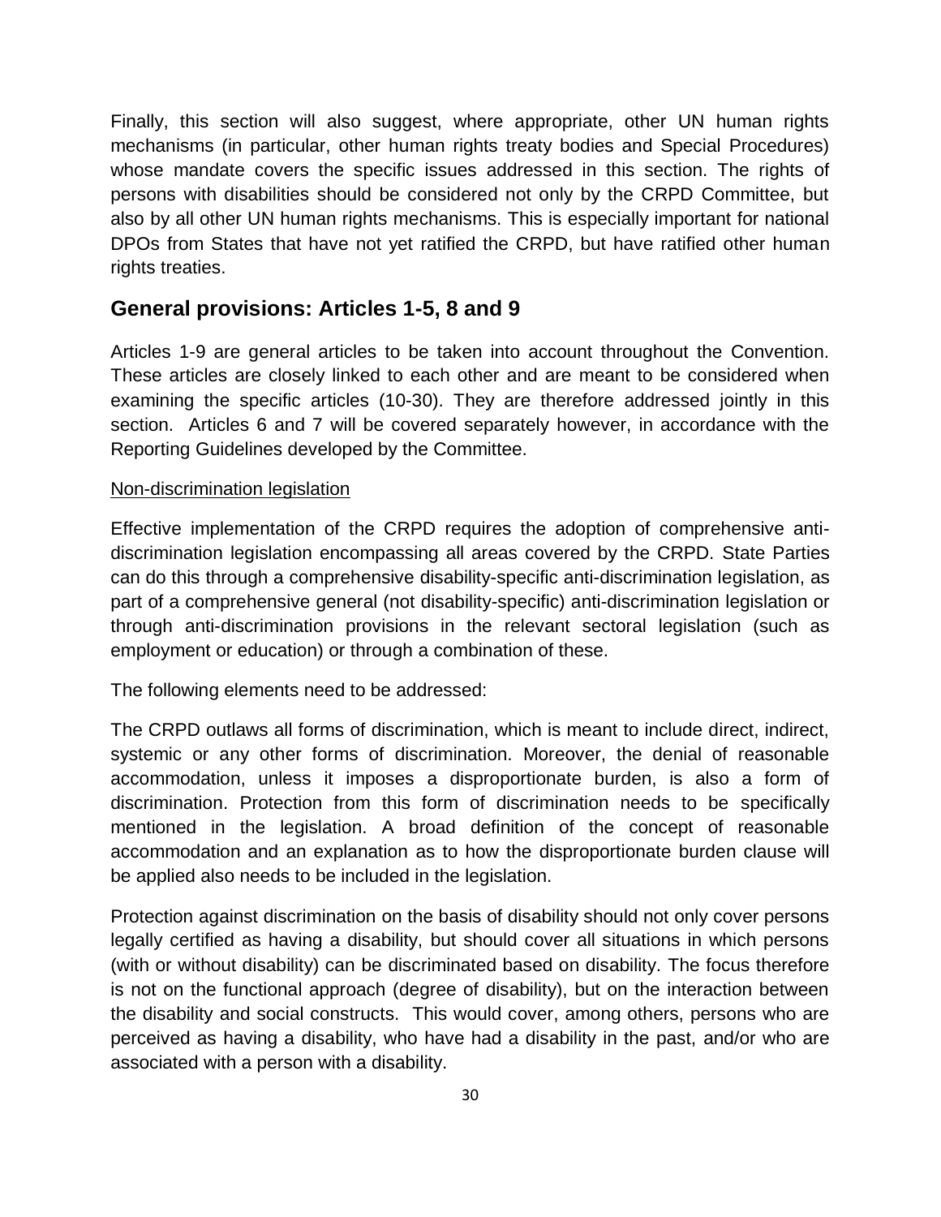Finally, this section will also suggest, where appropriate, other UN human rights mechanisms (in particular, other human rights treaty bodies and Special Procedures) whose mandate covers the specific issues addressed in this section. The rights of persons with disabilities should be considered not only by the CRPD Committee, but also by all other UN human rights mechanisms. This is especially important for national DPOs from States that have not yet ratified the CRPD, but have ratified other human rights treaties.

## General provisions: Articles 1-5, 8 and 9

Articles 1-9 are general articles to be taken into account throughout the Convention. These articles are closely linked to each other and are meant to be considered when examining the specific articles (10-30). They are therefore addressed jointly in this section. Articles 6 and 7 will be covered separately however, in accordance with the Reporting Guidelines developed by the Committee.

<u>Non-discrimination legislation</u>

Effective implementation of the CRPD requires the adoption of comprehensive anti-discrimination legislation encompassing all areas covered by the CRPD. State Parties can do this through a comprehensive disability-specific anti-discrimination legislation, as part of a comprehensive general (not disability-specific) anti-discrimination legislation or through anti-discrimination provisions in the relevant sectoral legislation (such as employment or education) or through a combination of these.

The following elements need to be addressed:

The CRPD outlaws all forms of discrimination, which is meant to include direct, indirect, systemic or any other forms of discrimination. Moreover, the denial of reasonable accommodation, unless it imposes a disproportionate burden, is also a form of discrimination. Protection from this form of discrimination needs to be specifically mentioned in the legislation. A broad definition of the concept of reasonable accommodation and an explanation as to how the disproportionate burden clause will be applied also needs to be included in the legislation.

Protection against discrimination on the basis of disability should not only cover persons legally certified as having a disability, but should cover all situations in which persons (with or without disability) can be discriminated based on disability. The focus therefore is not on the functional approach (degree of disability), but on the interaction between the disability and social constructs. This would cover, among others, persons who are perceived as having a disability, who have had a disability in the past, and/or who are associated with a person with a disability.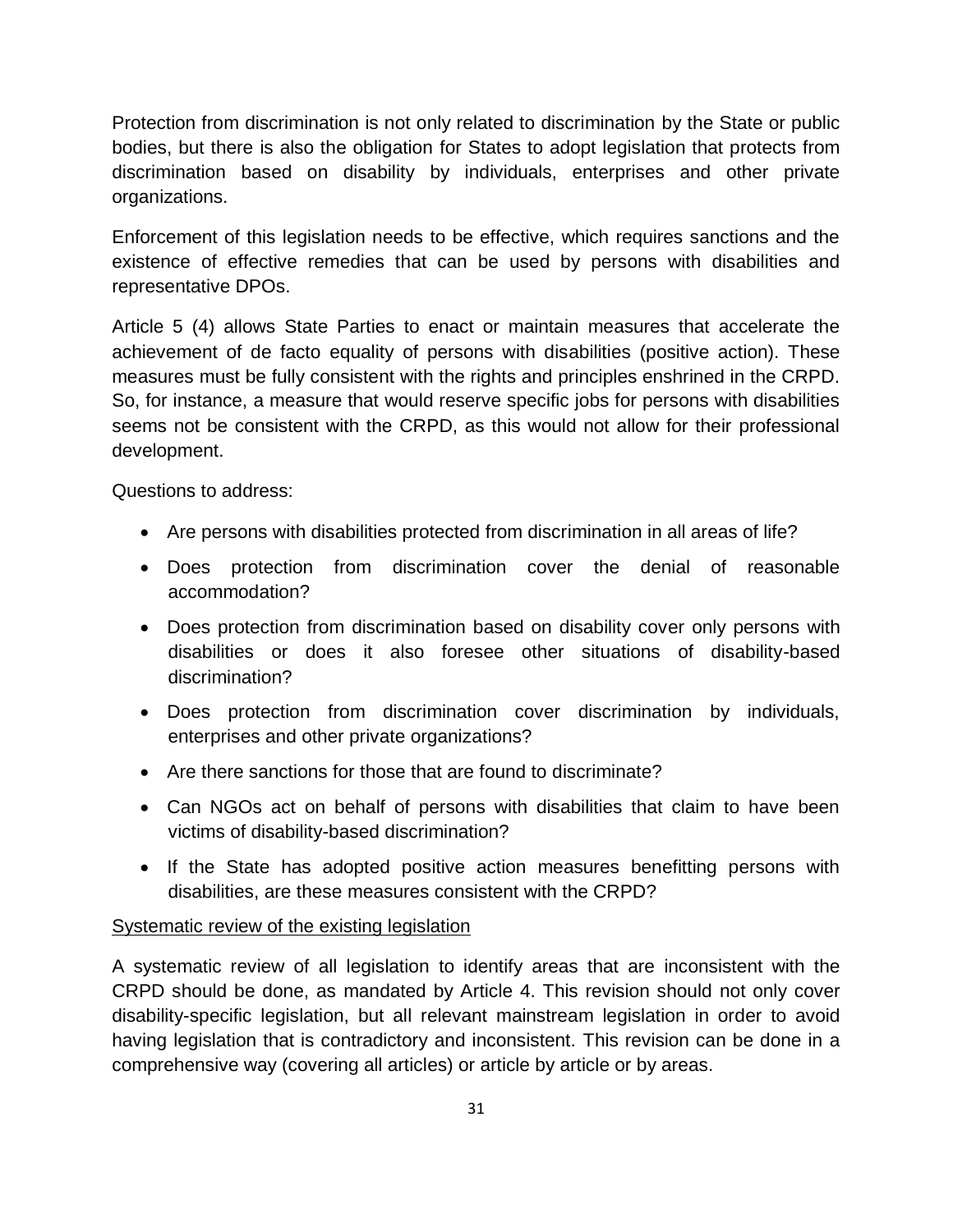Protection from discrimination is not only related to discrimination by the State or public bodies, but there is also the obligation for States to adopt legislation that protects from discrimination based on disability by individuals, enterprises and other private organizations.

Enforcement of this legislation needs to be effective, which requires sanctions and the existence of effective remedies that can be used by persons with disabilities and representative DPOs.

Article 5 (4) allows State Parties to enact or maintain measures that accelerate the achievement of de facto equality of persons with disabilities (positive action). These measures must be fully consistent with the rights and principles enshrined in the CRPD. So, for instance, a measure that would reserve specific jobs for persons with disabilities seems not be consistent with the CRPD, as this would not allow for their professional development.

Questions to address:

- Are persons with disabilities protected from discrimination in all areas of life?
- Does protection from discrimination cover the denial of reasonable accommodation?
- Does protection from discrimination based on disability cover only persons with disabilities or does it also foresee other situations of disability-based discrimination?
- Does protection from discrimination cover discrimination by individuals, enterprises and other private organizations?
- Are there sanctions for those that are found to discriminate?
- Can NGOs act on behalf of persons with disabilities that claim to have been victims of disability-based discrimination?
- If the State has adopted positive action measures benefitting persons with disabilities, are these measures consistent with the CRPD?

<u>Systematic review of the existing legislation</u>

A systematic review of all legislation to identify areas that are inconsistent with the CRPD should be done, as mandated by Article 4. This revision should not only cover disability-specific legislation, but all relevant mainstream legislation in order to avoid having legislation that is contradictory and inconsistent. This revision can be done in a comprehensive way (covering all articles) or article by article or by areas.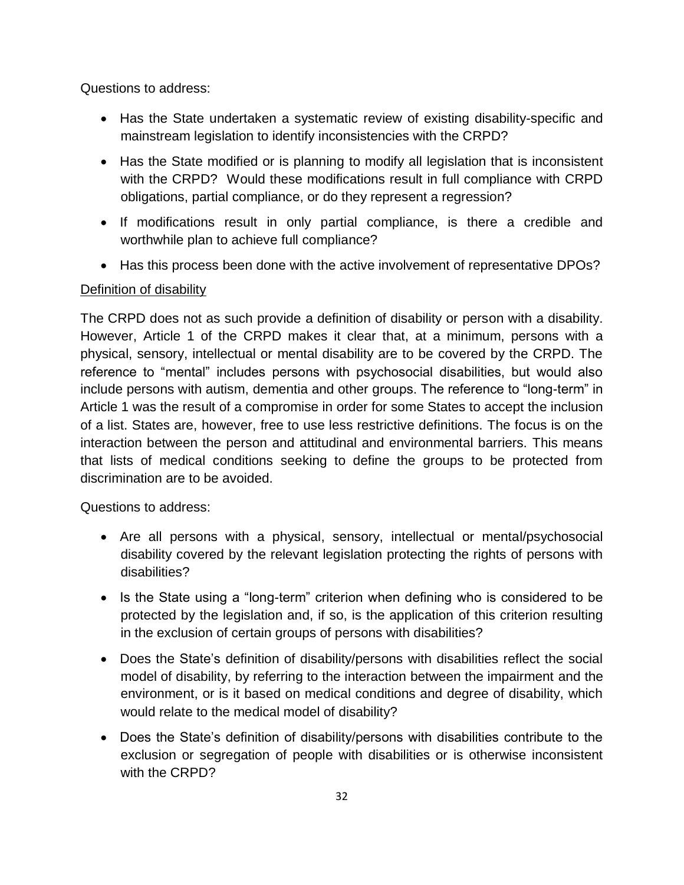Questions to address:

- Has the State undertaken a systematic review of existing disability-specific and mainstream legislation to identify inconsistencies with the CRPD?
- Has the State modified or is planning to modify all legislation that is inconsistent with the CRPD? Would these modifications result in full compliance with CRPD obligations, partial compliance, or do they represent a regression?
- If modifications result in only partial compliance, is there a credible and worthwhile plan to achieve full compliance?
- Has this process been done with the active involvement of representative DPOs?

<u>Definition of disability</u>

The CRPD does not as such provide a definition of disability or person with a disability. However, Article 1 of the CRPD makes it clear that, at a minimum, persons with a physical, sensory, intellectual or mental disability are to be covered by the CRPD. The reference to "mental" includes persons with psychosocial disabilities, but would also include persons with autism, dementia and other groups. The reference to "long-term" in Article 1 was the result of a compromise in order for some States to accept the inclusion of a list. States are, however, free to use less restrictive definitions. The focus is on the interaction between the person and attitudinal and environmental barriers. This means that lists of medical conditions seeking to define the groups to be protected from discrimination are to be avoided.

Questions to address:

- Are all persons with a physical, sensory, intellectual or mental/psychosocial disability covered by the relevant legislation protecting the rights of persons with disabilities?
- Is the State using a "long-term" criterion when defining who is considered to be protected by the legislation and, if so, is the application of this criterion resulting in the exclusion of certain groups of persons with disabilities?
- Does the State's definition of disability/persons with disabilities reflect the social model of disability, by referring to the interaction between the impairment and the environment, or is it based on medical conditions and degree of disability, which would relate to the medical model of disability?
- Does the State's definition of disability/persons with disabilities contribute to the exclusion or segregation of people with disabilities or is otherwise inconsistent with the CRPD?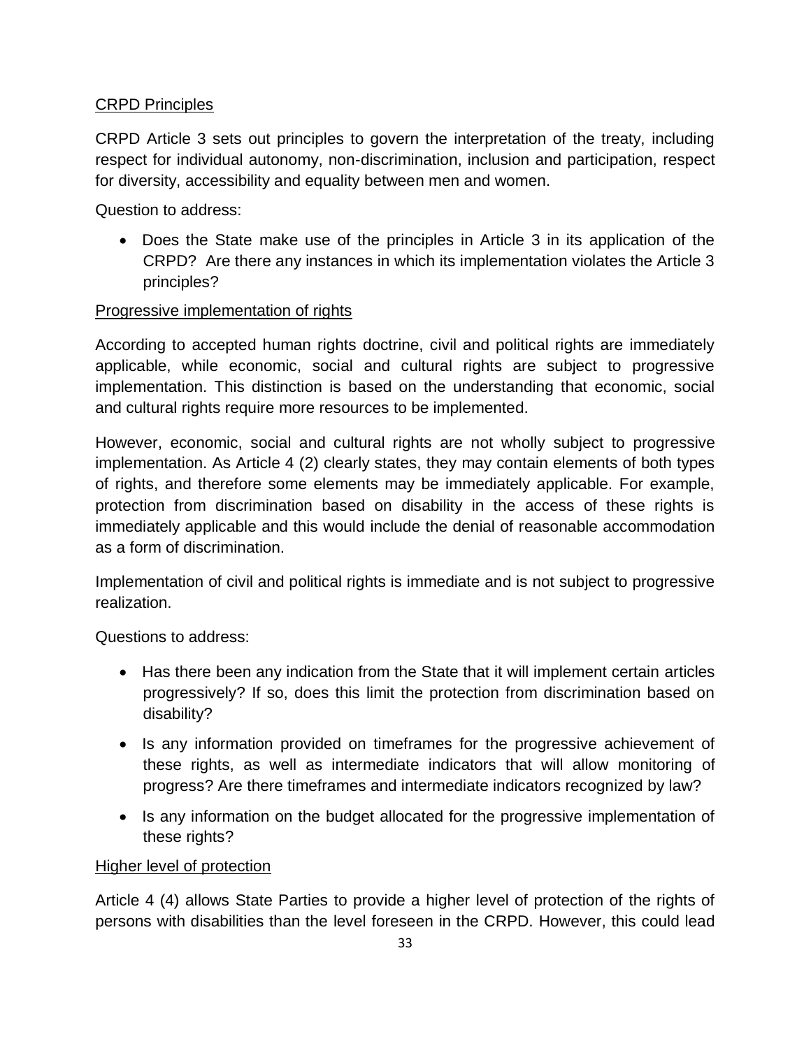### CRPD Principles

CRPD Article 3 sets out principles to govern the interpretation of the treaty, including respect for individual autonomy, non-discrimination, inclusion and participation, respect for diversity, accessibility and equality between men and women.

Question to address:

- Does the State make use of the principles in Article 3 in its application of the CRPD? Are there any instances in which its implementation violates the Article 3 principles?

### Progressive implementation of rights

According to accepted human rights doctrine, civil and political rights are immediately applicable, while economic, social and cultural rights are subject to progressive implementation. This distinction is based on the understanding that economic, social and cultural rights require more resources to be implemented.

However, economic, social and cultural rights are not wholly subject to progressive implementation. As Article 4 (2) clearly states, they may contain elements of both types of rights, and therefore some elements may be immediately applicable. For example, protection from discrimination based on disability in the access of these rights is immediately applicable and this would include the denial of reasonable accommodation as a form of discrimination.

Implementation of civil and political rights is immediate and is not subject to progressive realization.

Questions to address:

- Has there been any indication from the State that it will implement certain articles progressively? If so, does this limit the protection from discrimination based on disability?
- Is any information provided on timeframes for the progressive achievement of these rights, as well as intermediate indicators that will allow monitoring of progress? Are there timeframes and intermediate indicators recognized by law?
- Is any information on the budget allocated for the progressive implementation of these rights?

### Higher level of protection

Article 4 (4) allows State Parties to provide a higher level of protection of the rights of persons with disabilities than the level foreseen in the CRPD. However, this could lead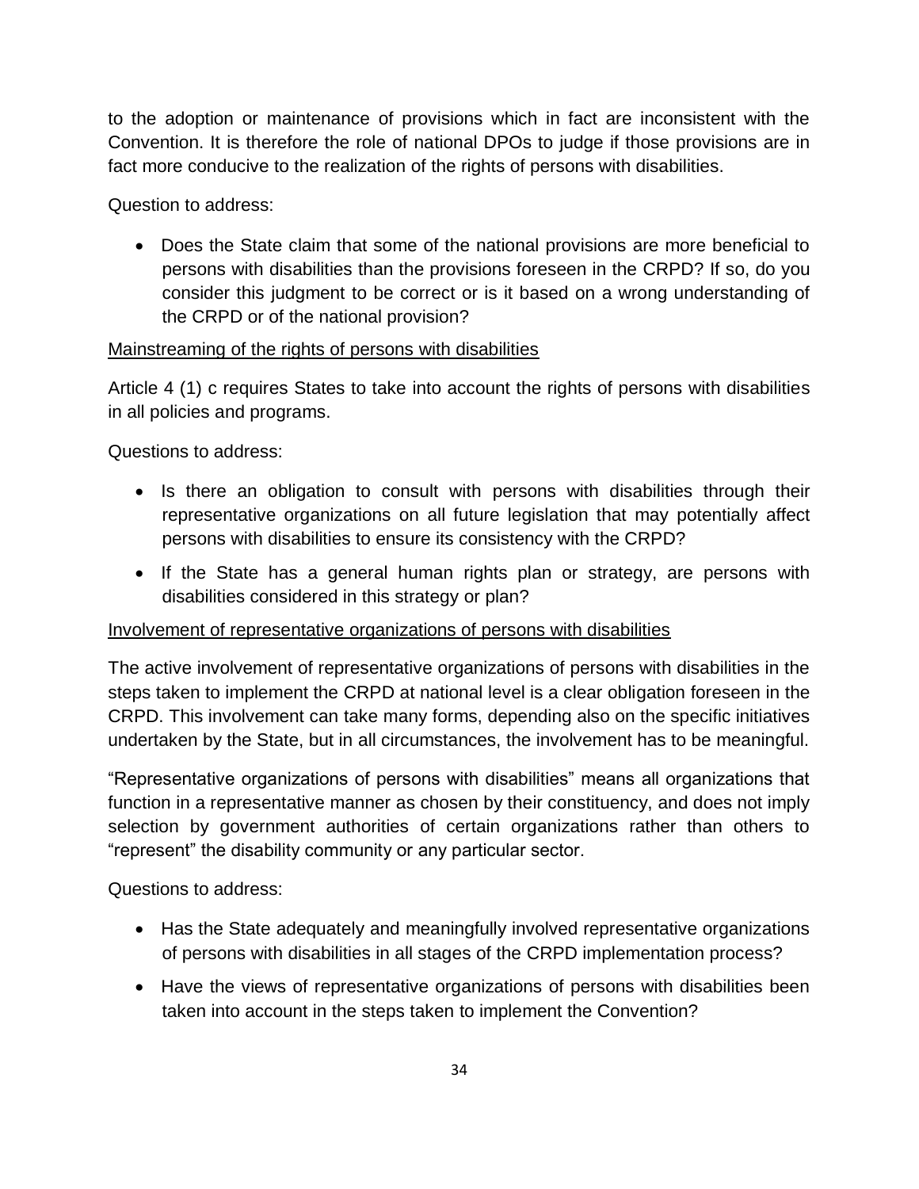to the adoption or maintenance of provisions which in fact are inconsistent with the Convention. It is therefore the role of national DPOs to judge if those provisions are in fact more conducive to the realization of the rights of persons with disabilities.

Question to address:

- Does the State claim that some of the national provisions are more beneficial to persons with disabilities than the provisions foreseen in the CRPD? If so, do you consider this judgment to be correct or is it based on a wrong understanding of the CRPD or of the national provision?

<u>Mainstreaming of the rights of persons with disabilities</u>

Article 4 (1) c requires States to take into account the rights of persons with disabilities in all policies and programs.

Questions to address:

- Is there an obligation to consult with persons with disabilities through their representative organizations on all future legislation that may potentially affect persons with disabilities to ensure its consistency with the CRPD?
- If the State has a general human rights plan or strategy, are persons with disabilities considered in this strategy or plan?

<u>Involvement of representative organizations of persons with disabilities</u>

The active involvement of representative organizations of persons with disabilities in the steps taken to implement the CRPD at national level is a clear obligation foreseen in the CRPD. This involvement can take many forms, depending also on the specific initiatives undertaken by the State, but in all circumstances, the involvement has to be meaningful.

"Representative organizations of persons with disabilities" means all organizations that function in a representative manner as chosen by their constituency, and does not imply selection by government authorities of certain organizations rather than others to "represent" the disability community or any particular sector.

Questions to address:

- Has the State adequately and meaningfully involved representative organizations of persons with disabilities in all stages of the CRPD implementation process?
- Have the views of representative organizations of persons with disabilities been taken into account in the steps taken to implement the Convention?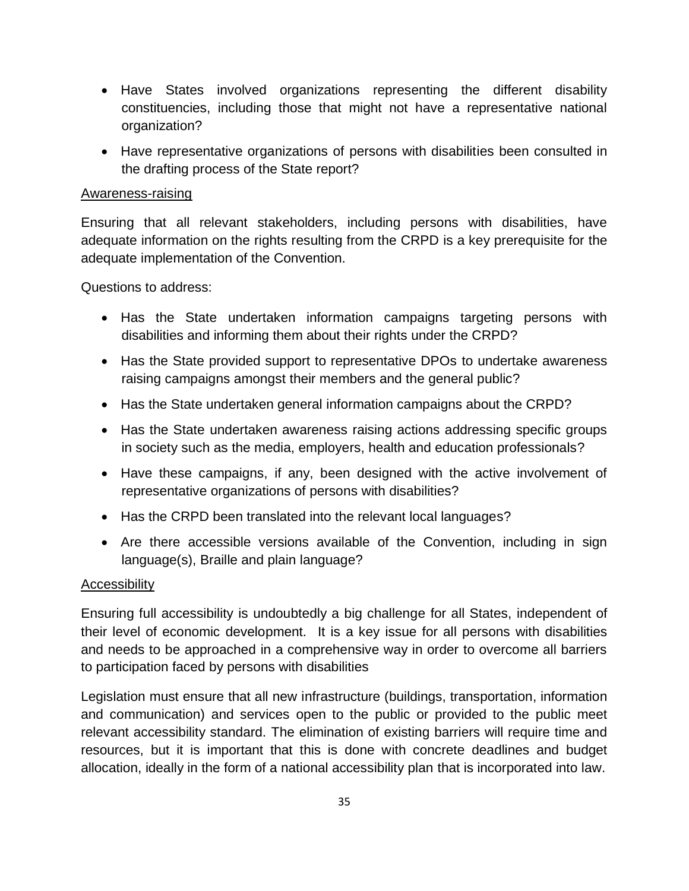- Have States involved organizations representing the different disability constituencies, including those that might not have a representative national organization?
- Have representative organizations of persons with disabilities been consulted in the drafting process of the State report?

<u>Awareness-raising</u>

Ensuring that all relevant stakeholders, including persons with disabilities, have adequate information on the rights resulting from the CRPD is a key prerequisite for the adequate implementation of the Convention.

Questions to address:

- Has the State undertaken information campaigns targeting persons with disabilities and informing them about their rights under the CRPD?
- Has the State provided support to representative DPOs to undertake awareness raising campaigns amongst their members and the general public?
- Has the State undertaken general information campaigns about the CRPD?
- Has the State undertaken awareness raising actions addressing specific groups in society such as the media, employers, health and education professionals?
- Have these campaigns, if any, been designed with the active involvement of representative organizations of persons with disabilities?
- Has the CRPD been translated into the relevant local languages?
- Are there accessible versions available of the Convention, including in sign language(s), Braille and plain language?

<u>Accessibility</u>

Ensuring full accessibility is undoubtedly a big challenge for all States, independent of their level of economic development. It is a key issue for all persons with disabilities and needs to be approached in a comprehensive way in order to overcome all barriers to participation faced by persons with disabilities

Legislation must ensure that all new infrastructure (buildings, transportation, information and communication) and services open to the public or provided to the public meet relevant accessibility standard. The elimination of existing barriers will require time and resources, but it is important that this is done with concrete deadlines and budget allocation, ideally in the form of a national accessibility plan that is incorporated into law.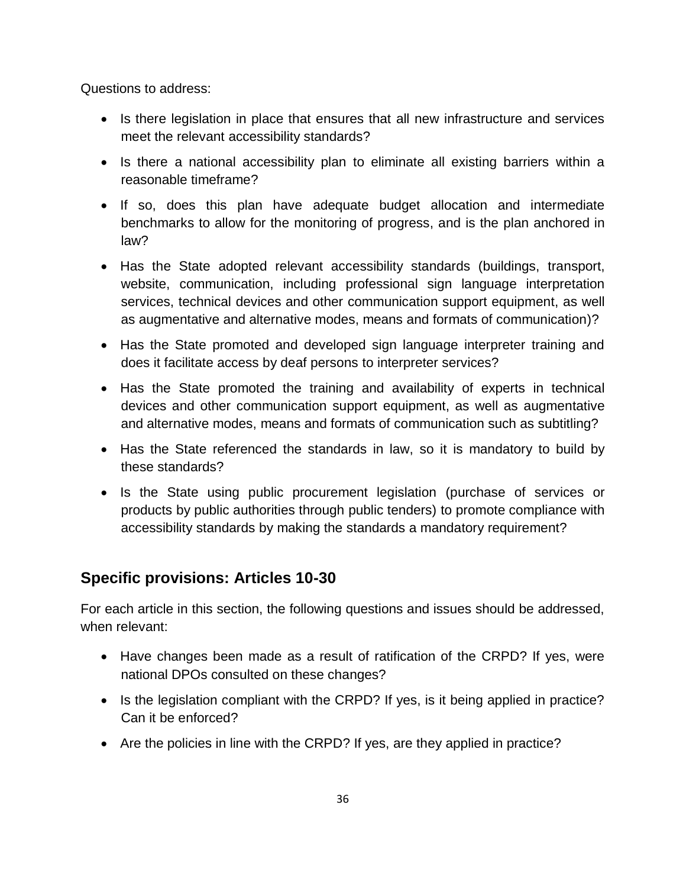Questions to address:

- Is there legislation in place that ensures that all new infrastructure and services meet the relevant accessibility standards?
- Is there a national accessibility plan to eliminate all existing barriers within a reasonable timeframe?
- If so, does this plan have adequate budget allocation and intermediate benchmarks to allow for the monitoring of progress, and is the plan anchored in law?
- Has the State adopted relevant accessibility standards (buildings, transport, website, communication, including professional sign language interpretation services, technical devices and other communication support equipment, as well as augmentative and alternative modes, means and formats of communication)?
- Has the State promoted and developed sign language interpreter training and does it facilitate access by deaf persons to interpreter services?
- Has the State promoted the training and availability of experts in technical devices and other communication support equipment, as well as augmentative and alternative modes, means and formats of communication such as subtitling?
- Has the State referenced the standards in law, so it is mandatory to build by these standards?
- Is the State using public procurement legislation (purchase of services or products by public authorities through public tenders) to promote compliance with accessibility standards by making the standards a mandatory requirement?

## Specific provisions: Articles 10-30

For each article in this section, the following questions and issues should be addressed, when relevant:

- Have changes been made as a result of ratification of the CRPD? If yes, were national DPOs consulted on these changes?
- Is the legislation compliant with the CRPD? If yes, is it being applied in practice? Can it be enforced?
- Are the policies in line with the CRPD? If yes, are they applied in practice?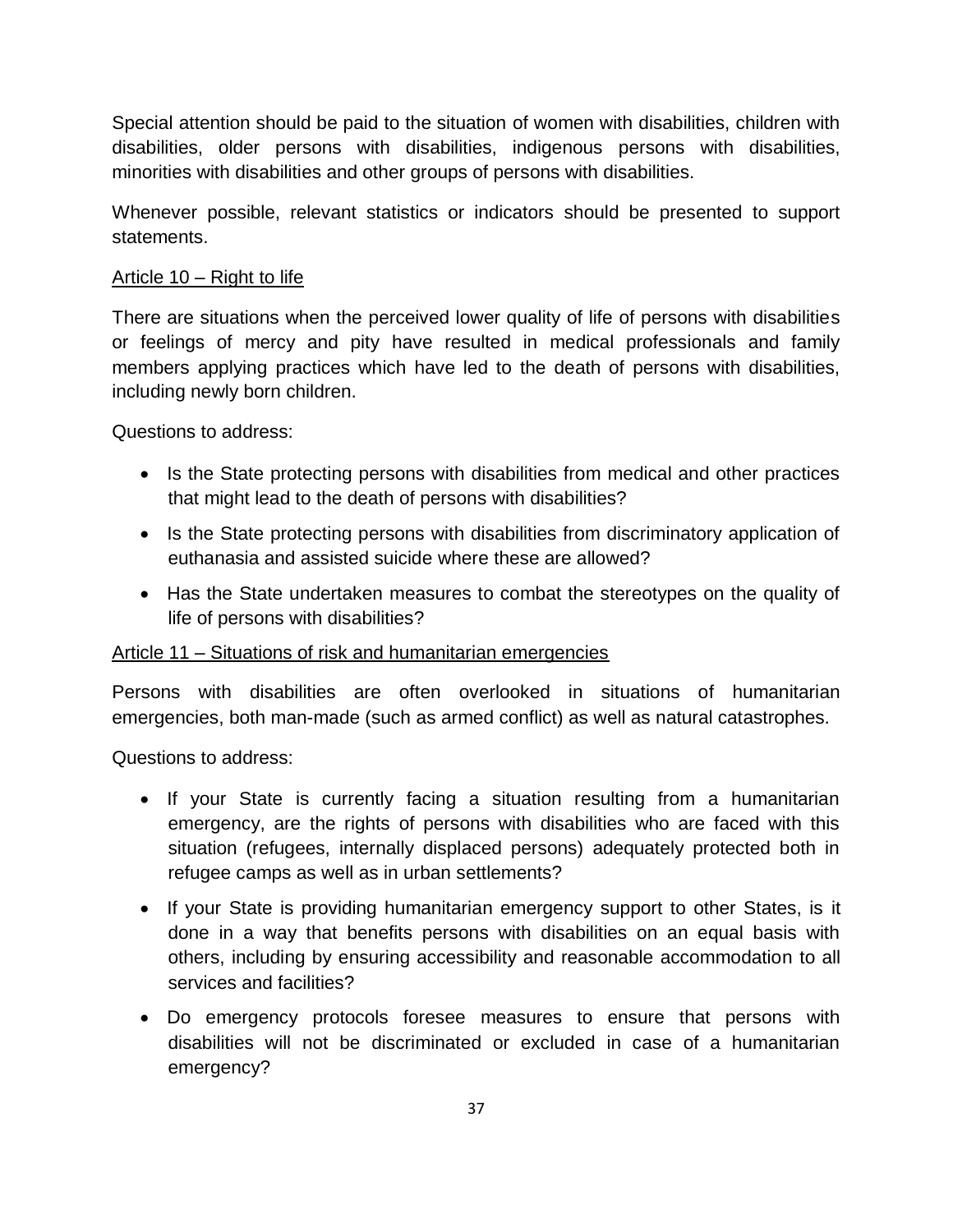Special attention should be paid to the situation of women with disabilities, children with disabilities, older persons with disabilities, indigenous persons with disabilities, minorities with disabilities and other groups of persons with disabilities.

Whenever possible, relevant statistics or indicators should be presented to support statements.

<u>Article 10 – Right to life</u>

There are situations when the perceived lower quality of life of persons with disabilities or feelings of mercy and pity have resulted in medical professionals and family members applying practices which have led to the death of persons with disabilities, including newly born children.

Questions to address:

- Is the State protecting persons with disabilities from medical and other practices that might lead to the death of persons with disabilities?
- Is the State protecting persons with disabilities from discriminatory application of euthanasia and assisted suicide where these are allowed?
- Has the State undertaken measures to combat the stereotypes on the quality of life of persons with disabilities?

<u>Article 11 – Situations of risk and humanitarian emergencies</u>

Persons with disabilities are often overlooked in situations of humanitarian emergencies, both man-made (such as armed conflict) as well as natural catastrophes.

Questions to address:

- If your State is currently facing a situation resulting from a humanitarian emergency, are the rights of persons with disabilities who are faced with this situation (refugees, internally displaced persons) adequately protected both in refugee camps as well as in urban settlements?
- If your State is providing humanitarian emergency support to other States, is it done in a way that benefits persons with disabilities on an equal basis with others, including by ensuring accessibility and reasonable accommodation to all services and facilities?
- Do emergency protocols foresee measures to ensure that persons with disabilities will not be discriminated or excluded in case of a humanitarian emergency?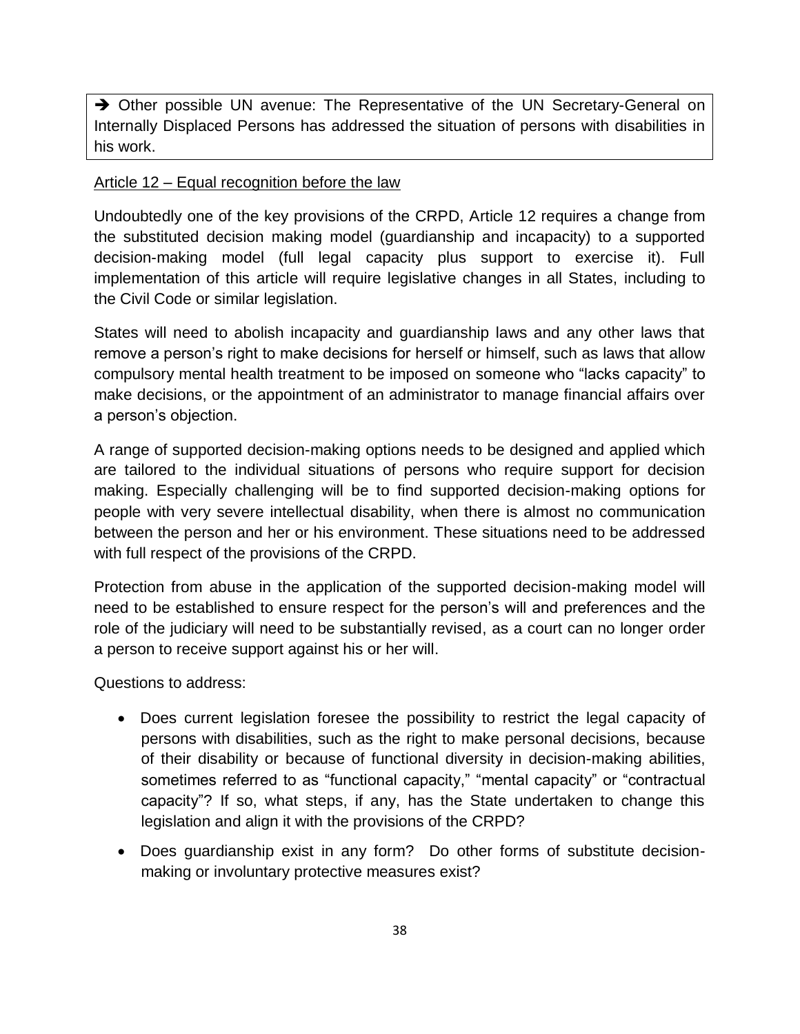> ➔ Other possible UN avenue: The Representative of the UN Secretary-General on Internally Displaced Persons has addressed the situation of persons with disabilities in his work.

<u>Article 12 – Equal recognition before the law</u>

Undoubtedly one of the key provisions of the CRPD, Article 12 requires a change from the substituted decision making model (guardianship and incapacity) to a supported decision-making model (full legal capacity plus support to exercise it). Full implementation of this article will require legislative changes in all States, including to the Civil Code or similar legislation.

States will need to abolish incapacity and guardianship laws and any other laws that remove a person's right to make decisions for herself or himself, such as laws that allow compulsory mental health treatment to be imposed on someone who "lacks capacity" to make decisions, or the appointment of an administrator to manage financial affairs over a person's objection.

A range of supported decision-making options needs to be designed and applied which are tailored to the individual situations of persons who require support for decision making. Especially challenging will be to find supported decision-making options for people with very severe intellectual disability, when there is almost no communication between the person and her or his environment. These situations need to be addressed with full respect of the provisions of the CRPD.

Protection from abuse in the application of the supported decision-making model will need to be established to ensure respect for the person's will and preferences and the role of the judiciary will need to be substantially revised, as a court can no longer order a person to receive support against his or her will.

Questions to address:

- Does current legislation foresee the possibility to restrict the legal capacity of persons with disabilities, such as the right to make personal decisions, because of their disability or because of functional diversity in decision-making abilities, sometimes referred to as "functional capacity," "mental capacity" or "contractual capacity"? If so, what steps, if any, has the State undertaken to change this legislation and align it with the provisions of the CRPD?
- Does guardianship exist in any form? Do other forms of substitute decision-making or involuntary protective measures exist?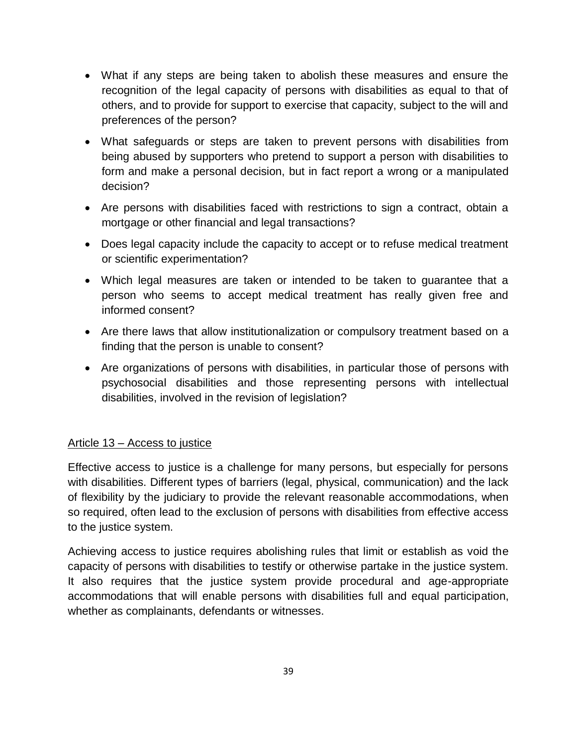- What if any steps are being taken to abolish these measures and ensure the recognition of the legal capacity of persons with disabilities as equal to that of others, and to provide for support to exercise that capacity, subject to the will and preferences of the person?
- What safeguards or steps are taken to prevent persons with disabilities from being abused by supporters who pretend to support a person with disabilities to form and make a personal decision, but in fact report a wrong or a manipulated decision?
- Are persons with disabilities faced with restrictions to sign a contract, obtain a mortgage or other financial and legal transactions?
- Does legal capacity include the capacity to accept or to refuse medical treatment or scientific experimentation?
- Which legal measures are taken or intended to be taken to guarantee that a person who seems to accept medical treatment has really given free and informed consent?
- Are there laws that allow institutionalization or compulsory treatment based on a finding that the person is unable to consent?
- Are organizations of persons with disabilities, in particular those of persons with psychosocial disabilities and those representing persons with intellectual disabilities, involved in the revision of legislation?

## Article 13 – Access to justice

Effective access to justice is a challenge for many persons, but especially for persons with disabilities. Different types of barriers (legal, physical, communication) and the lack of flexibility by the judiciary to provide the relevant reasonable accommodations, when so required, often lead to the exclusion of persons with disabilities from effective access to the justice system.

Achieving access to justice requires abolishing rules that limit or establish as void the capacity of persons with disabilities to testify or otherwise partake in the justice system. It also requires that the justice system provide procedural and age-appropriate accommodations that will enable persons with disabilities full and equal participation, whether as complainants, defendants or witnesses.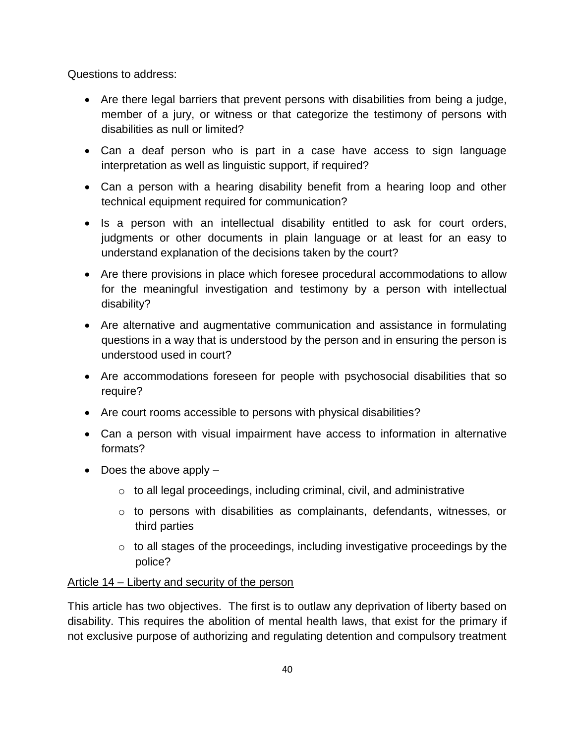Questions to address:

- Are there legal barriers that prevent persons with disabilities from being a judge, member of a jury, or witness or that categorize the testimony of persons with disabilities as null or limited?
- Can a deaf person who is part in a case have access to sign language interpretation as well as linguistic support, if required?
- Can a person with a hearing disability benefit from a hearing loop and other technical equipment required for communication?
- Is a person with an intellectual disability entitled to ask for court orders, judgments or other documents in plain language or at least for an easy to understand explanation of the decisions taken by the court?
- Are there provisions in place which foresee procedural accommodations to allow for the meaningful investigation and testimony by a person with intellectual disability?
- Are alternative and augmentative communication and assistance in formulating questions in a way that is understood by the person and in ensuring the person is understood used in court?
- Are accommodations foreseen for people with psychosocial disabilities that so require?
- Are court rooms accessible to persons with physical disabilities?
- Can a person with visual impairment have access to information in alternative formats?
- Does the above apply –
    - to all legal proceedings, including criminal, civil, and administrative
    - to persons with disabilities as complainants, defendants, witnesses, or third parties
    - to all stages of the proceedings, including investigative proceedings by the police?

<u>Article 14 – Liberty and security of the person</u>

This article has two objectives. The first is to outlaw any deprivation of liberty based on disability. This requires the abolition of mental health laws, that exist for the primary if not exclusive purpose of authorizing and regulating detention and compulsory treatment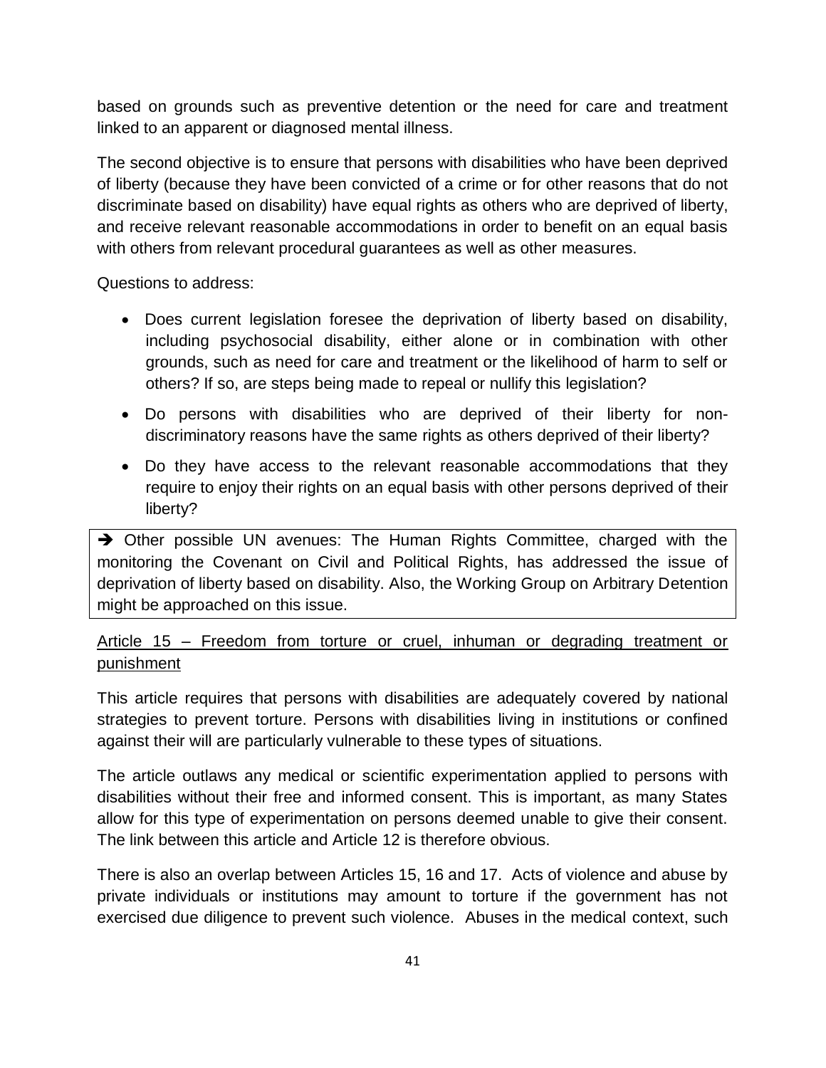based on grounds such as preventive detention or the need for care and treatment linked to an apparent or diagnosed mental illness.

The second objective is to ensure that persons with disabilities who have been deprived of liberty (because they have been convicted of a crime or for other reasons that do not discriminate based on disability) have equal rights as others who are deprived of liberty, and receive relevant reasonable accommodations in order to benefit on an equal basis with others from relevant procedural guarantees as well as other measures.

Questions to address:

- Does current legislation foresee the deprivation of liberty based on disability, including psychosocial disability, either alone or in combination with other grounds, such as need for care and treatment or the likelihood of harm to self or others? If so, are steps being made to repeal or nullify this legislation?
- Do persons with disabilities who are deprived of their liberty for non-discriminatory reasons have the same rights as others deprived of their liberty?
- Do they have access to the relevant reasonable accommodations that they require to enjoy their rights on an equal basis with other persons deprived of their liberty?

> ➔ Other possible UN avenues: The Human Rights Committee, charged with the monitoring the Covenant on Civil and Political Rights, has addressed the issue of deprivation of liberty based on disability. Also, the Working Group on Arbitrary Detention might be approached on this issue.

<u>Article 15 – Freedom from torture or cruel, inhuman or degrading treatment or punishment</u>

This article requires that persons with disabilities are adequately covered by national strategies to prevent torture. Persons with disabilities living in institutions or confined against their will are particularly vulnerable to these types of situations.

The article outlaws any medical or scientific experimentation applied to persons with disabilities without their free and informed consent. This is important, as many States allow for this type of experimentation on persons deemed unable to give their consent. The link between this article and Article 12 is therefore obvious.

There is also an overlap between Articles 15, 16 and 17. Acts of violence and abuse by private individuals or institutions may amount to torture if the government has not exercised due diligence to prevent such violence. Abuses in the medical context, such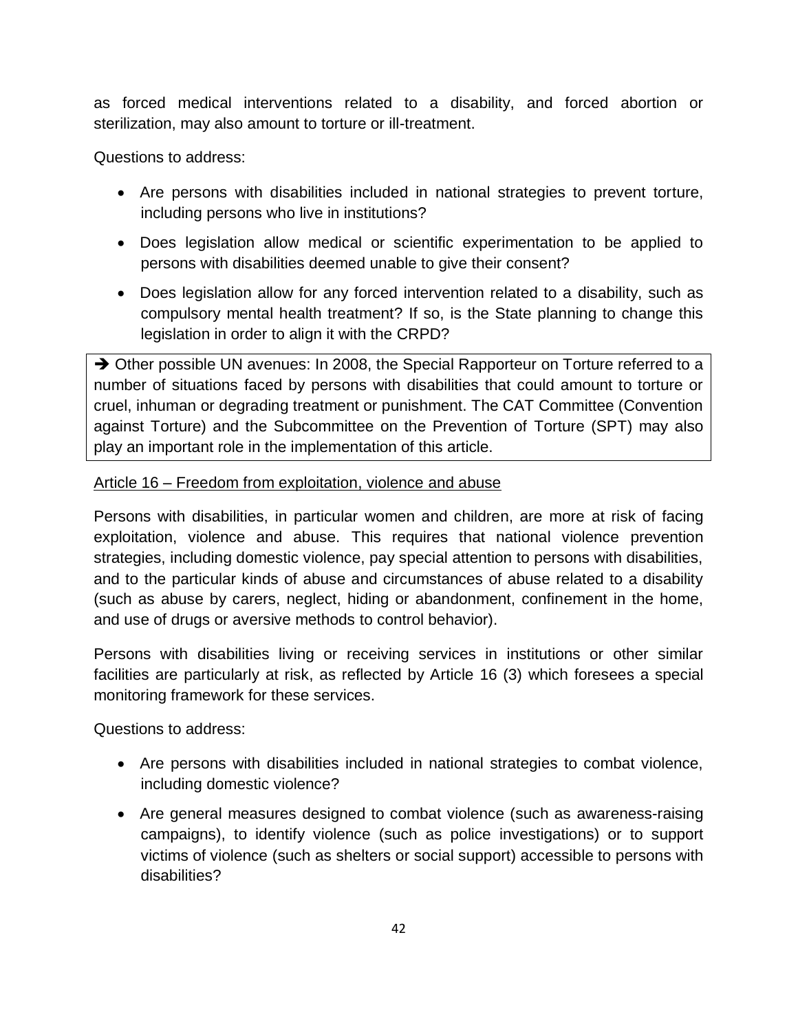as forced medical interventions related to a disability, and forced abortion or sterilization, may also amount to torture or ill-treatment.

Questions to address:

- Are persons with disabilities included in national strategies to prevent torture, including persons who live in institutions?
- Does legislation allow medical or scientific experimentation to be applied to persons with disabilities deemed unable to give their consent?
- Does legislation allow for any forced intervention related to a disability, such as compulsory mental health treatment? If so, is the State planning to change this legislation in order to align it with the CRPD?

> ➔ Other possible UN avenues: In 2008, the Special Rapporteur on Torture referred to a number of situations faced by persons with disabilities that could amount to torture or cruel, inhuman or degrading treatment or punishment. The CAT Committee (Convention against Torture) and the Subcommittee on the Prevention of Torture (SPT) may also play an important role in the implementation of this article.

<u>Article 16 – Freedom from exploitation, violence and abuse</u>

Persons with disabilities, in particular women and children, are more at risk of facing exploitation, violence and abuse. This requires that national violence prevention strategies, including domestic violence, pay special attention to persons with disabilities, and to the particular kinds of abuse and circumstances of abuse related to a disability (such as abuse by carers, neglect, hiding or abandonment, confinement in the home, and use of drugs or aversive methods to control behavior).

Persons with disabilities living or receiving services in institutions or other similar facilities are particularly at risk, as reflected by Article 16 (3) which foresees a special monitoring framework for these services.

Questions to address:

- Are persons with disabilities included in national strategies to combat violence, including domestic violence?
- Are general measures designed to combat violence (such as awareness-raising campaigns), to identify violence (such as police investigations) or to support victims of violence (such as shelters or social support) accessible to persons with disabilities?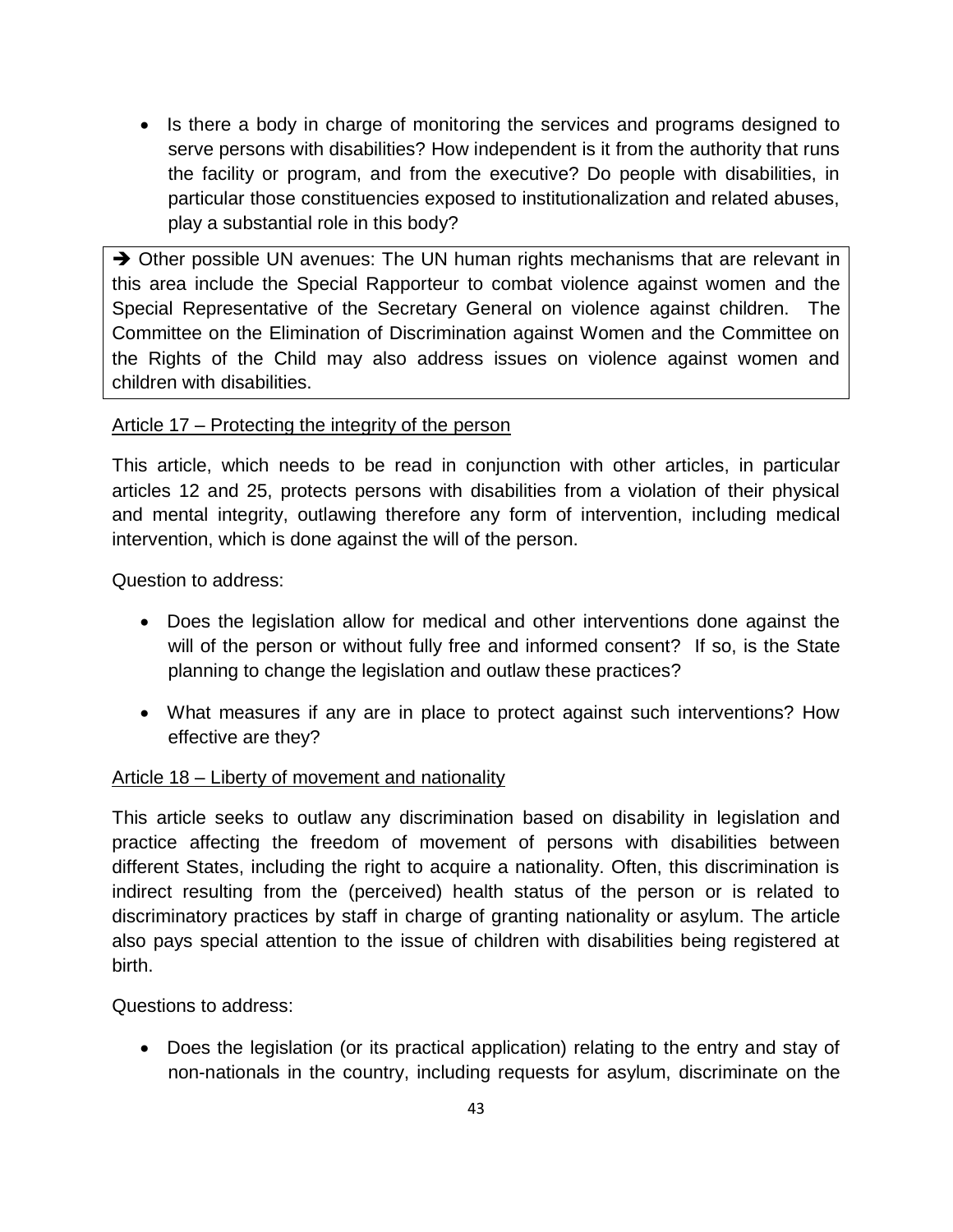- Is there a body in charge of monitoring the services and programs designed to serve persons with disabilities? How independent is it from the authority that runs the facility or program, and from the executive? Do people with disabilities, in particular those constituencies exposed to institutionalization and related abuses, play a substantial role in this body?

> ➔ Other possible UN avenues: The UN human rights mechanisms that are relevant in this area include the Special Rapporteur to combat violence against women and the Special Representative of the Secretary General on violence against children. The Committee on the Elimination of Discrimination against Women and the Committee on the Rights of the Child may also address issues on violence against women and children with disabilities.

### Article 17 – Protecting the integrity of the person

This article, which needs to be read in conjunction with other articles, in particular articles 12 and 25, protects persons with disabilities from a violation of their physical and mental integrity, outlawing therefore any form of intervention, including medical intervention, which is done against the will of the person.

Question to address:

- Does the legislation allow for medical and other interventions done against the will of the person or without fully free and informed consent? If so, is the State planning to change the legislation and outlaw these practices?
- What measures if any are in place to protect against such interventions? How effective are they?

### Article 18 – Liberty of movement and nationality

This article seeks to outlaw any discrimination based on disability in legislation and practice affecting the freedom of movement of persons with disabilities between different States, including the right to acquire a nationality. Often, this discrimination is indirect resulting from the (perceived) health status of the person or is related to discriminatory practices by staff in charge of granting nationality or asylum. The article also pays special attention to the issue of children with disabilities being registered at birth.

Questions to address:

- Does the legislation (or its practical application) relating to the entry and stay of non-nationals in the country, including requests for asylum, discriminate on the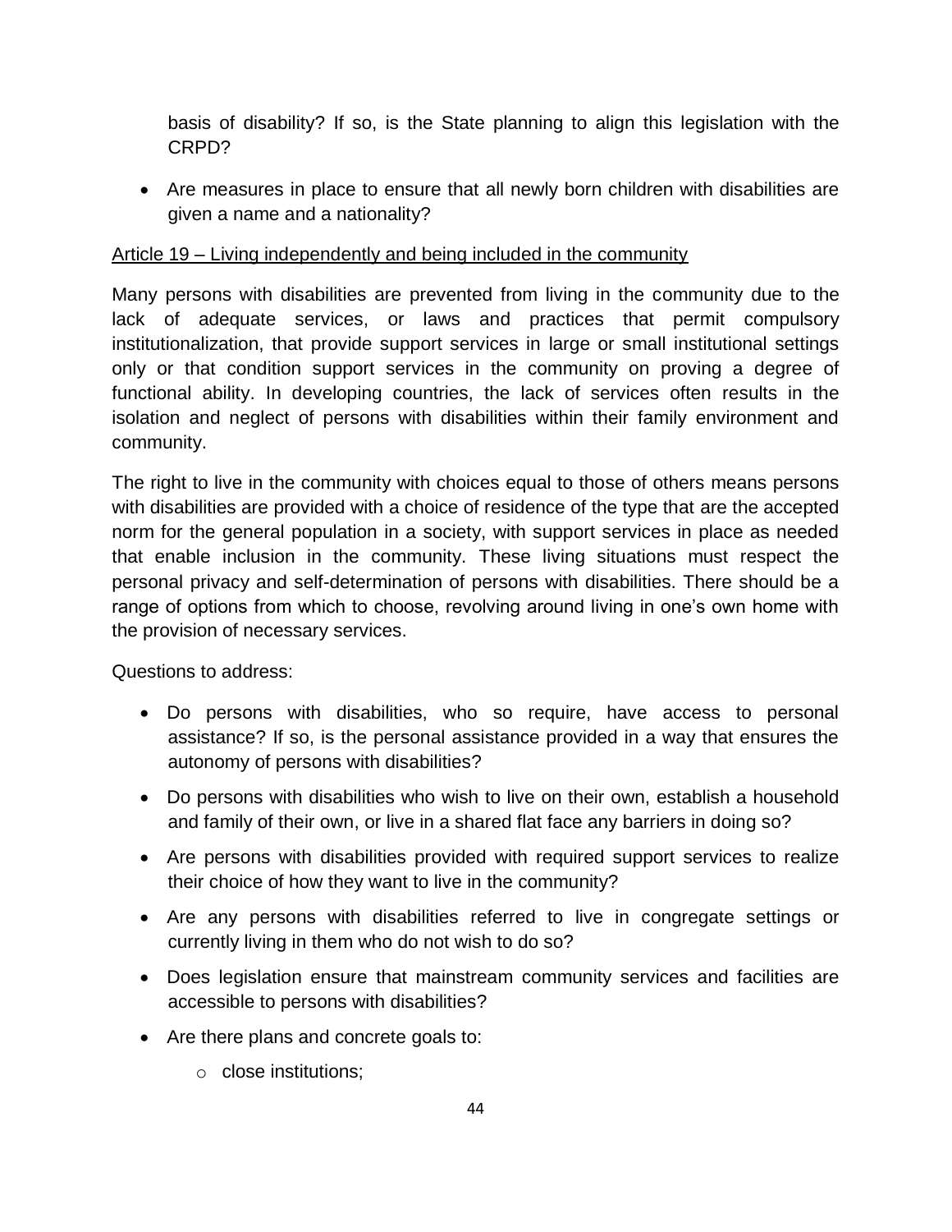basis of disability? If so, is the State planning to align this legislation with the CRPD?

- Are measures in place to ensure that all newly born children with disabilities are given a name and a nationality?

<u>Article 19 – Living independently and being included in the community</u>

Many persons with disabilities are prevented from living in the community due to the lack of adequate services, or laws and practices that permit compulsory institutionalization, that provide support services in large or small institutional settings only or that condition support services in the community on proving a degree of functional ability. In developing countries, the lack of services often results in the isolation and neglect of persons with disabilities within their family environment and community.

The right to live in the community with choices equal to those of others means persons with disabilities are provided with a choice of residence of the type that are the accepted norm for the general population in a society, with support services in place as needed that enable inclusion in the community. These living situations must respect the personal privacy and self-determination of persons with disabilities. There should be a range of options from which to choose, revolving around living in one's own home with the provision of necessary services.

Questions to address:

- Do persons with disabilities, who so require, have access to personal assistance? If so, is the personal assistance provided in a way that ensures the autonomy of persons with disabilities?
- Do persons with disabilities who wish to live on their own, establish a household and family of their own, or live in a shared flat face any barriers in doing so?
- Are persons with disabilities provided with required support services to realize their choice of how they want to live in the community?
- Are any persons with disabilities referred to live in congregate settings or currently living in them who do not wish to do so?
- Does legislation ensure that mainstream community services and facilities are accessible to persons with disabilities?
- Are there plans and concrete goals to:
    - close institutions;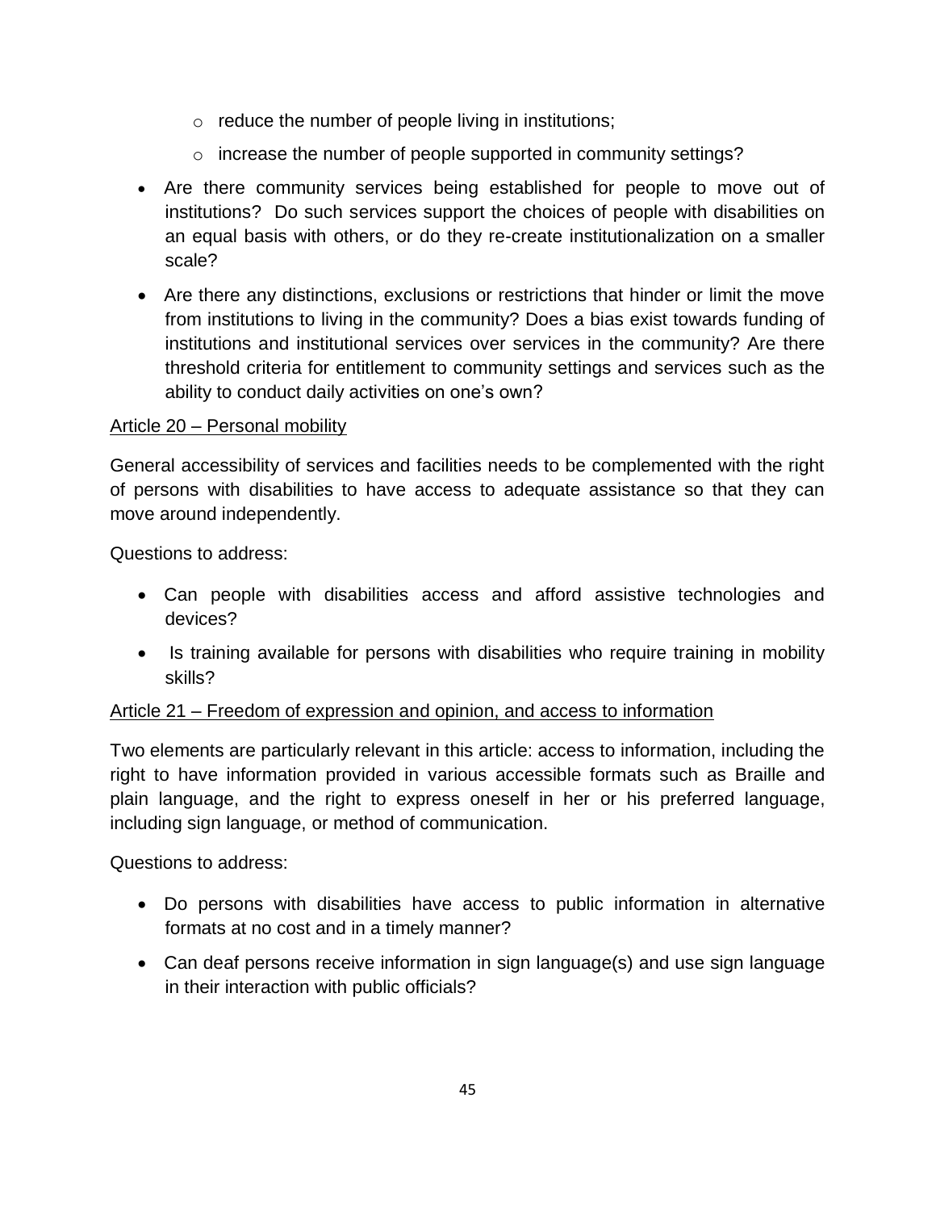- reduce the number of people living in institutions;
  - increase the number of people supported in community settings?

- Are there community services being established for people to move out of institutions? Do such services support the choices of people with disabilities on an equal basis with others, or do they re-create institutionalization on a smaller scale?
- Are there any distinctions, exclusions or restrictions that hinder or limit the move from institutions to living in the community? Does a bias exist towards funding of institutions and institutional services over services in the community? Are there threshold criteria for entitlement to community settings and services such as the ability to conduct daily activities on one's own?

<u>Article 20 – Personal mobility</u>

General accessibility of services and facilities needs to be complemented with the right of persons with disabilities to have access to adequate assistance so that they can move around independently.

Questions to address:

- Can people with disabilities access and afford assistive technologies and devices?
- Is training available for persons with disabilities who require training in mobility skills?

<u>Article 21 – Freedom of expression and opinion, and access to information</u>

Two elements are particularly relevant in this article: access to information, including the right to have information provided in various accessible formats such as Braille and plain language, and the right to express oneself in her or his preferred language, including sign language, or method of communication.

Questions to address:

- Do persons with disabilities have access to public information in alternative formats at no cost and in a timely manner?
- Can deaf persons receive information in sign language(s) and use sign language in their interaction with public officials?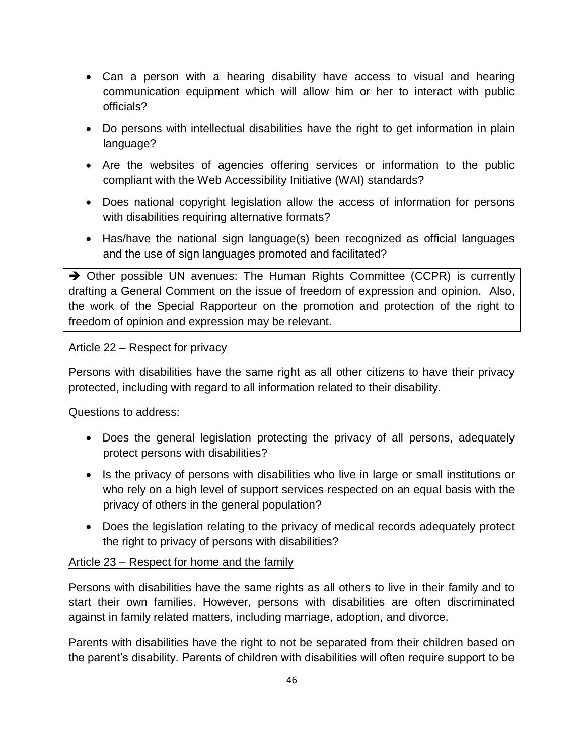- Can a person with a hearing disability have access to visual and hearing communication equipment which will allow him or her to interact with public officials?
- Do persons with intellectual disabilities have the right to get information in plain language?
- Are the websites of agencies offering services or information to the public compliant with the Web Accessibility Initiative (WAI) standards?
- Does national copyright legislation allow the access of information for persons with disabilities requiring alternative formats?
- Has/have the national sign language(s) been recognized as official languages and the use of sign languages promoted and facilitated?

> ➔ Other possible UN avenues: The Human Rights Committee (CCPR) is currently drafting a General Comment on the issue of freedom of expression and opinion. Also, the work of the Special Rapporteur on the promotion and protection of the right to freedom of opinion and expression may be relevant.

<u>Article 22 – Respect for privacy</u>

Persons with disabilities have the same right as all other citizens to have their privacy protected, including with regard to all information related to their disability.

Questions to address:

- Does the general legislation protecting the privacy of all persons, adequately protect persons with disabilities?
- Is the privacy of persons with disabilities who live in large or small institutions or who rely on a high level of support services respected on an equal basis with the privacy of others in the general population?
- Does the legislation relating to the privacy of medical records adequately protect the right to privacy of persons with disabilities?

<u>Article 23 – Respect for home and the family</u>

Persons with disabilities have the same rights as all others to live in their family and to start their own families. However, persons with disabilities are often discriminated against in family related matters, including marriage, adoption, and divorce.

Parents with disabilities have the right to not be separated from their children based on the parent's disability. Parents of children with disabilities will often require support to be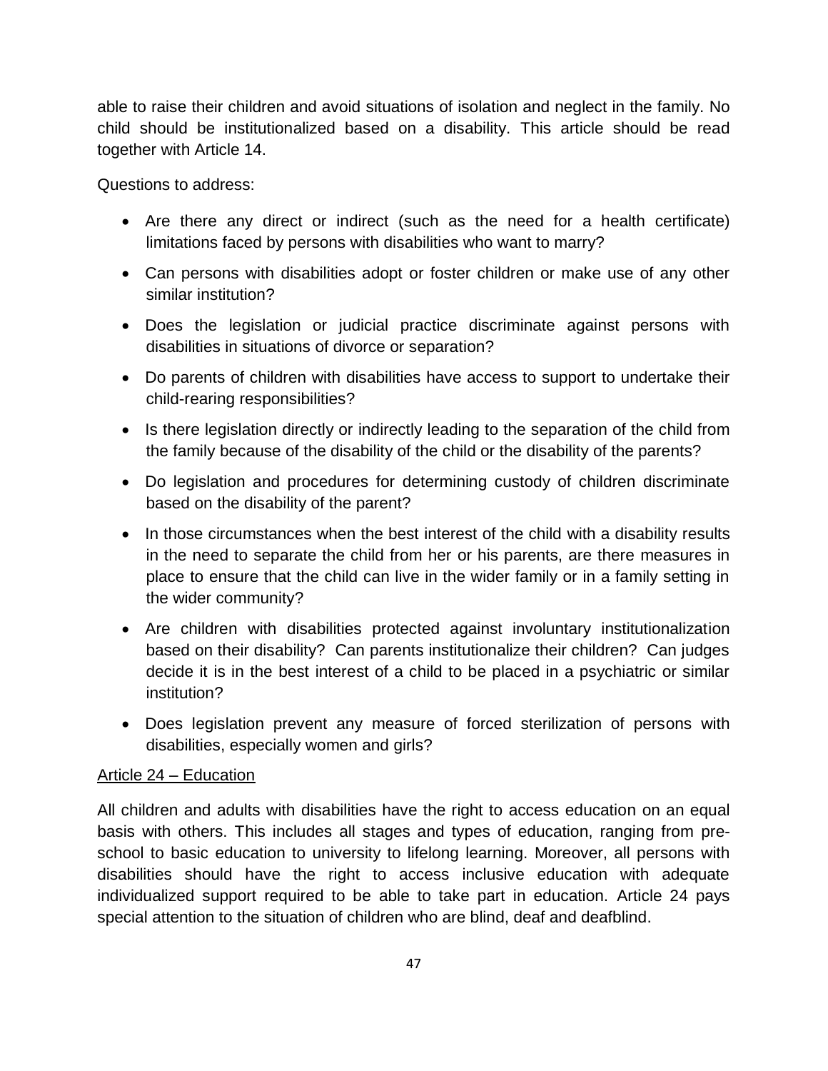able to raise their children and avoid situations of isolation and neglect in the family. No child should be institutionalized based on a disability. This article should be read together with Article 14.

Questions to address:

- Are there any direct or indirect (such as the need for a health certificate) limitations faced by persons with disabilities who want to marry?
- Can persons with disabilities adopt or foster children or make use of any other similar institution?
- Does the legislation or judicial practice discriminate against persons with disabilities in situations of divorce or separation?
- Do parents of children with disabilities have access to support to undertake their child-rearing responsibilities?
- Is there legislation directly or indirectly leading to the separation of the child from the family because of the disability of the child or the disability of the parents?
- Do legislation and procedures for determining custody of children discriminate based on the disability of the parent?
- In those circumstances when the best interest of the child with a disability results in the need to separate the child from her or his parents, are there measures in place to ensure that the child can live in the wider family or in a family setting in the wider community?
- Are children with disabilities protected against involuntary institutionalization based on their disability? Can parents institutionalize their children? Can judges decide it is in the best interest of a child to be placed in a psychiatric or similar institution?
- Does legislation prevent any measure of forced sterilization of persons with disabilities, especially women and girls?

<u>Article 24 – Education</u>

All children and adults with disabilities have the right to access education on an equal basis with others. This includes all stages and types of education, ranging from pre-school to basic education to university to lifelong learning. Moreover, all persons with disabilities should have the right to access inclusive education with adequate individualized support required to be able to take part in education. Article 24 pays special attention to the situation of children who are blind, deaf and deafblind.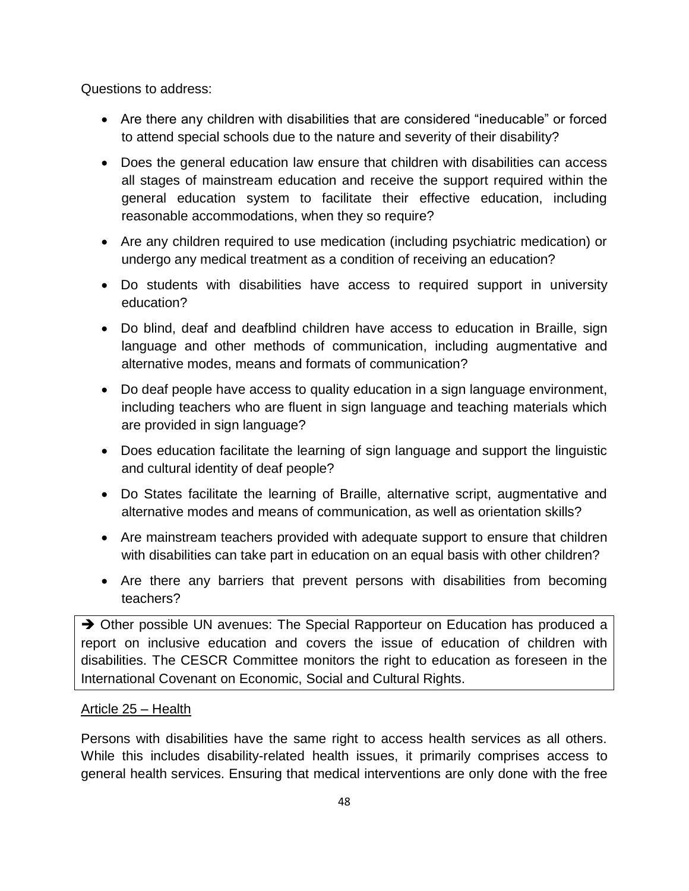Questions to address:

- Are there any children with disabilities that are considered "ineducable" or forced to attend special schools due to the nature and severity of their disability?
- Does the general education law ensure that children with disabilities can access all stages of mainstream education and receive the support required within the general education system to facilitate their effective education, including reasonable accommodations, when they so require?
- Are any children required to use medication (including psychiatric medication) or undergo any medical treatment as a condition of receiving an education?
- Do students with disabilities have access to required support in university education?
- Do blind, deaf and deafblind children have access to education in Braille, sign language and other methods of communication, including augmentative and alternative modes, means and formats of communication?
- Do deaf people have access to quality education in a sign language environment, including teachers who are fluent in sign language and teaching materials which are provided in sign language?
- Does education facilitate the learning of sign language and support the linguistic and cultural identity of deaf people?
- Do States facilitate the learning of Braille, alternative script, augmentative and alternative modes and means of communication, as well as orientation skills?
- Are mainstream teachers provided with adequate support to ensure that children with disabilities can take part in education on an equal basis with other children?
- Are there any barriers that prevent persons with disabilities from becoming teachers?

> ➔ Other possible UN avenues: The Special Rapporteur on Education has produced a report on inclusive education and covers the issue of education of children with disabilities. The CESCR Committee monitors the right to education as foreseen in the International Covenant on Economic, Social and Cultural Rights.

<u>Article 25 – Health</u>

Persons with disabilities have the same right to access health services as all others. While this includes disability-related health issues, it primarily comprises access to general health services. Ensuring that medical interventions are only done with the free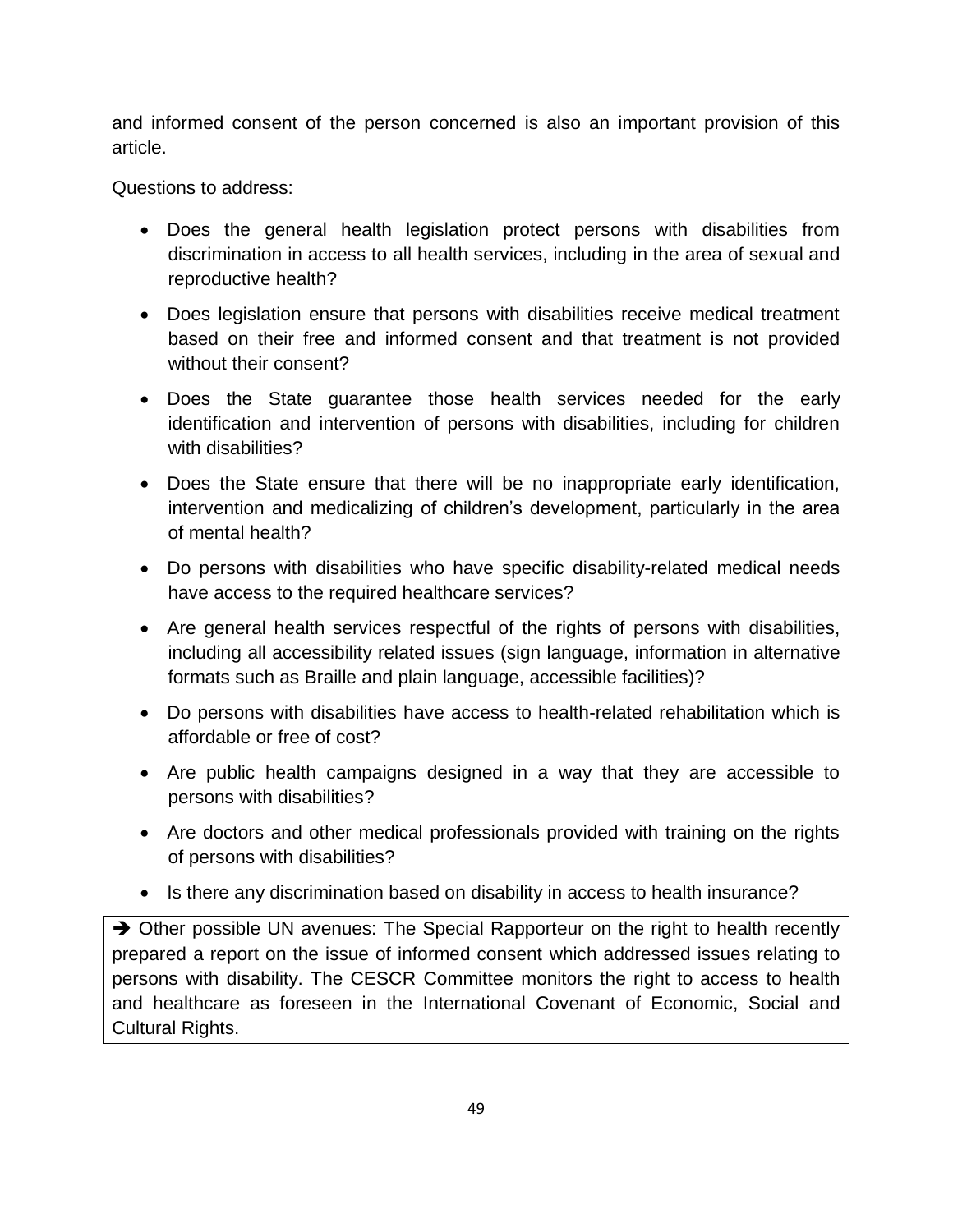and informed consent of the person concerned is also an important provision of this article.

Questions to address:

- Does the general health legislation protect persons with disabilities from discrimination in access to all health services, including in the area of sexual and reproductive health?
- Does legislation ensure that persons with disabilities receive medical treatment based on their free and informed consent and that treatment is not provided without their consent?
- Does the State guarantee those health services needed for the early identification and intervention of persons with disabilities, including for children with disabilities?
- Does the State ensure that there will be no inappropriate early identification, intervention and medicalizing of children's development, particularly in the area of mental health?
- Do persons with disabilities who have specific disability-related medical needs have access to the required healthcare services?
- Are general health services respectful of the rights of persons with disabilities, including all accessibility related issues (sign language, information in alternative formats such as Braille and plain language, accessible facilities)?
- Do persons with disabilities have access to health-related rehabilitation which is affordable or free of cost?
- Are public health campaigns designed in a way that they are accessible to persons with disabilities?
- Are doctors and other medical professionals provided with training on the rights of persons with disabilities?
- Is there any discrimination based on disability in access to health insurance?

➔ Other possible UN avenues: The Special Rapporteur on the right to health recently prepared a report on the issue of informed consent which addressed issues relating to persons with disability. The CESCR Committee monitors the right to access to health and healthcare as foreseen in the International Covenant of Economic, Social and Cultural Rights.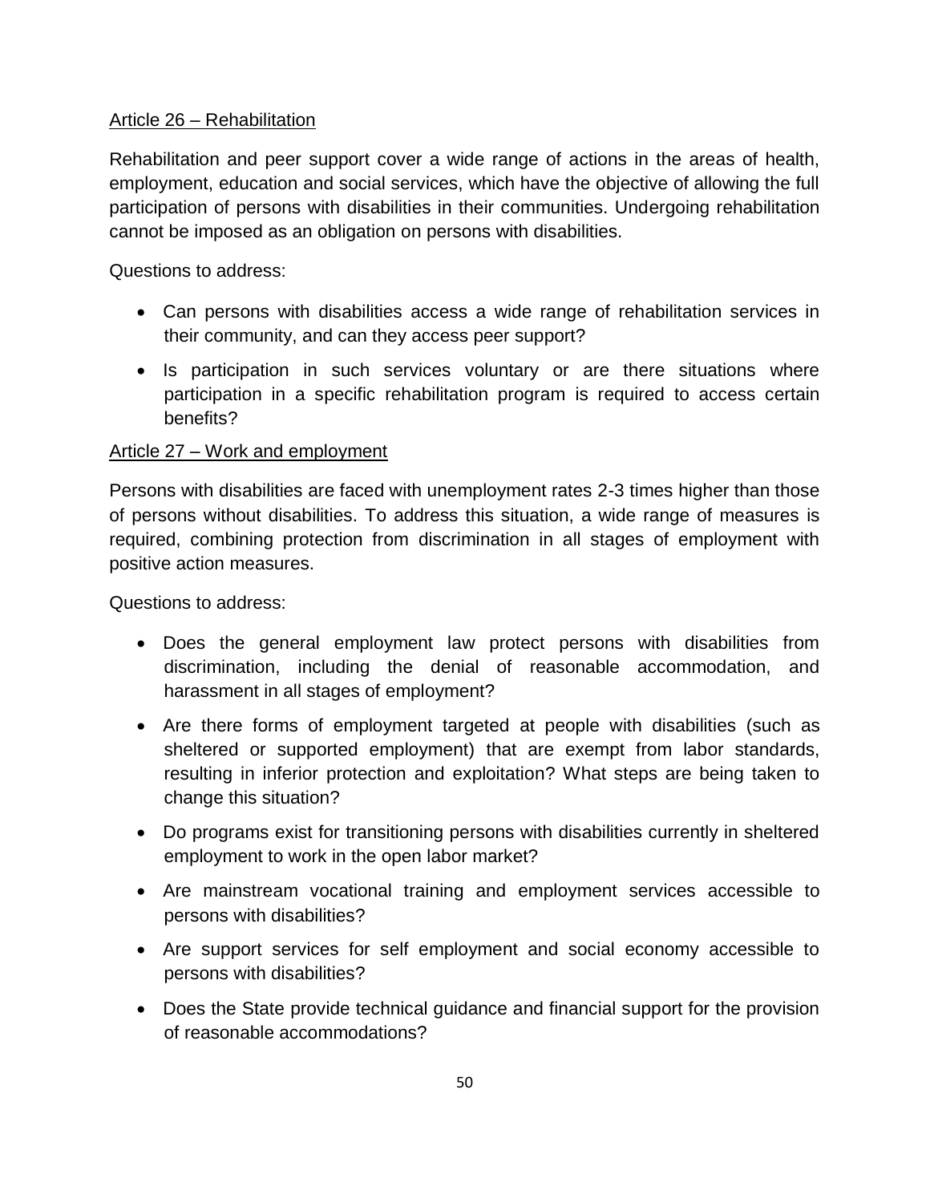## Article 26 – Rehabilitation

Rehabilitation and peer support cover a wide range of actions in the areas of health, employment, education and social services, which have the objective of allowing the full participation of persons with disabilities in their communities. Undergoing rehabilitation cannot be imposed as an obligation on persons with disabilities.

Questions to address:

- Can persons with disabilities access a wide range of rehabilitation services in their community, and can they access peer support?
- Is participation in such services voluntary or are there situations where participation in a specific rehabilitation program is required to access certain benefits?

## Article 27 – Work and employment

Persons with disabilities are faced with unemployment rates 2-3 times higher than those of persons without disabilities. To address this situation, a wide range of measures is required, combining protection from discrimination in all stages of employment with positive action measures.

Questions to address:

- Does the general employment law protect persons with disabilities from discrimination, including the denial of reasonable accommodation, and harassment in all stages of employment?
- Are there forms of employment targeted at people with disabilities (such as sheltered or supported employment) that are exempt from labor standards, resulting in inferior protection and exploitation? What steps are being taken to change this situation?
- Do programs exist for transitioning persons with disabilities currently in sheltered employment to work in the open labor market?
- Are mainstream vocational training and employment services accessible to persons with disabilities?
- Are support services for self employment and social economy accessible to persons with disabilities?
- Does the State provide technical guidance and financial support for the provision of reasonable accommodations?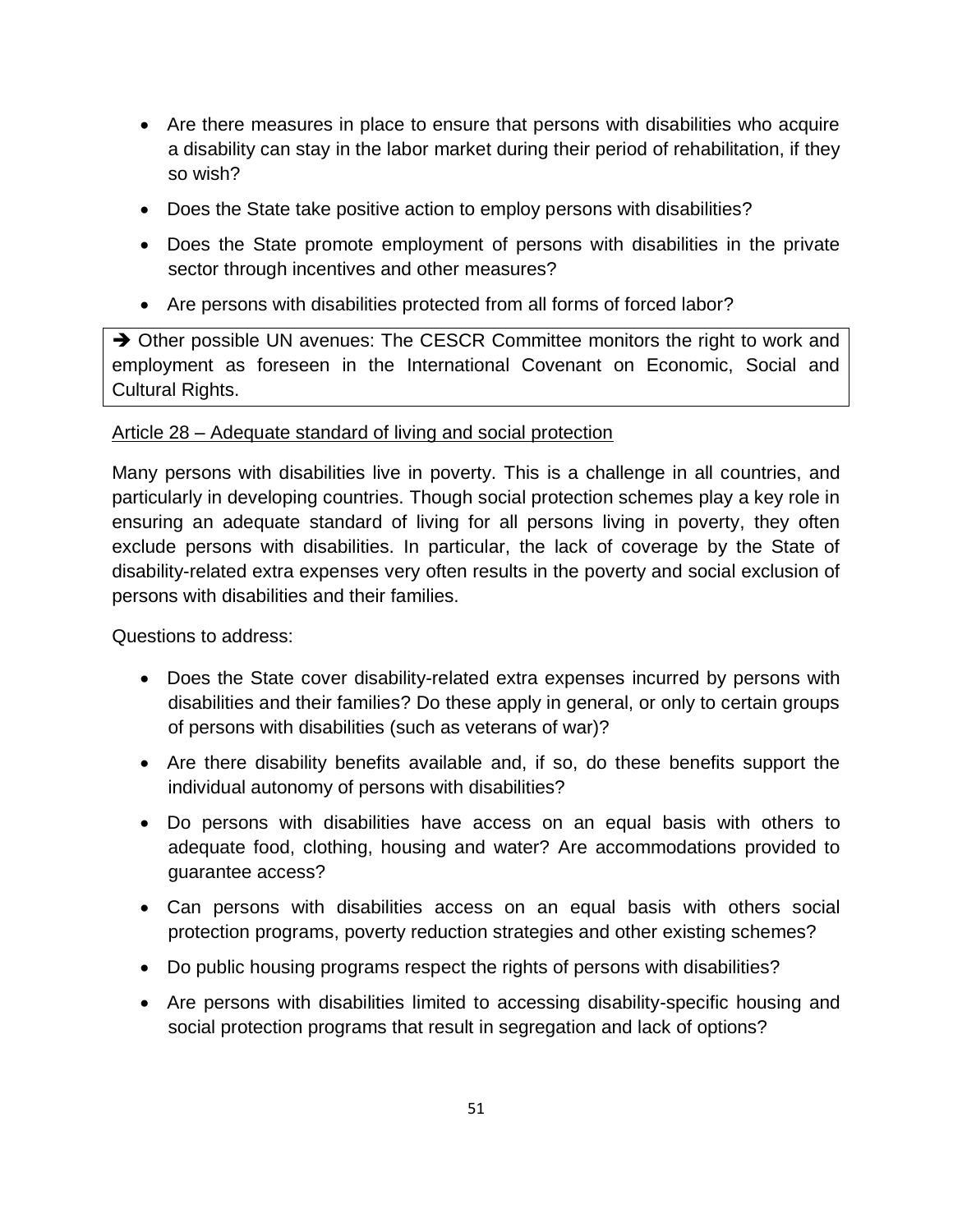- Are there measures in place to ensure that persons with disabilities who acquire a disability can stay in the labor market during their period of rehabilitation, if they so wish?
- Does the State take positive action to employ persons with disabilities?
- Does the State promote employment of persons with disabilities in the private sector through incentives and other measures?
- Are persons with disabilities protected from all forms of forced labor?

> ➔ Other possible UN avenues: The CESCR Committee monitors the right to work and employment as foreseen in the International Covenant on Economic, Social and Cultural Rights.

Article 28 – Adequate standard of living and social protection

Many persons with disabilities live in poverty. This is a challenge in all countries, and particularly in developing countries. Though social protection schemes play a key role in ensuring an adequate standard of living for all persons living in poverty, they often exclude persons with disabilities. In particular, the lack of coverage by the State of disability-related extra expenses very often results in the poverty and social exclusion of persons with disabilities and their families.

Questions to address:

- Does the State cover disability-related extra expenses incurred by persons with disabilities and their families? Do these apply in general, or only to certain groups of persons with disabilities (such as veterans of war)?
- Are there disability benefits available and, if so, do these benefits support the individual autonomy of persons with disabilities?
- Do persons with disabilities have access on an equal basis with others to adequate food, clothing, housing and water? Are accommodations provided to guarantee access?
- Can persons with disabilities access on an equal basis with others social protection programs, poverty reduction strategies and other existing schemes?
- Do public housing programs respect the rights of persons with disabilities?
- Are persons with disabilities limited to accessing disability-specific housing and social protection programs that result in segregation and lack of options?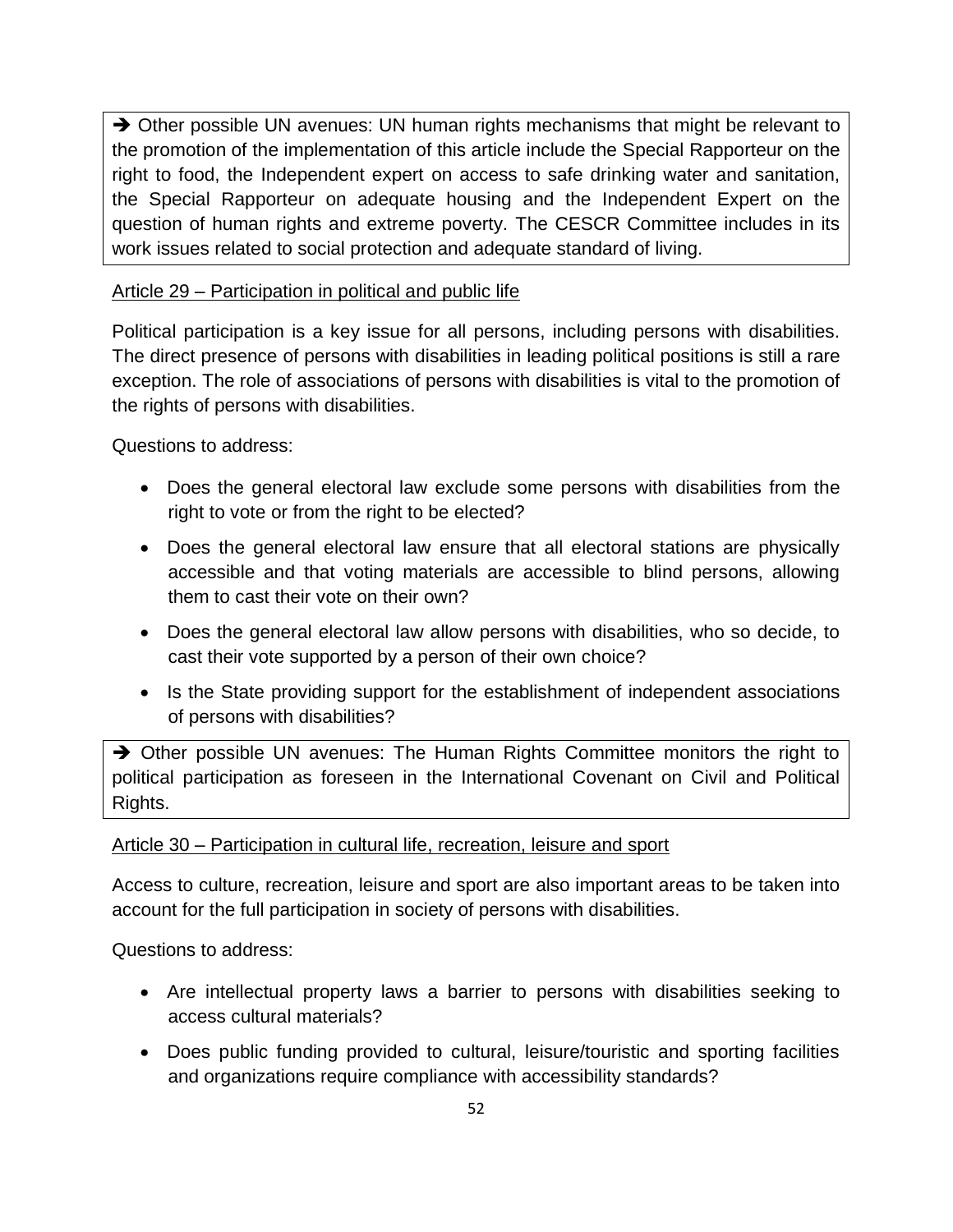> ➔ Other possible UN avenues: UN human rights mechanisms that might be relevant to the promotion of the implementation of this article include the Special Rapporteur on the right to food, the Independent expert on access to safe drinking water and sanitation, the Special Rapporteur on adequate housing and the Independent Expert on the question of human rights and extreme poverty. The CESCR Committee includes in its work issues related to social protection and adequate standard of living.

<u>Article 29 – Participation in political and public life</u>

Political participation is a key issue for all persons, including persons with disabilities. The direct presence of persons with disabilities in leading political positions is still a rare exception. The role of associations of persons with disabilities is vital to the promotion of the rights of persons with disabilities.

Questions to address:

- Does the general electoral law exclude some persons with disabilities from the right to vote or from the right to be elected?
- Does the general electoral law ensure that all electoral stations are physically accessible and that voting materials are accessible to blind persons, allowing them to cast their vote on their own?
- Does the general electoral law allow persons with disabilities, who so decide, to cast their vote supported by a person of their own choice?
- Is the State providing support for the establishment of independent associations of persons with disabilities?

> ➔ Other possible UN avenues: The Human Rights Committee monitors the right to political participation as foreseen in the International Covenant on Civil and Political Rights.

<u>Article 30 – Participation in cultural life, recreation, leisure and sport</u>

Access to culture, recreation, leisure and sport are also important areas to be taken into account for the full participation in society of persons with disabilities.

Questions to address:

- Are intellectual property laws a barrier to persons with disabilities seeking to access cultural materials?
- Does public funding provided to cultural, leisure/touristic and sporting facilities and organizations require compliance with accessibility standards?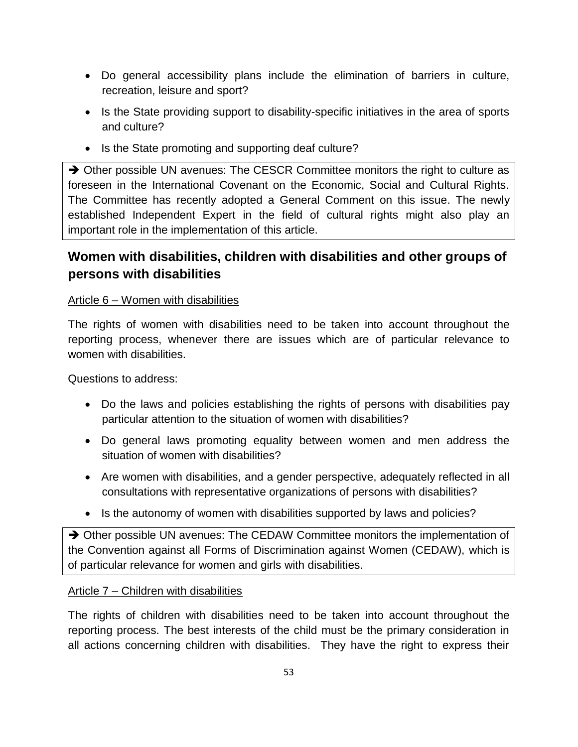- Do general accessibility plans include the elimination of barriers in culture, recreation, leisure and sport?
- Is the State providing support to disability-specific initiatives in the area of sports and culture?
- Is the State promoting and supporting deaf culture?

> ➔ Other possible UN avenues: The CESCR Committee monitors the right to culture as foreseen in the International Covenant on the Economic, Social and Cultural Rights. The Committee has recently adopted a General Comment on this issue. The newly established Independent Expert in the field of cultural rights might also play an important role in the implementation of this article.

## Women with disabilities, children with disabilities and other groups of persons with disabilities

<u>Article 6 – Women with disabilities</u>

The rights of women with disabilities need to be taken into account throughout the reporting process, whenever there are issues which are of particular relevance to women with disabilities.

Questions to address:

- Do the laws and policies establishing the rights of persons with disabilities pay particular attention to the situation of women with disabilities?
- Do general laws promoting equality between women and men address the situation of women with disabilities?
- Are women with disabilities, and a gender perspective, adequately reflected in all consultations with representative organizations of persons with disabilities?
- Is the autonomy of women with disabilities supported by laws and policies?

> ➔ Other possible UN avenues: The CEDAW Committee monitors the implementation of the Convention against all Forms of Discrimination against Women (CEDAW), which is of particular relevance for women and girls with disabilities.

<u>Article 7 – Children with disabilities</u>

The rights of children with disabilities need to be taken into account throughout the reporting process. The best interests of the child must be the primary consideration in all actions concerning children with disabilities. They have the right to express their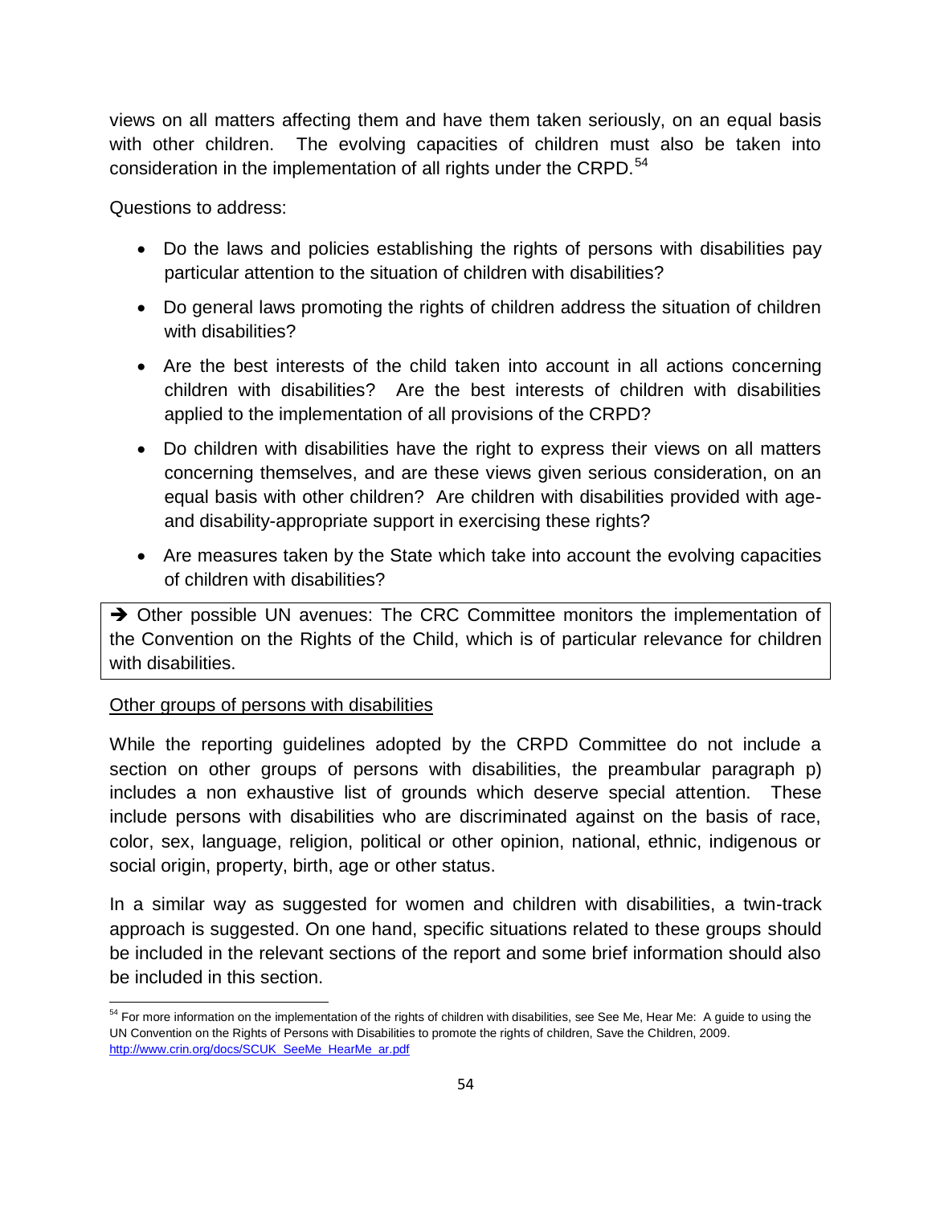views on all matters affecting them and have them taken seriously, on an equal basis with other children. The evolving capacities of children must also be taken into consideration in the implementation of all rights under the CRPD.[54]

Questions to address:

- Do the laws and policies establishing the rights of persons with disabilities pay particular attention to the situation of children with disabilities?
- Do general laws promoting the rights of children address the situation of children with disabilities?
- Are the best interests of the child taken into account in all actions concerning children with disabilities? Are the best interests of children with disabilities applied to the implementation of all provisions of the CRPD?
- Do children with disabilities have the right to express their views on all matters concerning themselves, and are these views given serious consideration, on an equal basis with other children? Are children with disabilities provided with age- and disability-appropriate support in exercising these rights?
- Are measures taken by the State which take into account the evolving capacities of children with disabilities?

> ➔ Other possible UN avenues: The CRC Committee monitors the implementation of the Convention on the Rights of the Child, which is of particular relevance for children with disabilities.

<u>Other groups of persons with disabilities</u>

While the reporting guidelines adopted by the CRPD Committee do not include a section on other groups of persons with disabilities, the preambular paragraph p) includes a non exhaustive list of grounds which deserve special attention. These include persons with disabilities who are discriminated against on the basis of race, color, sex, language, religion, political or other opinion, national, ethnic, indigenous or social origin, property, birth, age or other status.

In a similar way as suggested for women and children with disabilities, a twin-track approach is suggested. On one hand, specific situations related to these groups should be included in the relevant sections of the report and some brief information should also be included in this section.

---

[54] For more information on the implementation of the rights of children with disabilities, see See Me, Hear Me: A guide to using the UN Convention on the Rights of Persons with Disabilities to promote the rights of children, Save the Children, 2009. http://www.crin.org/docs/SCUK_SeeMe_HearMe_ar.pdf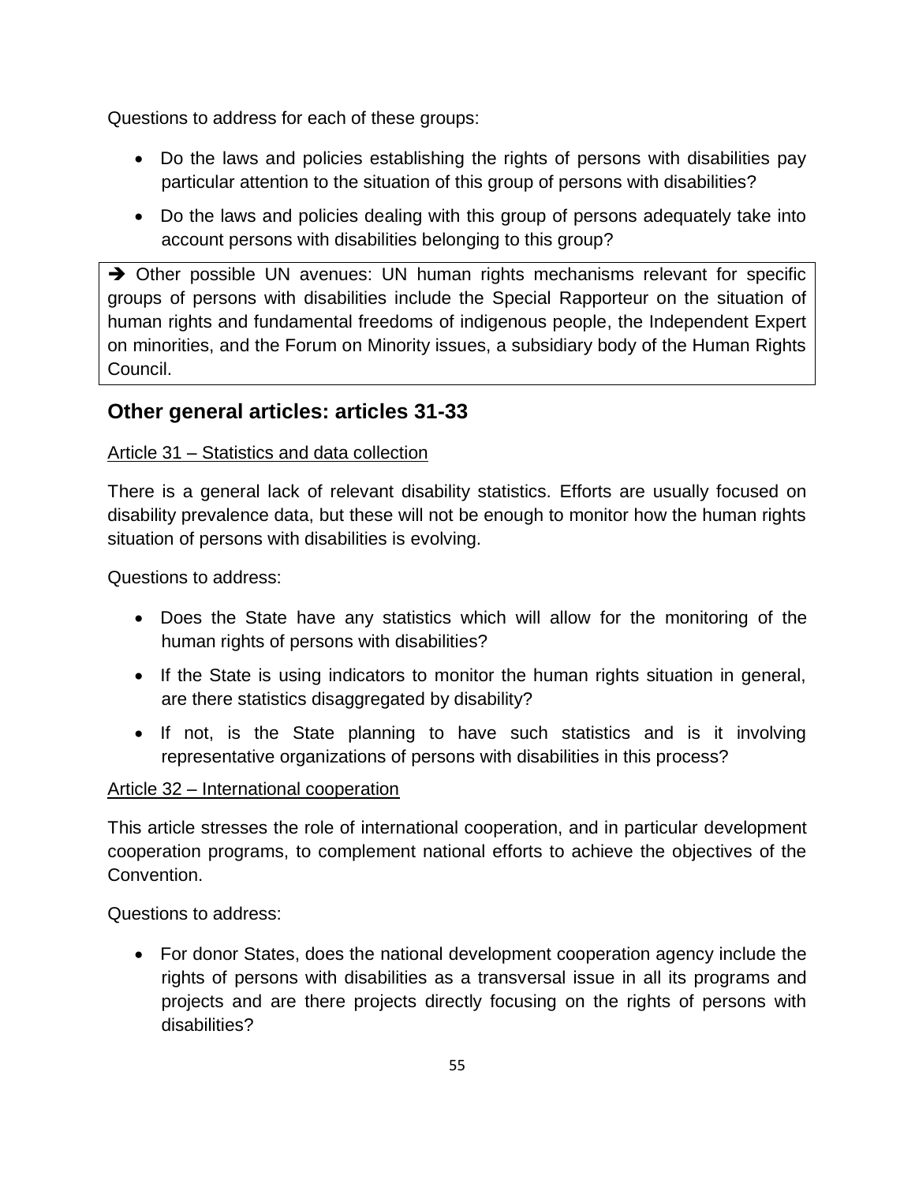Questions to address for each of these groups:

- Do the laws and policies establishing the rights of persons with disabilities pay particular attention to the situation of this group of persons with disabilities?
- Do the laws and policies dealing with this group of persons adequately take into account persons with disabilities belonging to this group?

> ➔ Other possible UN avenues: UN human rights mechanisms relevant for specific groups of persons with disabilities include the Special Rapporteur on the situation of human rights and fundamental freedoms of indigenous people, the Independent Expert on minorities, and the Forum on Minority issues, a subsidiary body of the Human Rights Council.

## Other general articles: articles 31-33

<u>Article 31 – Statistics and data collection</u>

There is a general lack of relevant disability statistics. Efforts are usually focused on disability prevalence data, but these will not be enough to monitor how the human rights situation of persons with disabilities is evolving.

Questions to address:

- Does the State have any statistics which will allow for the monitoring of the human rights of persons with disabilities?
- If the State is using indicators to monitor the human rights situation in general, are there statistics disaggregated by disability?
- If not, is the State planning to have such statistics and is it involving representative organizations of persons with disabilities in this process?

<u>Article 32 – International cooperation</u>

This article stresses the role of international cooperation, and in particular development cooperation programs, to complement national efforts to achieve the objectives of the Convention.

Questions to address:

- For donor States, does the national development cooperation agency include the rights of persons with disabilities as a transversal issue in all its programs and projects and are there projects directly focusing on the rights of persons with disabilities?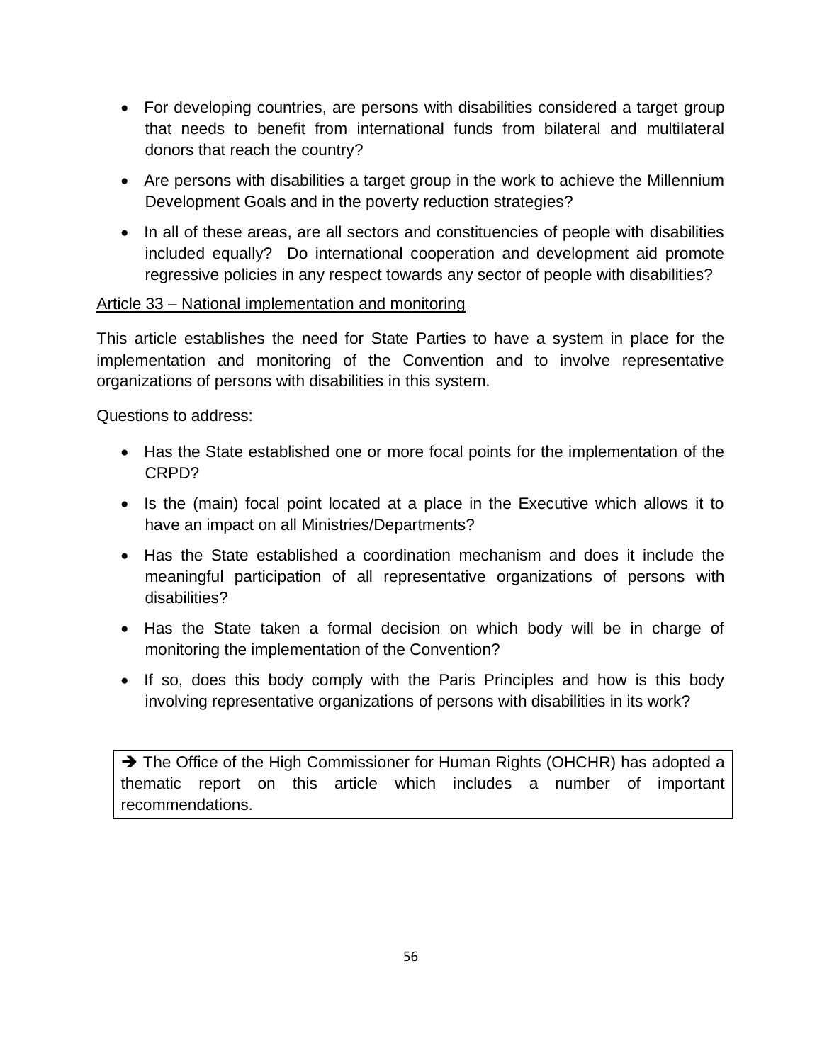- For developing countries, are persons with disabilities considered a target group that needs to benefit from international funds from bilateral and multilateral donors that reach the country?
- Are persons with disabilities a target group in the work to achieve the Millennium Development Goals and in the poverty reduction strategies?
- In all of these areas, are all sectors and constituencies of people with disabilities included equally? Do international cooperation and development aid promote regressive policies in any respect towards any sector of people with disabilities?

<u>Article 33 – National implementation and monitoring</u>

This article establishes the need for State Parties to have a system in place for the implementation and monitoring of the Convention and to involve representative organizations of persons with disabilities in this system.

Questions to address:

- Has the State established one or more focal points for the implementation of the CRPD?
- Is the (main) focal point located at a place in the Executive which allows it to have an impact on all Ministries/Departments?
- Has the State established a coordination mechanism and does it include the meaningful participation of all representative organizations of persons with disabilities?
- Has the State taken a formal decision on which body will be in charge of monitoring the implementation of the Convention?
- If so, does this body comply with the Paris Principles and how is this body involving representative organizations of persons with disabilities in its work?

> ➔ The Office of the High Commissioner for Human Rights (OHCHR) has adopted a thematic report on this article which includes a number of important recommendations.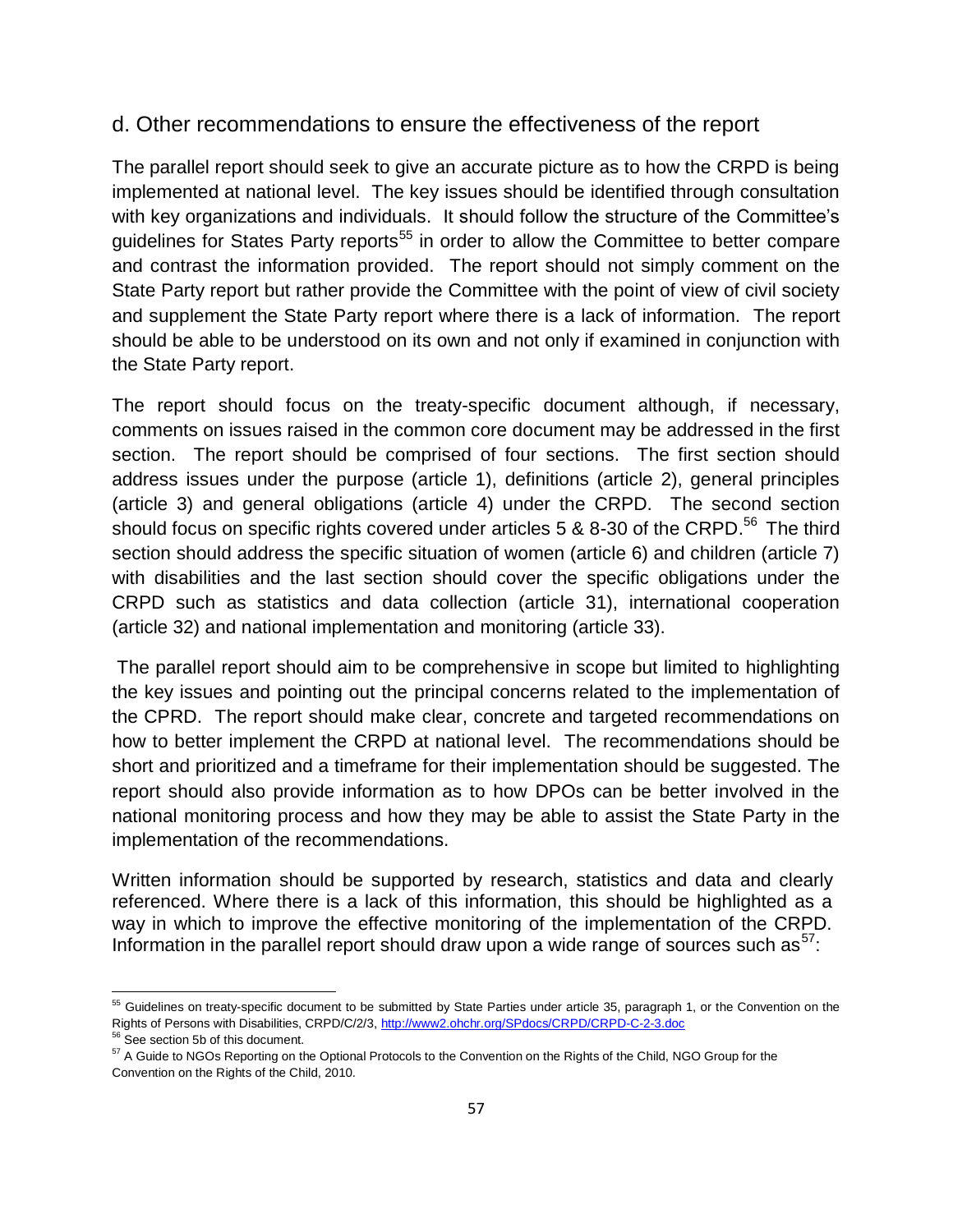## d. Other recommendations to ensure the effectiveness of the report

The parallel report should seek to give an accurate picture as to how the CRPD is being implemented at national level. The key issues should be identified through consultation with key organizations and individuals. It should follow the structure of the Committee's guidelines for States Party reports[55] in order to allow the Committee to better compare and contrast the information provided. The report should not simply comment on the State Party report but rather provide the Committee with the point of view of civil society and supplement the State Party report where there is a lack of information. The report should be able to be understood on its own and not only if examined in conjunction with the State Party report.

The report should focus on the treaty-specific document although, if necessary, comments on issues raised in the common core document may be addressed in the first section. The report should be comprised of four sections. The first section should address issues under the purpose (article 1), definitions (article 2), general principles (article 3) and general obligations (article 4) under the CRPD. The second section should focus on specific rights covered under articles 5 & 8-30 of the CRPD.[56] The third section should address the specific situation of women (article 6) and children (article 7) with disabilities and the last section should cover the specific obligations under the CRPD such as statistics and data collection (article 31), international cooperation (article 32) and national implementation and monitoring (article 33).

The parallel report should aim to be comprehensive in scope but limited to highlighting the key issues and pointing out the principal concerns related to the implementation of the CPRD. The report should make clear, concrete and targeted recommendations on how to better implement the CRPD at national level. The recommendations should be short and prioritized and a timeframe for their implementation should be suggested. The report should also provide information as to how DPOs can be better involved in the national monitoring process and how they may be able to assist the State Party in the implementation of the recommendations.

Written information should be supported by research, statistics and data and clearly referenced. Where there is a lack of this information, this should be highlighted as a way in which to improve the effective monitoring of the implementation of the CRPD. Information in the parallel report should draw upon a wide range of sources such as[57]:

---

[55] Guidelines on treaty-specific document to be submitted by State Parties under article 35, paragraph 1, or the Convention on the Rights of Persons with Disabilities, CRPD/C/2/3, http://www2.ohchr.org/SPdocs/CRPD/CRPD-C-2-3.doc

[56] See section 5b of this document.

[57] A Guide to NGOs Reporting on the Optional Protocols to the Convention on the Rights of the Child, NGO Group for the Convention on the Rights of the Child, 2010.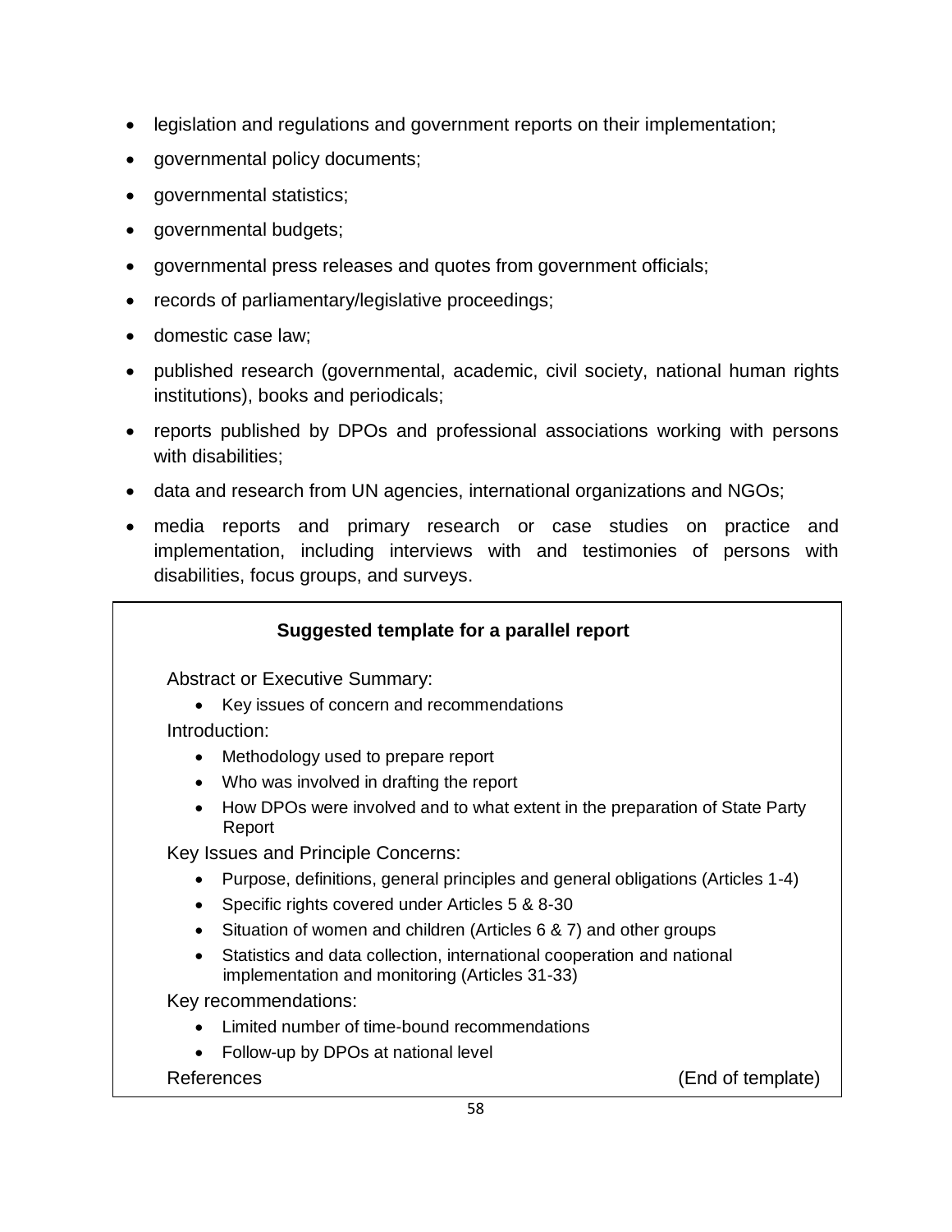- legislation and regulations and government reports on their implementation;
- governmental policy documents;
- governmental statistics;
- governmental budgets;
- governmental press releases and quotes from government officials;
- records of parliamentary/legislative proceedings;
- domestic case law;
- published research (governmental, academic, civil society, national human rights institutions), books and periodicals;
- reports published by DPOs and professional associations working with persons with disabilities;
- data and research from UN agencies, international organizations and NGOs;
- media reports and primary research or case studies on practice and implementation, including interviews with and testimonies of persons with disabilities, focus groups, and surveys.

**Suggested template for a parallel report**

Abstract or Executive Summary:

- Key issues of concern and recommendations

Introduction:

- Methodology used to prepare report
- Who was involved in drafting the report
- How DPOs were involved and to what extent in the preparation of State Party Report

Key Issues and Principle Concerns:

- Purpose, definitions, general principles and general obligations (Articles 1-4)
- Specific rights covered under Articles 5 & 8-30
- Situation of women and children (Articles 6 & 7) and other groups
- Statistics and data collection, international cooperation and national implementation and monitoring (Articles 31-33)

Key recommendations:

- Limited number of time-bound recommendations
- Follow-up by DPOs at national level

References (End of template)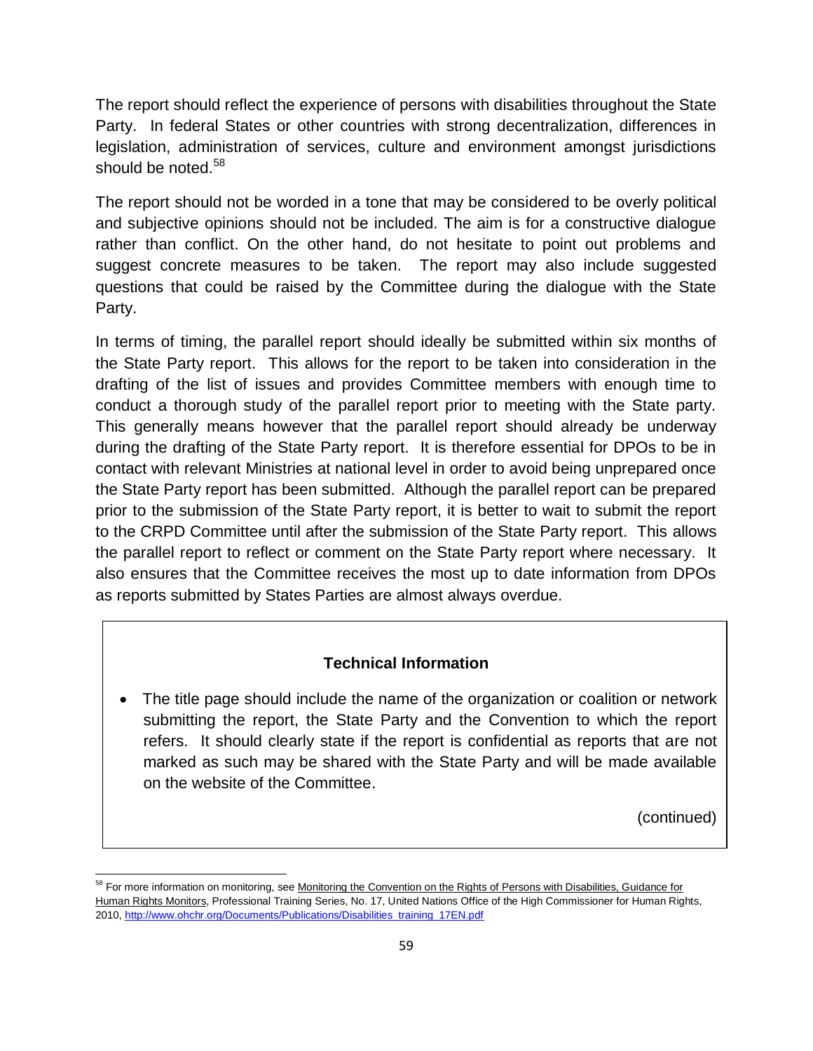The report should reflect the experience of persons with disabilities throughout the State Party. In federal States or other countries with strong decentralization, differences in legislation, administration of services, culture and environment amongst jurisdictions should be noted.[58]

The report should not be worded in a tone that may be considered to be overly political and subjective opinions should not be included. The aim is for a constructive dialogue rather than conflict. On the other hand, do not hesitate to point out problems and suggest concrete measures to be taken. The report may also include suggested questions that could be raised by the Committee during the dialogue with the State Party.

In terms of timing, the parallel report should ideally be submitted within six months of the State Party report. This allows for the report to be taken into consideration in the drafting of the list of issues and provides Committee members with enough time to conduct a thorough study of the parallel report prior to meeting with the State party. This generally means however that the parallel report should already be underway during the drafting of the State Party report. It is therefore essential for DPOs to be in contact with relevant Ministries at national level in order to avoid being unprepared once the State Party report has been submitted. Although the parallel report can be prepared prior to the submission of the State Party report, it is better to wait to submit the report to the CRPD Committee until after the submission of the State Party report. This allows the parallel report to reflect or comment on the State Party report where necessary. It also ensures that the Committee receives the most up to date information from DPOs as reports submitted by States Parties are almost always overdue.

**Technical Information**

- The title page should include the name of the organization or coalition or network submitting the report, the State Party and the Convention to which the report refers. It should clearly state if the report is confidential as reports that are not marked as such may be shared with the State Party and will be made available on the website of the Committee.

(continued)

---

[58] For more information on monitoring, see Monitoring the Convention on the Rights of Persons with Disabilities, Guidance for Human Rights Monitors, Professional Training Series, No. 17, United Nations Office of the High Commissioner for Human Rights, 2010, http://www.ohchr.org/Documents/Publications/Disabilities_training_17EN.pdf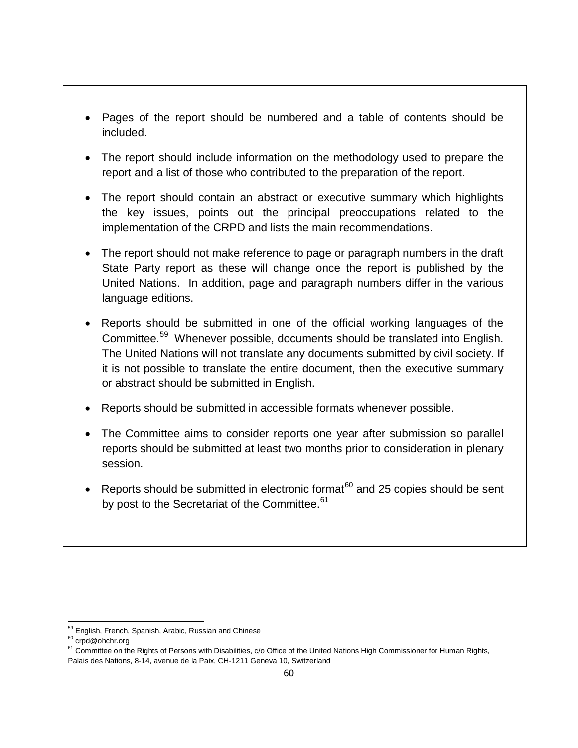- Pages of the report should be numbered and a table of contents should be included.
- The report should include information on the methodology used to prepare the report and a list of those who contributed to the preparation of the report.
- The report should contain an abstract or executive summary which highlights the key issues, points out the principal preoccupations related to the implementation of the CRPD and lists the main recommendations.
- The report should not make reference to page or paragraph numbers in the draft State Party report as these will change once the report is published by the United Nations. In addition, page and paragraph numbers differ in the various language editions.
- Reports should be submitted in one of the official working languages of the Committee.[59] Whenever possible, documents should be translated into English. The United Nations will not translate any documents submitted by civil society. If it is not possible to translate the entire document, then the executive summary or abstract should be submitted in English.
- Reports should be submitted in accessible formats whenever possible.
- The Committee aims to consider reports one year after submission so parallel reports should be submitted at least two months prior to consideration in plenary session.
- Reports should be submitted in electronic format[60] and 25 copies should be sent by post to the Secretariat of the Committee.[61]

---

[59] English, French, Spanish, Arabic, Russian and Chinese

[60] crpd@ohchr.org

[61] Committee on the Rights of Persons with Disabilities, c/o Office of the United Nations High Commissioner for Human Rights, Palais des Nations, 8-14, avenue de la Paix, CH-1211 Geneva 10, Switzerland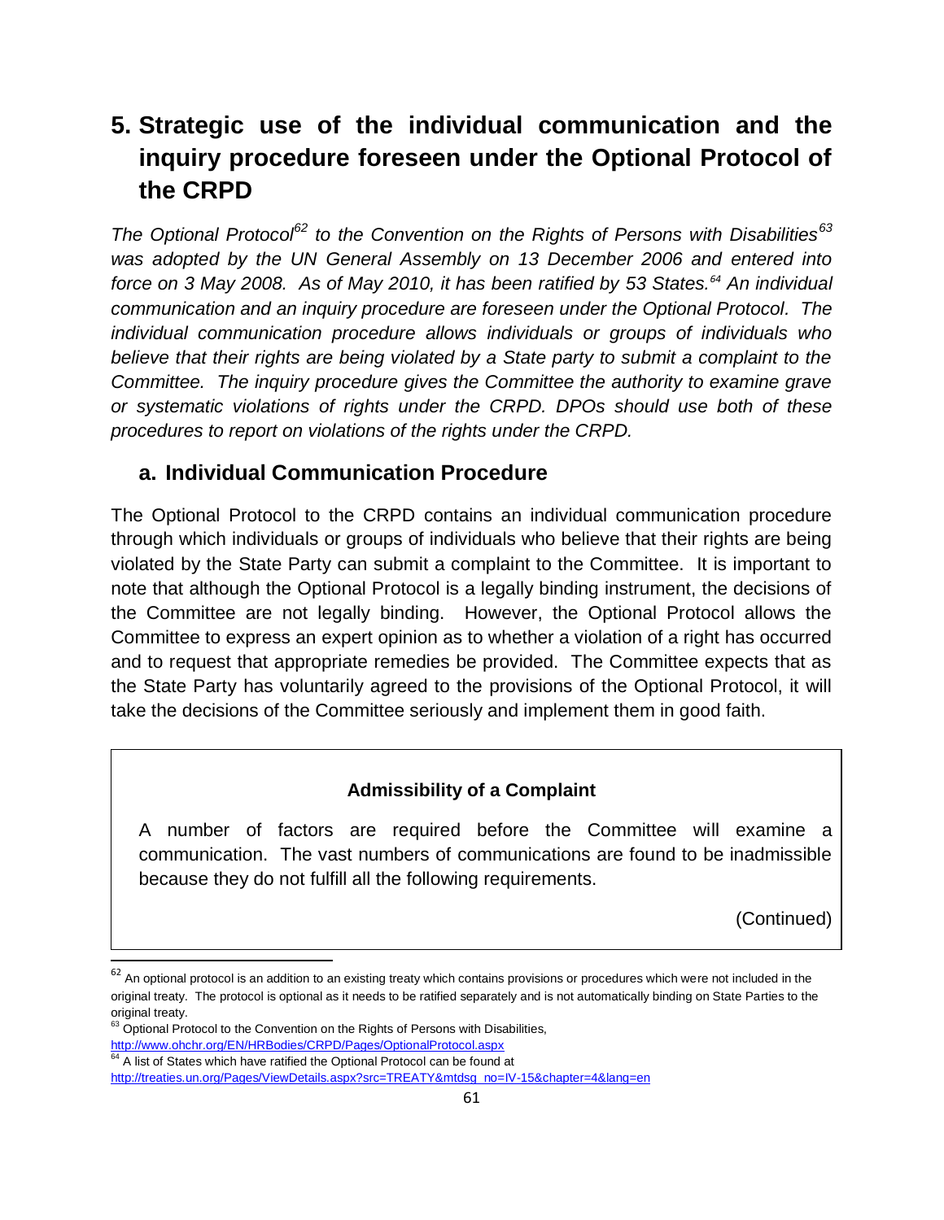# 5. Strategic use of the individual communication and the inquiry procedure foreseen under the Optional Protocol of the CRPD

*The Optional Protocol[62] to the Convention on the Rights of Persons with Disabilities[63] was adopted by the UN General Assembly on 13 December 2006 and entered into force on 3 May 2008. As of May 2010, it has been ratified by 53 States.[64] An individual communication and an inquiry procedure are foreseen under the Optional Protocol. The individual communication procedure allows individuals or groups of individuals who believe that their rights are being violated by a State party to submit a complaint to the Committee. The inquiry procedure gives the Committee the authority to examine grave or systematic violations of rights under the CRPD. DPOs should use both of these procedures to report on violations of the rights under the CRPD.*

## a. Individual Communication Procedure

The Optional Protocol to the CRPD contains an individual communication procedure through which individuals or groups of individuals who believe that their rights are being violated by the State Party can submit a complaint to the Committee. It is important to note that although the Optional Protocol is a legally binding instrument, the decisions of the Committee are not legally binding. However, the Optional Protocol allows the Committee to express an expert opinion as to whether a violation of a right has occurred and to request that appropriate remedies be provided. The Committee expects that as the State Party has voluntarily agreed to the provisions of the Optional Protocol, it will take the decisions of the Committee seriously and implement them in good faith.

> **Admissibility of a Complaint**
>
> A number of factors are required before the Committee will examine a communication. The vast numbers of communications are found to be inadmissible because they do not fulfill all the following requirements.
>
> (Continued)

---

[62] An optional protocol is an addition to an existing treaty which contains provisions or procedures which were not included in the original treaty. The protocol is optional as it needs to be ratified separately and is not automatically binding on State Parties to the original treaty.

[63] Optional Protocol to the Convention on the Rights of Persons with Disabilities, http://www.ohchr.org/EN/HRBodies/CRPD/Pages/OptionalProtocol.aspx

[64] A list of States which have ratified the Optional Protocol can be found at http://treaties.un.org/Pages/ViewDetails.aspx?src=TREATY&mtdsg_no=IV-15&chapter=4&lang=en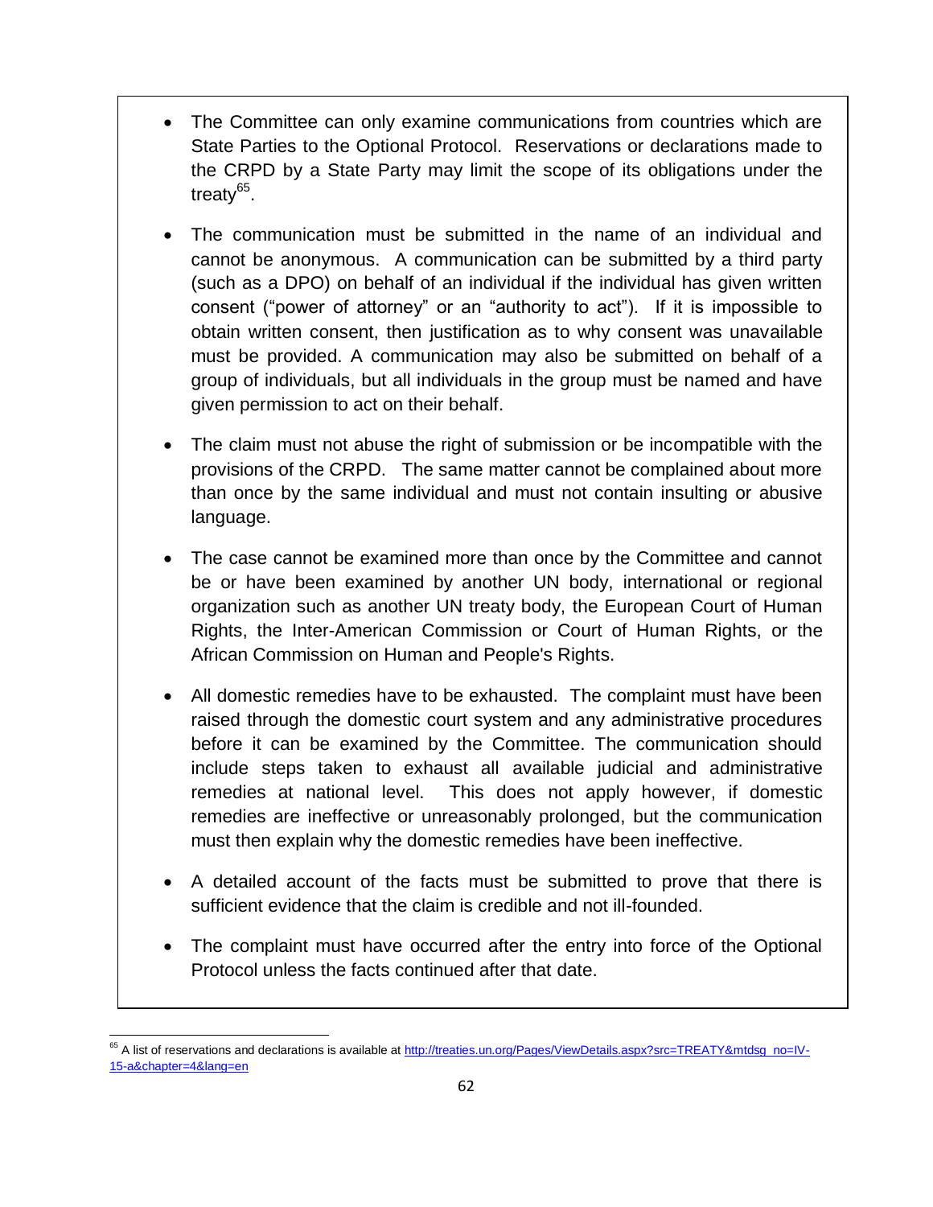- The Committee can only examine communications from countries which are State Parties to the Optional Protocol. Reservations or declarations made to the CRPD by a State Party may limit the scope of its obligations under the treaty[65].

- The communication must be submitted in the name of an individual and cannot be anonymous. A communication can be submitted by a third party (such as a DPO) on behalf of an individual if the individual has given written consent ("power of attorney" or an "authority to act"). If it is impossible to obtain written consent, then justification as to why consent was unavailable must be provided. A communication may also be submitted on behalf of a group of individuals, but all individuals in the group must be named and have given permission to act on their behalf.

- The claim must not abuse the right of submission or be incompatible with the provisions of the CRPD. The same matter cannot be complained about more than once by the same individual and must not contain insulting or abusive language.

- The case cannot be examined more than once by the Committee and cannot be or have been examined by another UN body, international or regional organization such as another UN treaty body, the European Court of Human Rights, the Inter-American Commission or Court of Human Rights, or the African Commission on Human and People's Rights.

- All domestic remedies have to be exhausted. The complaint must have been raised through the domestic court system and any administrative procedures before it can be examined by the Committee. The communication should include steps taken to exhaust all available judicial and administrative remedies at national level. This does not apply however, if domestic remedies are ineffective or unreasonably prolonged, but the communication must then explain why the domestic remedies have been ineffective.

- A detailed account of the facts must be submitted to prove that there is sufficient evidence that the claim is credible and not ill-founded.

- The complaint must have occurred after the entry into force of the Optional Protocol unless the facts continued after that date.

---

[65] A list of reservations and declarations is available at http://treaties.un.org/Pages/ViewDetails.aspx?src=TREATY&mtdsg_no=IV-15-a&chapter=4&lang=en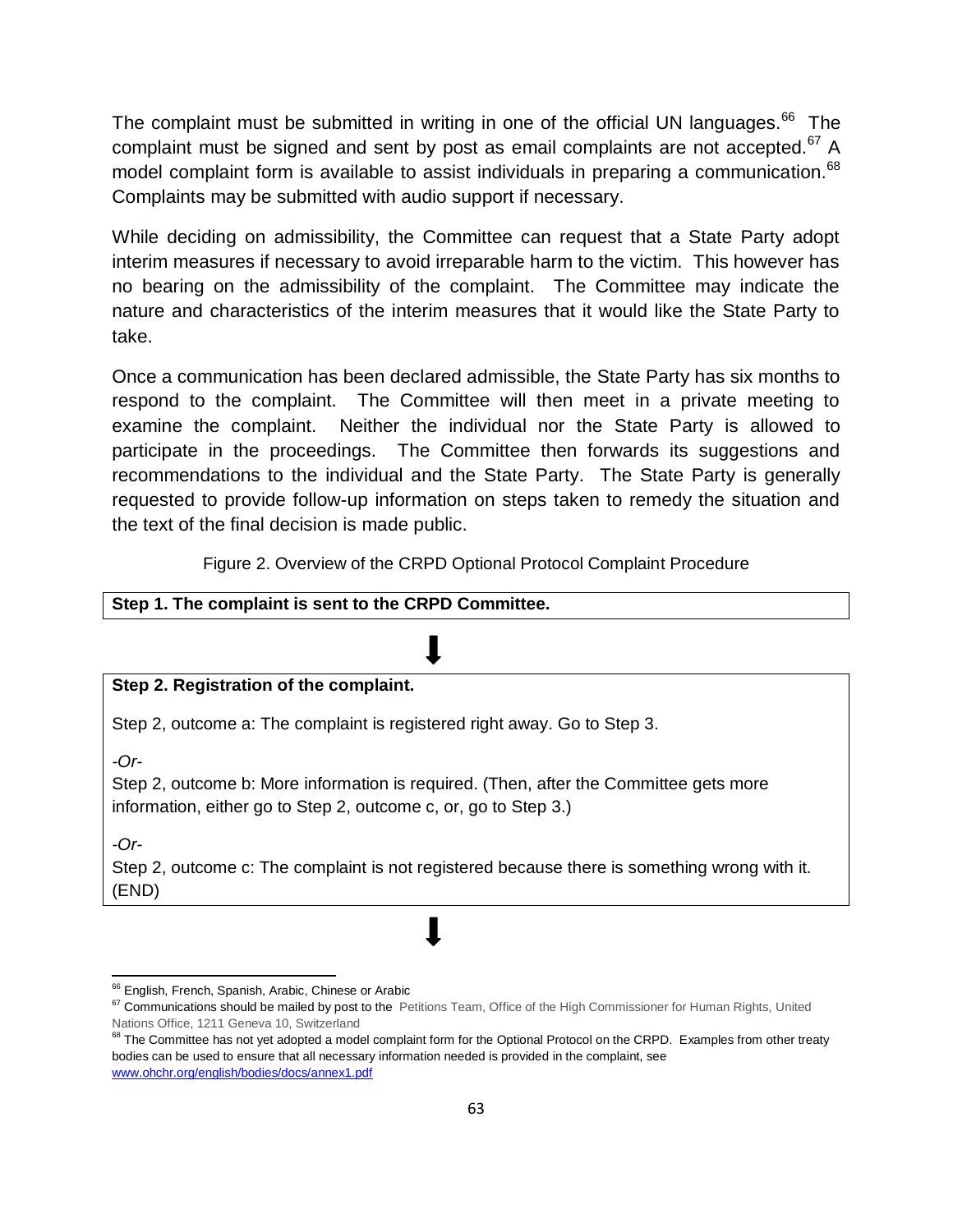The complaint must be submitted in writing in one of the official UN languages.[66] The complaint must be signed and sent by post as email complaints are not accepted.[67] A model complaint form is available to assist individuals in preparing a communication.[68] Complaints may be submitted with audio support if necessary.

While deciding on admissibility, the Committee can request that a State Party adopt interim measures if necessary to avoid irreparable harm to the victim. This however has no bearing on the admissibility of the complaint. The Committee may indicate the nature and characteristics of the interim measures that it would like the State Party to take.

Once a communication has been declared admissible, the State Party has six months to respond to the complaint. The Committee will then meet in a private meeting to examine the complaint. Neither the individual nor the State Party is allowed to participate in the proceedings. The Committee then forwards its suggestions and recommendations to the individual and the State Party. The State Party is generally requested to provide follow-up information on steps taken to remedy the situation and the text of the final decision is made public.

Figure 2. Overview of the CRPD Optional Protocol Complaint Procedure

**Step 1. The complaint is sent to the CRPD Committee.**

⬇

**Step 2. Registration of the complaint.**

Step 2, outcome a: The complaint is registered right away. Go to Step 3.

*-Or-*

Step 2, outcome b: More information is required. (Then, after the Committee gets more information, either go to Step 2, outcome c, or, go to Step 3.)

*-Or-*

Step 2, outcome c: The complaint is not registered because there is something wrong with it. (END)

⬇

---

[66] English, French, Spanish, Arabic, Chinese or Arabic

[67] Communications should be mailed by post to the Petitions Team, Office of the High Commissioner for Human Rights, United Nations Office, 1211 Geneva 10, Switzerland

[68] The Committee has not yet adopted a model complaint form for the Optional Protocol on the CRPD. Examples from other treaty bodies can be used to ensure that all necessary information needed is provided in the complaint, see www.ohchr.org/english/bodies/docs/annex1.pdf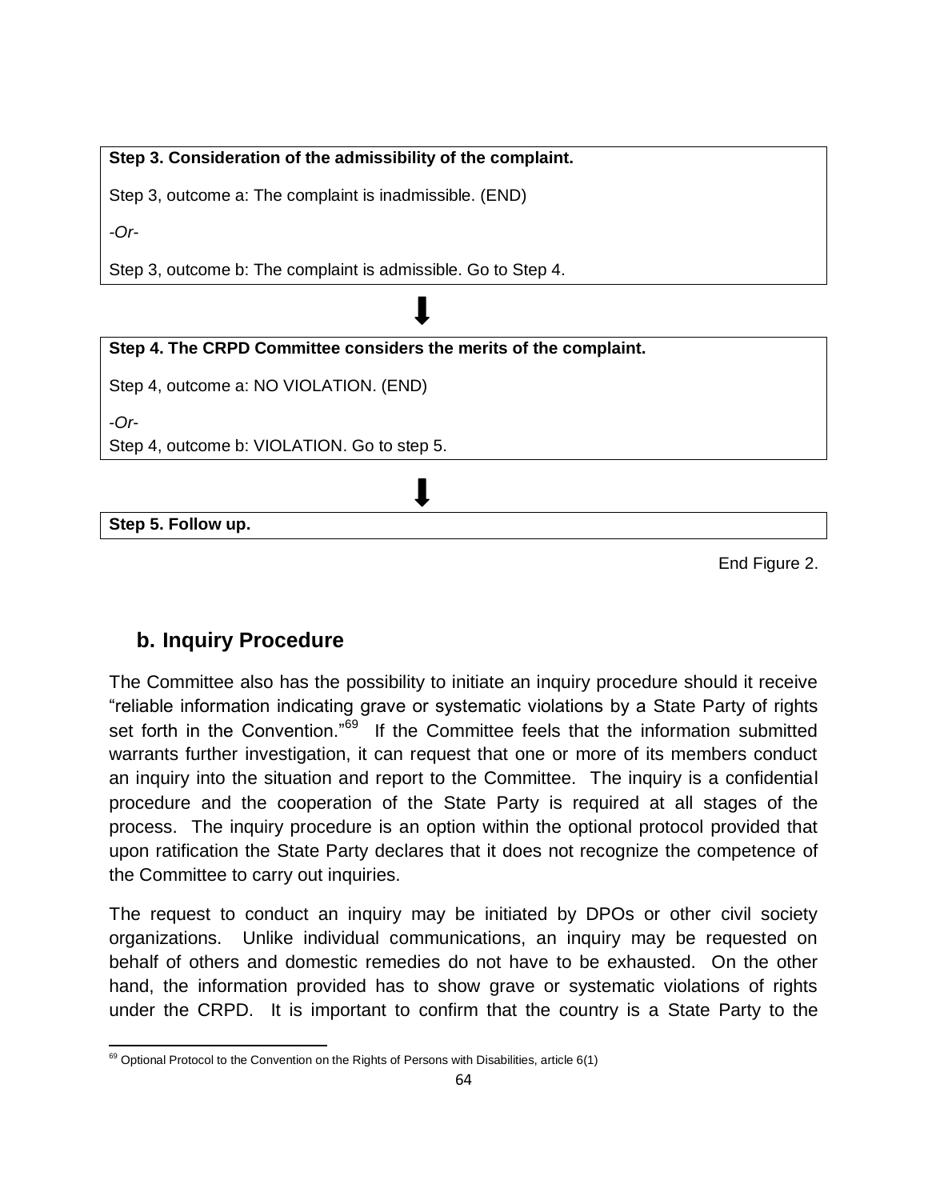**Step 3. Consideration of the admissibility of the complaint.**

Step 3, outcome a: The complaint is inadmissible. (END)

*-Or-*

Step 3, outcome b: The complaint is admissible. Go to Step 4.

⬇

**Step 4. The CRPD Committee considers the merits of the complaint.**

Step 4, outcome a: NO VIOLATION. (END)

*-Or-*

Step 4, outcome b: VIOLATION. Go to step 5.

⬇

**Step 5. Follow up.**

End Figure 2.

## b. Inquiry Procedure

The Committee also has the possibility to initiate an inquiry procedure should it receive "reliable information indicating grave or systematic violations by a State Party of rights set forth in the Convention."[69] If the Committee feels that the information submitted warrants further investigation, it can request that one or more of its members conduct an inquiry into the situation and report to the Committee. The inquiry is a confidential procedure and the cooperation of the State Party is required at all stages of the process. The inquiry procedure is an option within the optional protocol provided that upon ratification the State Party declares that it does not recognize the competence of the Committee to carry out inquiries.

The request to conduct an inquiry may be initiated by DPOs or other civil society organizations. Unlike individual communications, an inquiry may be requested on behalf of others and domestic remedies do not have to be exhausted. On the other hand, the information provided has to show grave or systematic violations of rights under the CRPD. It is important to confirm that the country is a State Party to the

[69] Optional Protocol to the Convention on the Rights of Persons with Disabilities, article 6(1)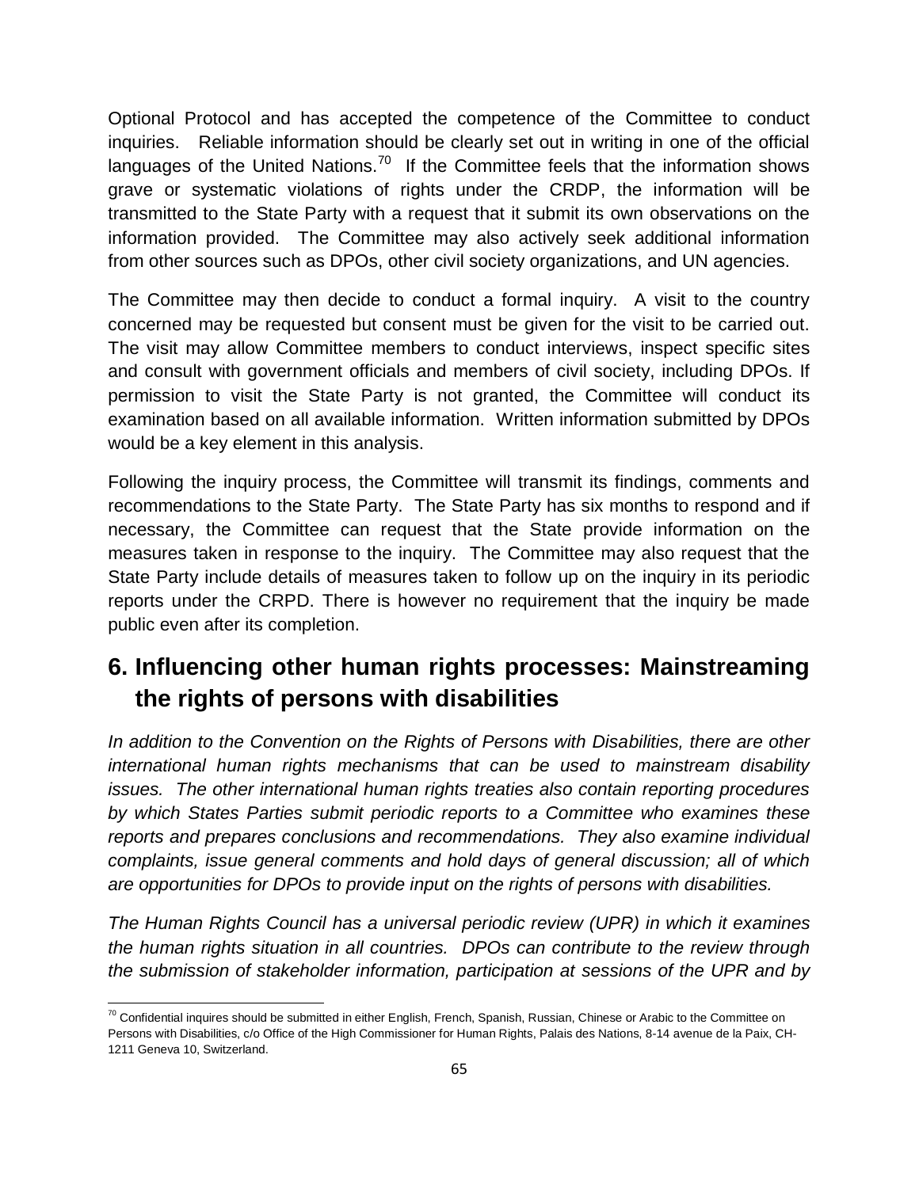Optional Protocol and has accepted the competence of the Committee to conduct inquiries. Reliable information should be clearly set out in writing in one of the official languages of the United Nations.[70] If the Committee feels that the information shows grave or systematic violations of rights under the CRDP, the information will be transmitted to the State Party with a request that it submit its own observations on the information provided. The Committee may also actively seek additional information from other sources such as DPOs, other civil society organizations, and UN agencies.

The Committee may then decide to conduct a formal inquiry. A visit to the country concerned may be requested but consent must be given for the visit to be carried out. The visit may allow Committee members to conduct interviews, inspect specific sites and consult with government officials and members of civil society, including DPOs. If permission to visit the State Party is not granted, the Committee will conduct its examination based on all available information. Written information submitted by DPOs would be a key element in this analysis.

Following the inquiry process, the Committee will transmit its findings, comments and recommendations to the State Party. The State Party has six months to respond and if necessary, the Committee can request that the State provide information on the measures taken in response to the inquiry. The Committee may also request that the State Party include details of measures taken to follow up on the inquiry in its periodic reports under the CRPD. There is however no requirement that the inquiry be made public even after its completion.

## 6. Influencing other human rights processes: Mainstreaming the rights of persons with disabilities

*In addition to the Convention on the Rights of Persons with Disabilities, there are other international human rights mechanisms that can be used to mainstream disability issues. The other international human rights treaties also contain reporting procedures by which States Parties submit periodic reports to a Committee who examines these reports and prepares conclusions and recommendations. They also examine individual complaints, issue general comments and hold days of general discussion; all of which are opportunities for DPOs to provide input on the rights of persons with disabilities.*

*The Human Rights Council has a universal periodic review (UPR) in which it examines the human rights situation in all countries. DPOs can contribute to the review through the submission of stakeholder information, participation at sessions of the UPR and by*

---

[70] Confidential inquires should be submitted in either English, French, Spanish, Russian, Chinese or Arabic to the Committee on Persons with Disabilities, c/o Office of the High Commissioner for Human Rights, Palais des Nations, 8-14 avenue de la Paix, CH-1211 Geneva 10, Switzerland.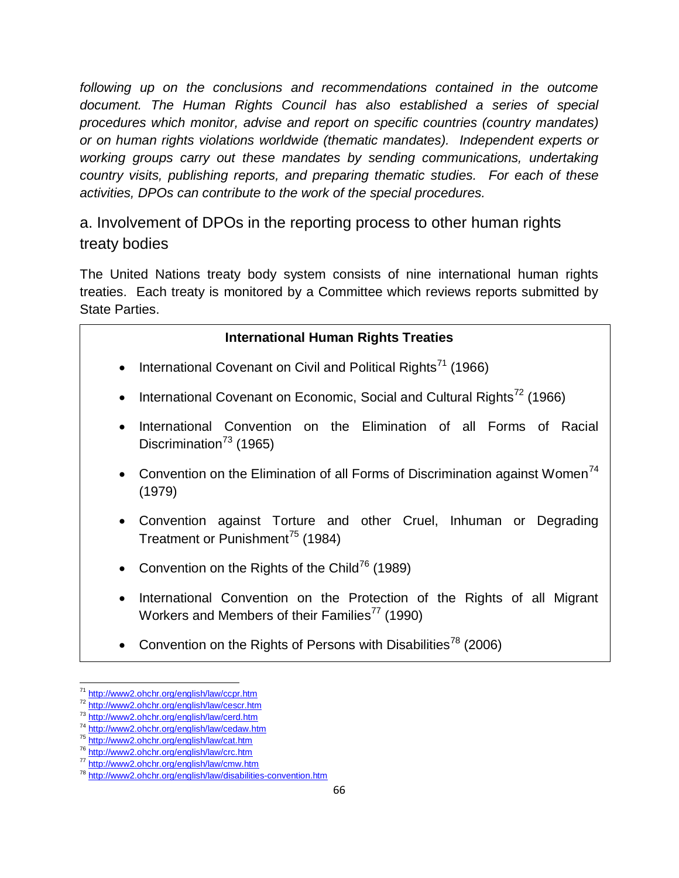*following up on the conclusions and recommendations contained in the outcome document. The Human Rights Council has also established a series of special procedures which monitor, advise and report on specific countries (country mandates) or on human rights violations worldwide (thematic mandates). Independent experts or working groups carry out these mandates by sending communications, undertaking country visits, publishing reports, and preparing thematic studies. For each of these activities, DPOs can contribute to the work of the special procedures.*

### a. Involvement of DPOs in the reporting process to other human rights treaty bodies

The United Nations treaty body system consists of nine international human rights treaties. Each treaty is monitored by a Committee which reviews reports submitted by State Parties.

**International Human Rights Treaties**

- International Covenant on Civil and Political Rights[71] (1966)
- International Covenant on Economic, Social and Cultural Rights[72] (1966)
- International Convention on the Elimination of all Forms of Racial Discrimination[73] (1965)
- Convention on the Elimination of all Forms of Discrimination against Women[74] (1979)
- Convention against Torture and other Cruel, Inhuman or Degrading Treatment or Punishment[75] (1984)
- Convention on the Rights of the Child[76] (1989)
- International Convention on the Protection of the Rights of all Migrant Workers and Members of their Families[77] (1990)
- Convention on the Rights of Persons with Disabilities[78] (2006)

---

[71] http://www2.ohchr.org/english/law/ccpr.htm
[72] http://www2.ohchr.org/english/law/cescr.htm
[73] http://www2.ohchr.org/english/law/cerd.htm
[74] http://www2.ohchr.org/english/law/cedaw.htm
[75] http://www2.ohchr.org/english/law/cat.htm
[76] http://www2.ohchr.org/english/law/crc.htm
[77] http://www2.ohchr.org/english/law/cmw.htm
[78] http://www2.ohchr.org/english/law/disabilities-convention.htm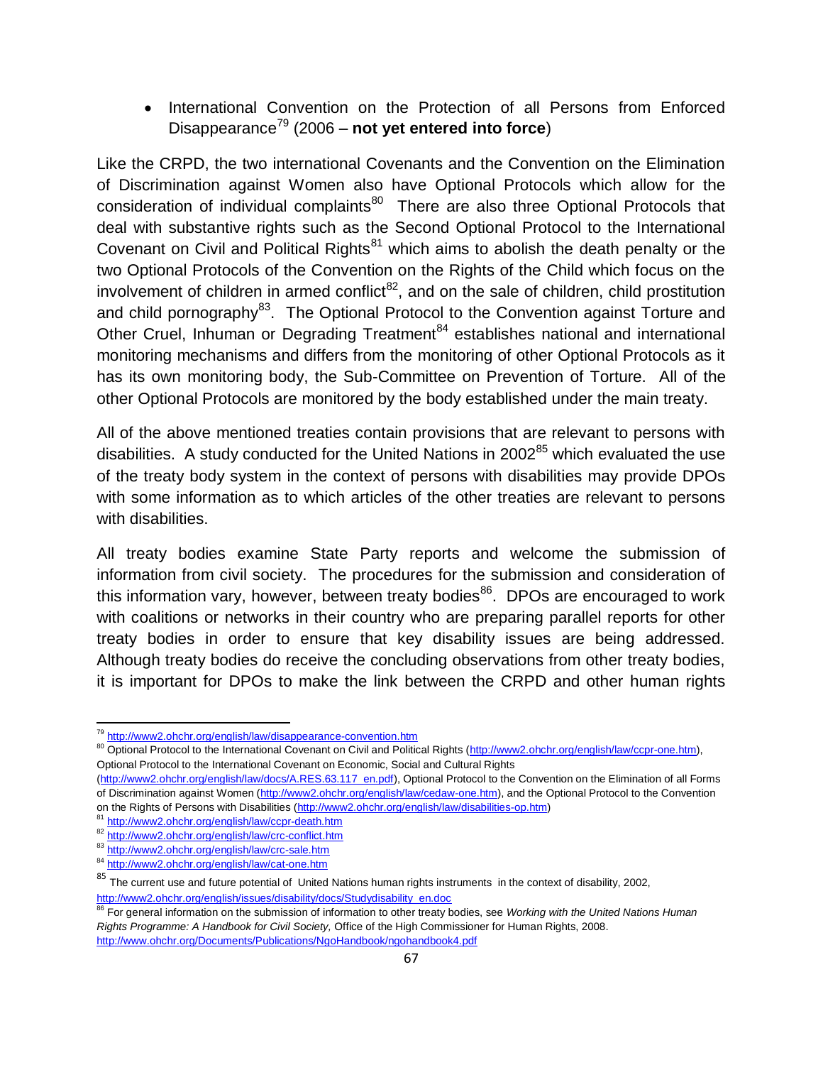- International Convention on the Protection of all Persons from Enforced Disappearance[79] (2006 – **not yet entered into force**)

Like the CRPD, the two international Covenants and the Convention on the Elimination of Discrimination against Women also have Optional Protocols which allow for the consideration of individual complaints[80] There are also three Optional Protocols that deal with substantive rights such as the Second Optional Protocol to the International Covenant on Civil and Political Rights[81] which aims to abolish the death penalty or the two Optional Protocols of the Convention on the Rights of the Child which focus on the involvement of children in armed conflict[82], and on the sale of children, child prostitution and child pornography[83]. The Optional Protocol to the Convention against Torture and Other Cruel, Inhuman or Degrading Treatment[84] establishes national and international monitoring mechanisms and differs from the monitoring of other Optional Protocols as it has its own monitoring body, the Sub-Committee on Prevention of Torture. All of the other Optional Protocols are monitored by the body established under the main treaty.

All of the above mentioned treaties contain provisions that are relevant to persons with disabilities. A study conducted for the United Nations in 2002[85] which evaluated the use of the treaty body system in the context of persons with disabilities may provide DPOs with some information as to which articles of the other treaties are relevant to persons with disabilities.

All treaty bodies examine State Party reports and welcome the submission of information from civil society. The procedures for the submission and consideration of this information vary, however, between treaty bodies[86]. DPOs are encouraged to work with coalitions or networks in their country who are preparing parallel reports for other treaty bodies in order to ensure that key disability issues are being addressed. Although treaty bodies do receive the concluding observations from other treaty bodies, it is important for DPOs to make the link between the CRPD and other human rights

---

[79] http://www2.ohchr.org/english/law/disappearance-convention.htm

[80] Optional Protocol to the International Covenant on Civil and Political Rights (http://www2.ohchr.org/english/law/ccpr-one.htm), Optional Protocol to the International Covenant on Economic, Social and Cultural Rights (http://www2.ohchr.org/english/law/docs/A.RES.63.117_en.pdf), Optional Protocol to the Convention on the Elimination of all Forms of Discrimination against Women (http://www2.ohchr.org/english/law/cedaw-one.htm), and the Optional Protocol to the Convention on the Rights of Persons with Disabilities (http://www2.ohchr.org/english/law/disabilities-op.htm)

[81] http://www2.ohchr.org/english/law/ccpr-death.htm

[82] http://www2.ohchr.org/english/law/crc-conflict.htm

[83] http://www2.ohchr.org/english/law/crc-sale.htm

[84] http://www2.ohchr.org/english/law/cat-one.htm

[85] The current use and future potential of United Nations human rights instruments in the context of disability, 2002, http://www2.ohchr.org/english/issues/disability/docs/Studydisability_en.doc

[86] For general information on the submission of information to other treaty bodies, see *Working with the United Nations Human Rights Programme: A Handbook for Civil Society,* Office of the High Commissioner for Human Rights, 2008. http://www.ohchr.org/Documents/Publications/NgoHandbook/ngohandbook4.pdf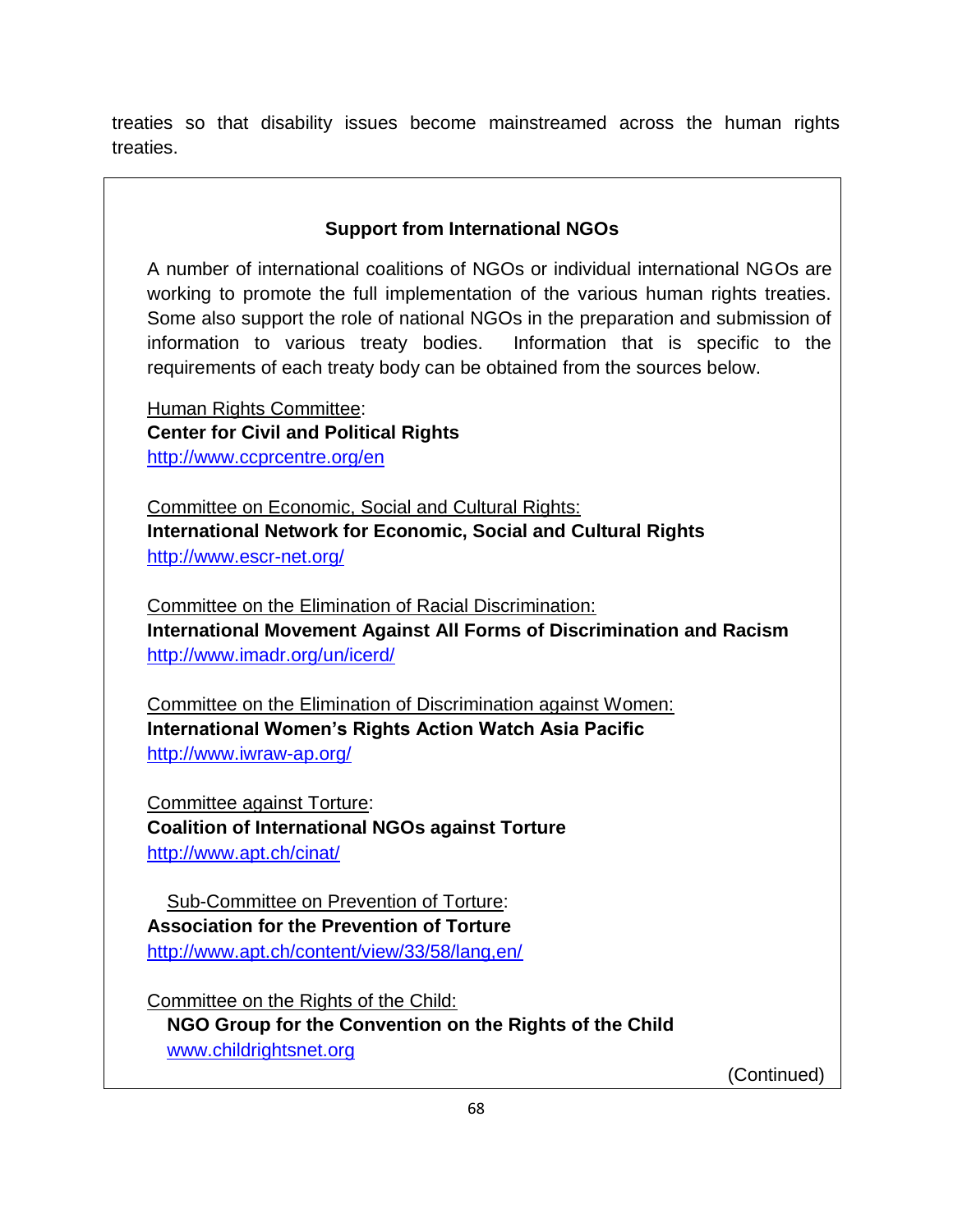treaties so that disability issues become mainstreamed across the human rights treaties.

### Support from International NGOs

A number of international coalitions of NGOs or individual international NGOs are working to promote the full implementation of the various human rights treaties. Some also support the role of national NGOs in the preparation and submission of information to various treaty bodies. Information that is specific to the requirements of each treaty body can be obtained from the sources below.

Human Rights Committee:
**Center for Civil and Political Rights**
http://www.ccprcentre.org/en

Committee on Economic, Social and Cultural Rights:
**International Network for Economic, Social and Cultural Rights**
http://www.escr-net.org/

Committee on the Elimination of Racial Discrimination:
**International Movement Against All Forms of Discrimination and Racism**
http://www.imadr.org/un/icerd/

Committee on the Elimination of Discrimination against Women:
**International Women's Rights Action Watch Asia Pacific**
http://www.iwraw-ap.org/

Committee against Torture:
**Coalition of International NGOs against Torture**
http://www.apt.ch/cinat/

Sub-Committee on Prevention of Torture:
**Association for the Prevention of Torture**
http://www.apt.ch/content/view/33/58/lang,en/

Committee on the Rights of the Child:
**NGO Group for the Convention on the Rights of the Child**
www.childrightsnet.org

(Continued)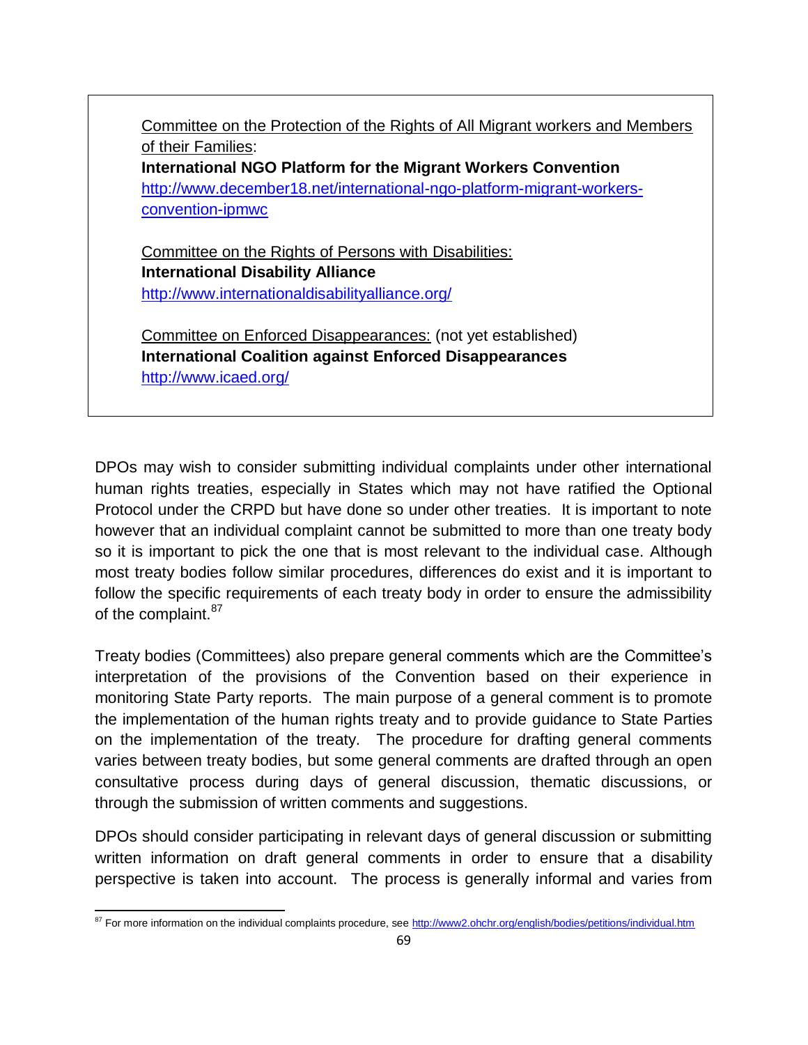Committee on the Protection of the Rights of All Migrant workers and Members of their Families:
**International NGO Platform for the Migrant Workers Convention**
http://www.december18.net/international-ngo-platform-migrant-workers-convention-ipmwc

Committee on the Rights of Persons with Disabilities:
**International Disability Alliance**
http://www.internationaldisabilityalliance.org/

Committee on Enforced Disappearances: (not yet established)
**International Coalition against Enforced Disappearances**
http://www.icaed.org/

DPOs may wish to consider submitting individual complaints under other international human rights treaties, especially in States which may not have ratified the Optional Protocol under the CRPD but have done so under other treaties. It is important to note however that an individual complaint cannot be submitted to more than one treaty body so it is important to pick the one that is most relevant to the individual case. Although most treaty bodies follow similar procedures, differences do exist and it is important to follow the specific requirements of each treaty body in order to ensure the admissibility of the complaint.[87]

Treaty bodies (Committees) also prepare general comments which are the Committee's interpretation of the provisions of the Convention based on their experience in monitoring State Party reports. The main purpose of a general comment is to promote the implementation of the human rights treaty and to provide guidance to State Parties on the implementation of the treaty. The procedure for drafting general comments varies between treaty bodies, but some general comments are drafted through an open consultative process during days of general discussion, thematic discussions, or through the submission of written comments and suggestions.

DPOs should consider participating in relevant days of general discussion or submitting written information on draft general comments in order to ensure that a disability perspective is taken into account. The process is generally informal and varies from

[87] For more information on the individual complaints procedure, see http://www2.ohchr.org/english/bodies/petitions/individual.htm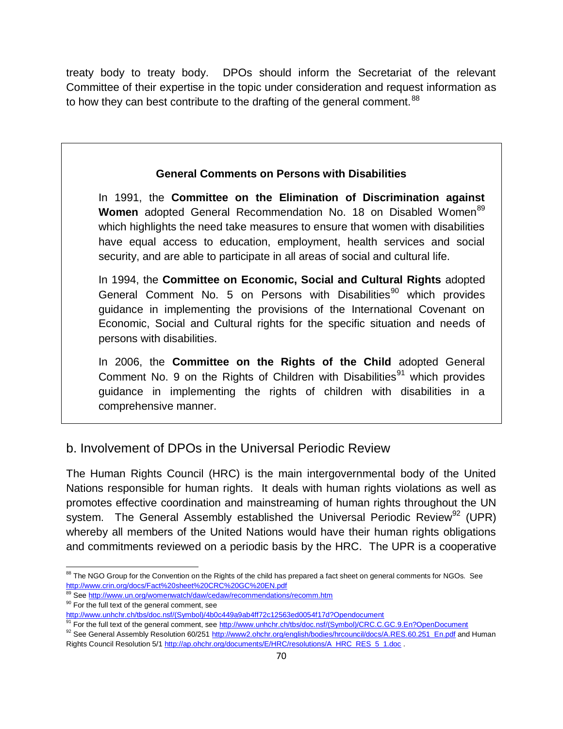treaty body to treaty body. DPOs should inform the Secretariat of the relevant Committee of their expertise in the topic under consideration and request information as to how they can best contribute to the drafting of the general comment.[88]

> **General Comments on Persons with Disabilities**
>
> In 1991, the **Committee on the Elimination of Discrimination against Women** adopted General Recommendation No. 18 on Disabled Women[89] which highlights the need take measures to ensure that women with disabilities have equal access to education, employment, health services and social security, and are able to participate in all areas of social and cultural life.
>
> In 1994, the **Committee on Economic, Social and Cultural Rights** adopted General Comment No. 5 on Persons with Disabilities[90] which provides guidance in implementing the provisions of the International Covenant on Economic, Social and Cultural rights for the specific situation and needs of persons with disabilities.
>
> In 2006, the **Committee on the Rights of the Child** adopted General Comment No. 9 on the Rights of Children with Disabilities[91] which provides guidance in implementing the rights of children with disabilities in a comprehensive manner.

## b. Involvement of DPOs in the Universal Periodic Review

The Human Rights Council (HRC) is the main intergovernmental body of the United Nations responsible for human rights. It deals with human rights violations as well as promotes effective coordination and mainstreaming of human rights throughout the UN system. The General Assembly established the Universal Periodic Review[92] (UPR) whereby all members of the United Nations would have their human rights obligations and commitments reviewed on a periodic basis by the HRC. The UPR is a cooperative

---

[88] The NGO Group for the Convention on the Rights of the child has prepared a fact sheet on general comments for NGOs. See http://www.crin.org/docs/Fact%20sheet%20CRC%20GC%20EN.pdf

[89] See http://www.un.org/womenwatch/daw/cedaw/recommendations/recomm.htm

[90] For the full text of the general comment, see http://www.unhchr.ch/tbs/doc.nsf/(Symbol)/4b0c449a9ab4ff72c12563ed0054f17d?Opendocument

[91] For the full text of the general comment, see http://www.unhchr.ch/tbs/doc.nsf/(Symbol)/CRC.C.GC.9.En?OpenDocument

[92] See General Assembly Resolution 60/251 http://www2.ohchr.org/english/bodies/hrcouncil/docs/A.RES.60.251_En.pdf and Human Rights Council Resolution 5/1 http://ap.ohchr.org/documents/E/HRC/resolutions/A_HRC_RES_5_1.doc .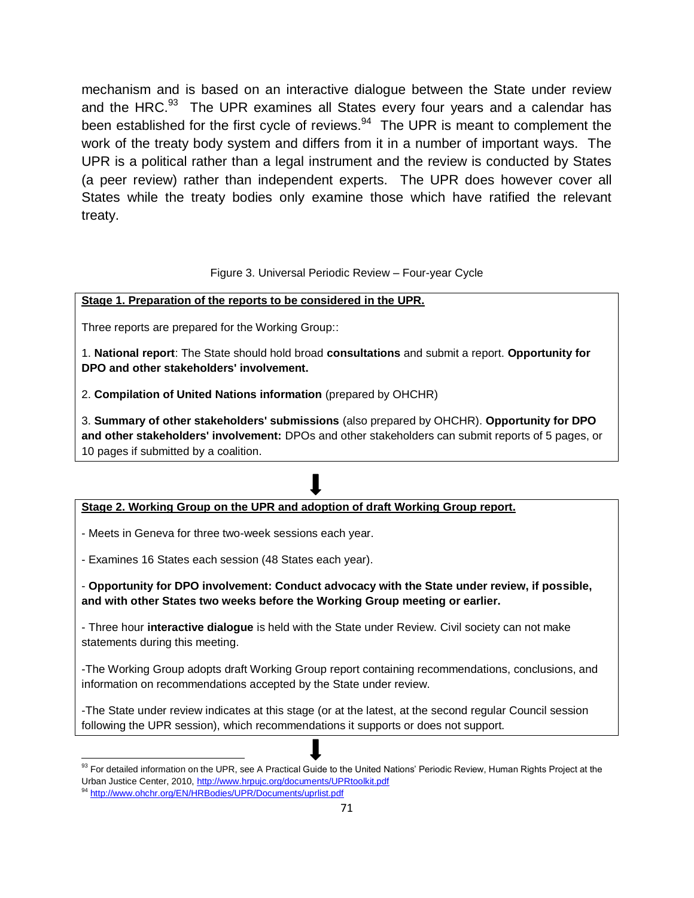mechanism and is based on an interactive dialogue between the State under review and the HRC.[93] The UPR examines all States every four years and a calendar has been established for the first cycle of reviews.[94] The UPR is meant to complement the work of the treaty body system and differs from it in a number of important ways. The UPR is a political rather than a legal instrument and the review is conducted by States (a peer review) rather than independent experts. The UPR does however cover all States while the treaty bodies only examine those which have ratified the relevant treaty.

Figure 3. Universal Periodic Review – Four-year Cycle

**Stage 1. Preparation of the reports to be considered in the UPR.**

Three reports are prepared for the Working Group::

1. **National report**: The State should hold broad **consultations** and submit a report. **Opportunity for DPO and other stakeholders' involvement.**

2. **Compilation of United Nations information** (prepared by OHCHR)

3. **Summary of other stakeholders' submissions** (also prepared by OHCHR). **Opportunity for DPO and other stakeholders' involvement:** DPOs and other stakeholders can submit reports of 5 pages, or 10 pages if submitted by a coalition.

⬇

**Stage 2. Working Group on the UPR and adoption of draft Working Group report.**

- Meets in Geneva for three two-week sessions each year.

- Examines 16 States each session (48 States each year).

- **Opportunity for DPO involvement: Conduct advocacy with the State under review, if possible, and with other States two weeks before the Working Group meeting or earlier.**

- Three hour **interactive dialogue** is held with the State under Review. Civil society can not make statements during this meeting.

-The Working Group adopts draft Working Group report containing recommendations, conclusions, and information on recommendations accepted by the State under review.

-The State under review indicates at this stage (or at the latest, at the second regular Council session following the UPR session), which recommendations it supports or does not support.

⬇

---

[93] For detailed information on the UPR, see A Practical Guide to the United Nations' Periodic Review, Human Rights Project at the Urban Justice Center, 2010, http://www.hrpujc.org/documents/UPRtoolkit.pdf

[94] http://www.ohchr.org/EN/HRBodies/UPR/Documents/uprlist.pdf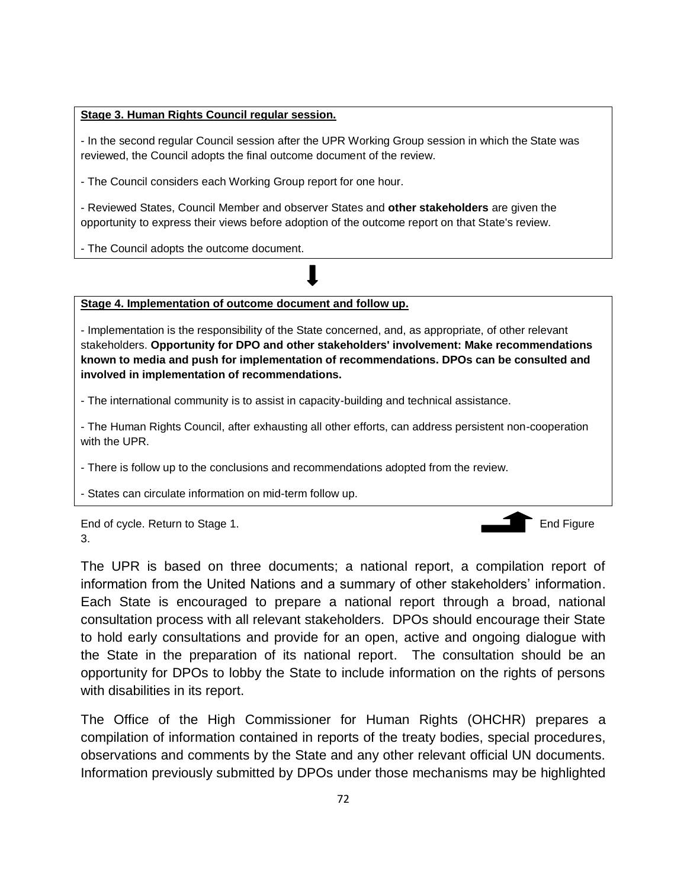**Stage 3. Human Rights Council regular session.**

- In the second regular Council session after the UPR Working Group session in which the State was reviewed, the Council adopts the final outcome document of the review.

- The Council considers each Working Group report for one hour.

- Reviewed States, Council Member and observer States and **other stakeholders** are given the opportunity to express their views before adoption of the outcome report on that State's review.

- The Council adopts the outcome document.

**Stage 4. Implementation of outcome document and follow up.**

- Implementation is the responsibility of the State concerned, and, as appropriate, of other relevant stakeholders. **Opportunity for DPO and other stakeholders' involvement: Make recommendations known to media and push for implementation of recommendations. DPOs can be consulted and involved in implementation of recommendations.**

- The international community is to assist in capacity-building and technical assistance.

- The Human Rights Council, after exhausting all other efforts, can address persistent non-cooperation with the UPR.

- There is follow up to the conclusions and recommendations adopted from the review.

- States can circulate information on mid-term follow up.

End of cycle. Return to Stage 1. End Figure 3.

The UPR is based on three documents; a national report, a compilation report of information from the United Nations and a summary of other stakeholders' information. Each State is encouraged to prepare a national report through a broad, national consultation process with all relevant stakeholders. DPOs should encourage their State to hold early consultations and provide for an open, active and ongoing dialogue with the State in the preparation of its national report. The consultation should be an opportunity for DPOs to lobby the State to include information on the rights of persons with disabilities in its report.

The Office of the High Commissioner for Human Rights (OHCHR) prepares a compilation of information contained in reports of the treaty bodies, special procedures, observations and comments by the State and any other relevant official UN documents. Information previously submitted by DPOs under those mechanisms may be highlighted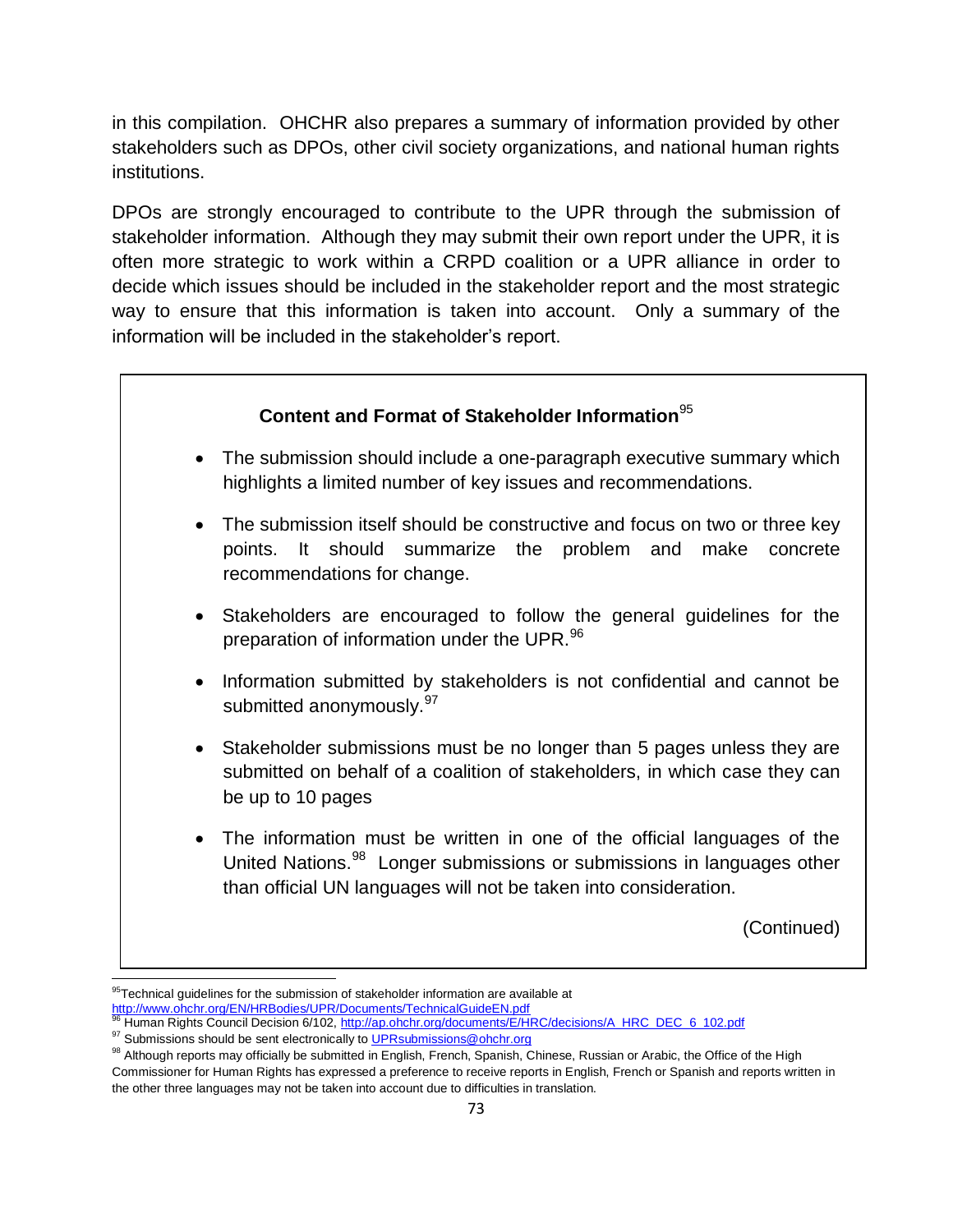in this compilation. OHCHR also prepares a summary of information provided by other stakeholders such as DPOs, other civil society organizations, and national human rights institutions.

DPOs are strongly encouraged to contribute to the UPR through the submission of stakeholder information. Although they may submit their own report under the UPR, it is often more strategic to work within a CRPD coalition or a UPR alliance in order to decide which issues should be included in the stakeholder report and the most strategic way to ensure that this information is taken into account. Only a summary of the information will be included in the stakeholder's report.

**Content and Format of Stakeholder Information**[95]

- The submission should include a one-paragraph executive summary which highlights a limited number of key issues and recommendations.
- The submission itself should be constructive and focus on two or three key points. It should summarize the problem and make concrete recommendations for change.
- Stakeholders are encouraged to follow the general guidelines for the preparation of information under the UPR.[96]
- Information submitted by stakeholders is not confidential and cannot be submitted anonymously.[97]
- Stakeholder submissions must be no longer than 5 pages unless they are submitted on behalf of a coalition of stakeholders, in which case they can be up to 10 pages
- The information must be written in one of the official languages of the United Nations.[98] Longer submissions or submissions in languages other than official UN languages will not be taken into consideration.

(Continued)

---

[95] Technical guidelines for the submission of stakeholder information are available at http://www.ohchr.org/EN/HRBodies/UPR/Documents/TechnicalGuideEN.pdf

[96] Human Rights Council Decision 6/102, http://ap.ohchr.org/documents/E/HRC/decisions/A_HRC_DEC_6_102.pdf

[97] Submissions should be sent electronically to UPRsubmissions@ohchr.org

[98] Although reports may officially be submitted in English, French, Spanish, Chinese, Russian or Arabic, the Office of the High Commissioner for Human Rights has expressed a preference to receive reports in English, French or Spanish and reports written in the other three languages may not be taken into account due to difficulties in translation.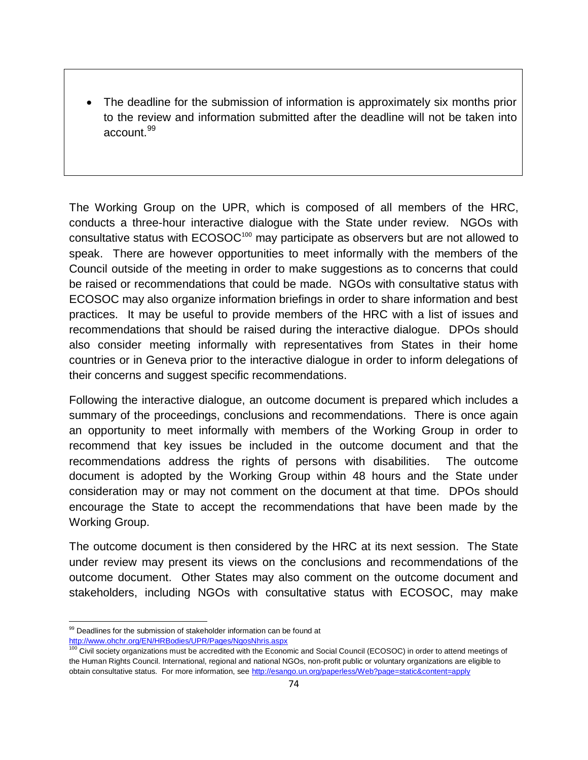- The deadline for the submission of information is approximately six months prior to the review and information submitted after the deadline will not be taken into account.[99]

The Working Group on the UPR, which is composed of all members of the HRC, conducts a three-hour interactive dialogue with the State under review. NGOs with consultative status with ECOSOC[100] may participate as observers but are not allowed to speak. There are however opportunities to meet informally with the members of the Council outside of the meeting in order to make suggestions as to concerns that could be raised or recommendations that could be made. NGOs with consultative status with ECOSOC may also organize information briefings in order to share information and best practices. It may be useful to provide members of the HRC with a list of issues and recommendations that should be raised during the interactive dialogue. DPOs should also consider meeting informally with representatives from States in their home countries or in Geneva prior to the interactive dialogue in order to inform delegations of their concerns and suggest specific recommendations.

Following the interactive dialogue, an outcome document is prepared which includes a summary of the proceedings, conclusions and recommendations. There is once again an opportunity to meet informally with members of the Working Group in order to recommend that key issues be included in the outcome document and that the recommendations address the rights of persons with disabilities. The outcome document is adopted by the Working Group within 48 hours and the State under consideration may or may not comment on the document at that time. DPOs should encourage the State to accept the recommendations that have been made by the Working Group.

The outcome document is then considered by the HRC at its next session. The State under review may present its views on the conclusions and recommendations of the outcome document. Other States may also comment on the outcome document and stakeholders, including NGOs with consultative status with ECOSOC, may make

---

[99] Deadlines for the submission of stakeholder information can be found at http://www.ohchr.org/EN/HRBodies/UPR/Pages/NgosNhris.aspx

[100] Civil society organizations must be accredited with the Economic and Social Council (ECOSOC) in order to attend meetings of the Human Rights Council. International, regional and national NGOs, non-profit public or voluntary organizations are eligible to obtain consultative status. For more information, see http://esango.un.org/paperless/Web?page=static&content=apply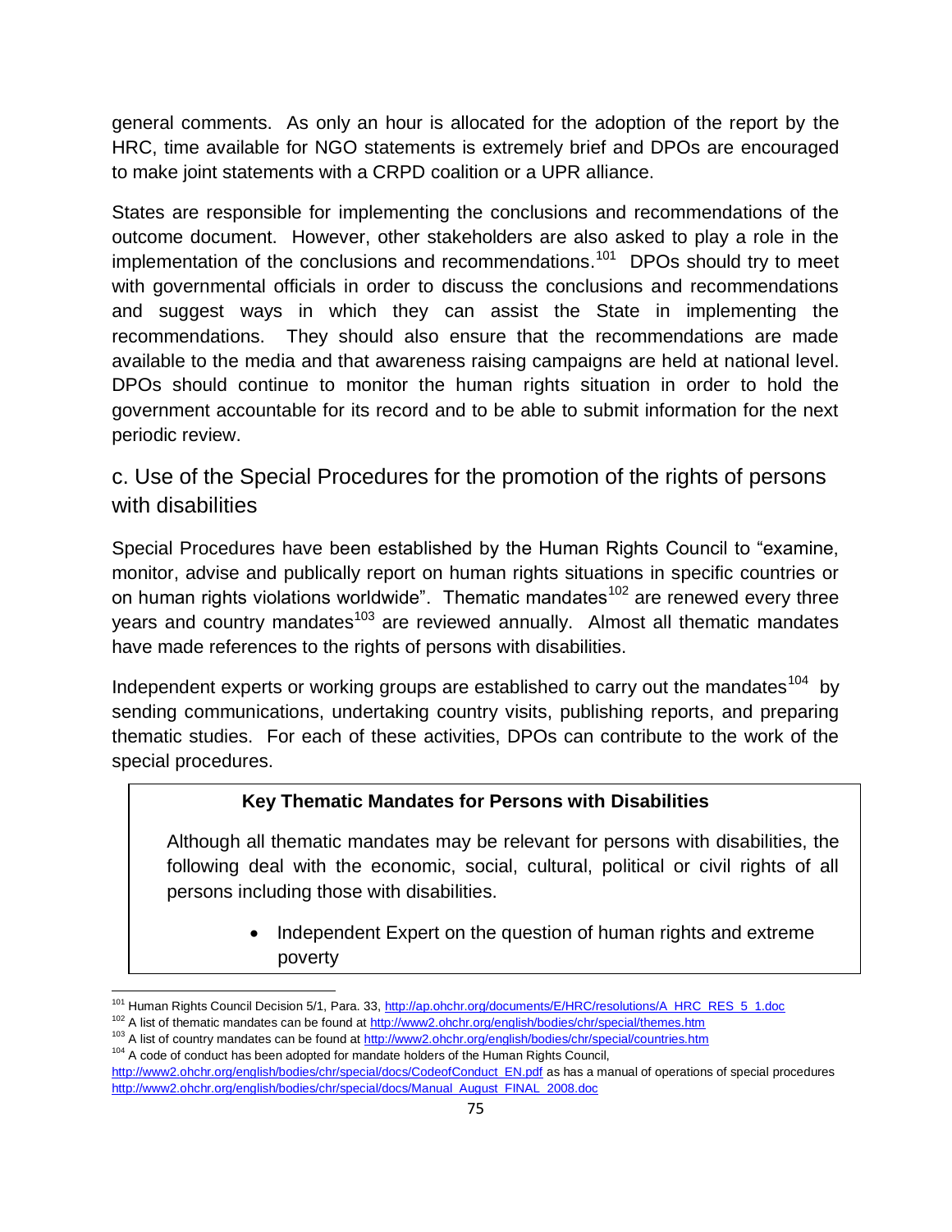general comments. As only an hour is allocated for the adoption of the report by the HRC, time available for NGO statements is extremely brief and DPOs are encouraged to make joint statements with a CRPD coalition or a UPR alliance.

States are responsible for implementing the conclusions and recommendations of the outcome document. However, other stakeholders are also asked to play a role in the implementation of the conclusions and recommendations.[101] DPOs should try to meet with governmental officials in order to discuss the conclusions and recommendations and suggest ways in which they can assist the State in implementing the recommendations. They should also ensure that the recommendations are made available to the media and that awareness raising campaigns are held at national level. DPOs should continue to monitor the human rights situation in order to hold the government accountable for its record and to be able to submit information for the next periodic review.

## c. Use of the Special Procedures for the promotion of the rights of persons with disabilities

Special Procedures have been established by the Human Rights Council to "examine, monitor, advise and publically report on human rights situations in specific countries or on human rights violations worldwide". Thematic mandates[102] are renewed every three years and country mandates[103] are reviewed annually. Almost all thematic mandates have made references to the rights of persons with disabilities.

Independent experts or working groups are established to carry out the mandates[104] by sending communications, undertaking country visits, publishing reports, and preparing thematic studies. For each of these activities, DPOs can contribute to the work of the special procedures.

**Key Thematic Mandates for Persons with Disabilities**

Although all thematic mandates may be relevant for persons with disabilities, the following deal with the economic, social, cultural, political or civil rights of all persons including those with disabilities.

- Independent Expert on the question of human rights and extreme poverty

---

[101] Human Rights Council Decision 5/1, Para. 33, http://ap.ohchr.org/documents/E/HRC/resolutions/A_HRC_RES_5_1.doc

[102] A list of thematic mandates can be found at http://www2.ohchr.org/english/bodies/chr/special/themes.htm

[103] A list of country mandates can be found at http://www2.ohchr.org/english/bodies/chr/special/countries.htm

[104] A code of conduct has been adopted for mandate holders of the Human Rights Council, http://www2.ohchr.org/english/bodies/chr/special/docs/CodeofConduct_EN.pdf as has a manual of operations of special procedures http://www2.ohchr.org/english/bodies/chr/special/docs/Manual_August_FINAL_2008.doc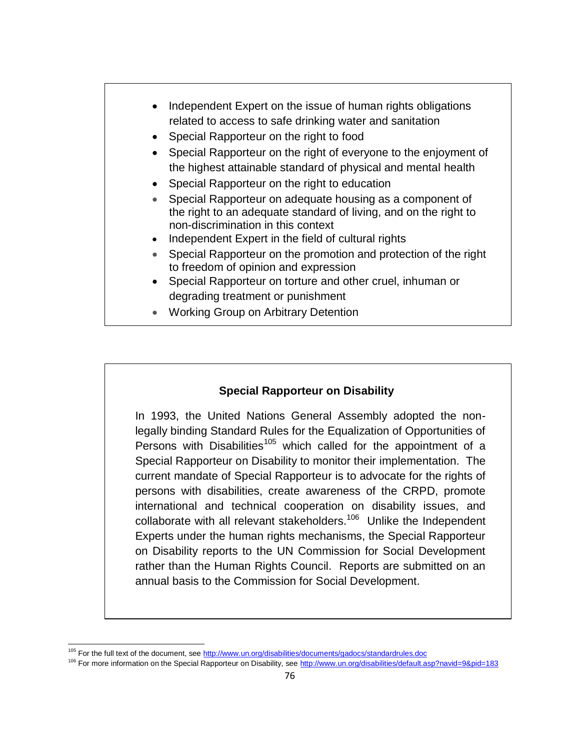- Independent Expert on the issue of human rights obligations related to access to safe drinking water and sanitation
- Special Rapporteur on the right to food
- Special Rapporteur on the right of everyone to the enjoyment of the highest attainable standard of physical and mental health
- Special Rapporteur on the right to education
- Special Rapporteur on adequate housing as a component of the right to an adequate standard of living, and on the right to non-discrimination in this context
- Independent Expert in the field of cultural rights
- Special Rapporteur on the promotion and protection of the right to freedom of opinion and expression
- Special Rapporteur on torture and other cruel, inhuman or degrading treatment or punishment
- Working Group on Arbitrary Detention

**Special Rapporteur on Disability**

In 1993, the United Nations General Assembly adopted the non-legally binding Standard Rules for the Equalization of Opportunities of Persons with Disabilities[105] which called for the appointment of a Special Rapporteur on Disability to monitor their implementation. The current mandate of Special Rapporteur is to advocate for the rights of persons with disabilities, create awareness of the CRPD, promote international and technical cooperation on disability issues, and collaborate with all relevant stakeholders.[106] Unlike the Independent Experts under the human rights mechanisms, the Special Rapporteur on Disability reports to the UN Commission for Social Development rather than the Human Rights Council. Reports are submitted on an annual basis to the Commission for Social Development.

---

[105] For the full text of the document, see http://www.un.org/disabilities/documents/gadocs/standardrules.doc

[106] For more information on the Special Rapporteur on Disability, see http://www.un.org/disabilities/default.asp?navid=9&pid=183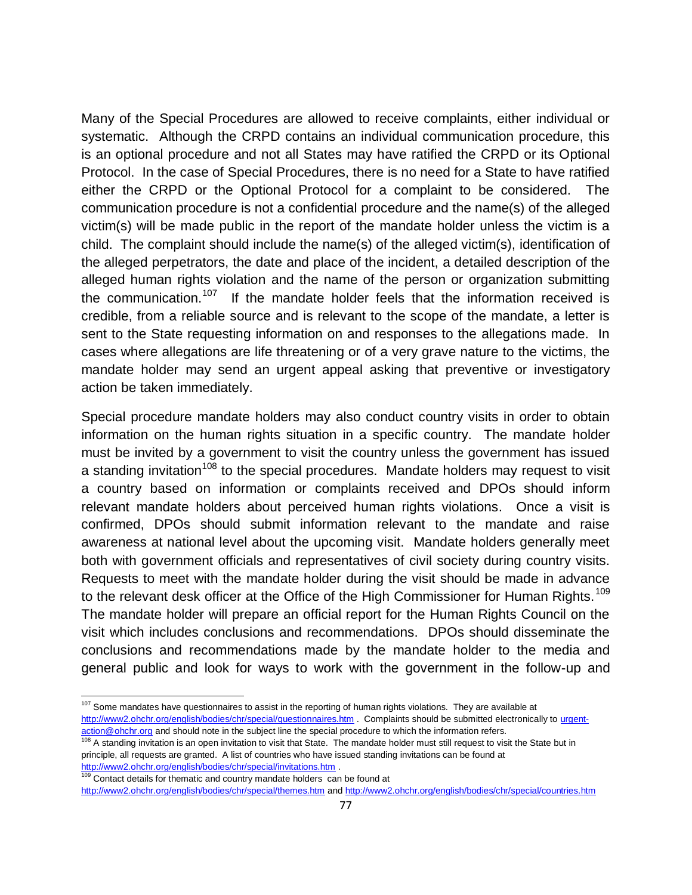Many of the Special Procedures are allowed to receive complaints, either individual or systematic. Although the CRPD contains an individual communication procedure, this is an optional procedure and not all States may have ratified the CRPD or its Optional Protocol. In the case of Special Procedures, there is no need for a State to have ratified either the CRPD or the Optional Protocol for a complaint to be considered. The communication procedure is not a confidential procedure and the name(s) of the alleged victim(s) will be made public in the report of the mandate holder unless the victim is a child. The complaint should include the name(s) of the alleged victim(s), identification of the alleged perpetrators, the date and place of the incident, a detailed description of the alleged human rights violation and the name of the person or organization submitting the communication.[107] If the mandate holder feels that the information received is credible, from a reliable source and is relevant to the scope of the mandate, a letter is sent to the State requesting information on and responses to the allegations made. In cases where allegations are life threatening or of a very grave nature to the victims, the mandate holder may send an urgent appeal asking that preventive or investigatory action be taken immediately.

Special procedure mandate holders may also conduct country visits in order to obtain information on the human rights situation in a specific country. The mandate holder must be invited by a government to visit the country unless the government has issued a standing invitation[108] to the special procedures. Mandate holders may request to visit a country based on information or complaints received and DPOs should inform relevant mandate holders about perceived human rights violations. Once a visit is confirmed, DPOs should submit information relevant to the mandate and raise awareness at national level about the upcoming visit. Mandate holders generally meet both with government officials and representatives of civil society during country visits. Requests to meet with the mandate holder during the visit should be made in advance to the relevant desk officer at the Office of the High Commissioner for Human Rights.[109] The mandate holder will prepare an official report for the Human Rights Council on the visit which includes conclusions and recommendations. DPOs should disseminate the conclusions and recommendations made by the mandate holder to the media and general public and look for ways to work with the government in the follow-up and

---

[107] Some mandates have questionnaires to assist in the reporting of human rights violations. They are available at http://www2.ohchr.org/english/bodies/chr/special/questionnaires.htm . Complaints should be submitted electronically to urgent-action@ohchr.org and should note in the subject line the special procedure to which the information refers.

[108] A standing invitation is an open invitation to visit that State. The mandate holder must still request to visit the State but in principle, all requests are granted. A list of countries who have issued standing invitations can be found at http://www2.ohchr.org/english/bodies/chr/special/invitations.htm .

[109] Contact details for thematic and country mandate holders can be found at http://www2.ohchr.org/english/bodies/chr/special/themes.htm and http://www2.ohchr.org/english/bodies/chr/special/countries.htm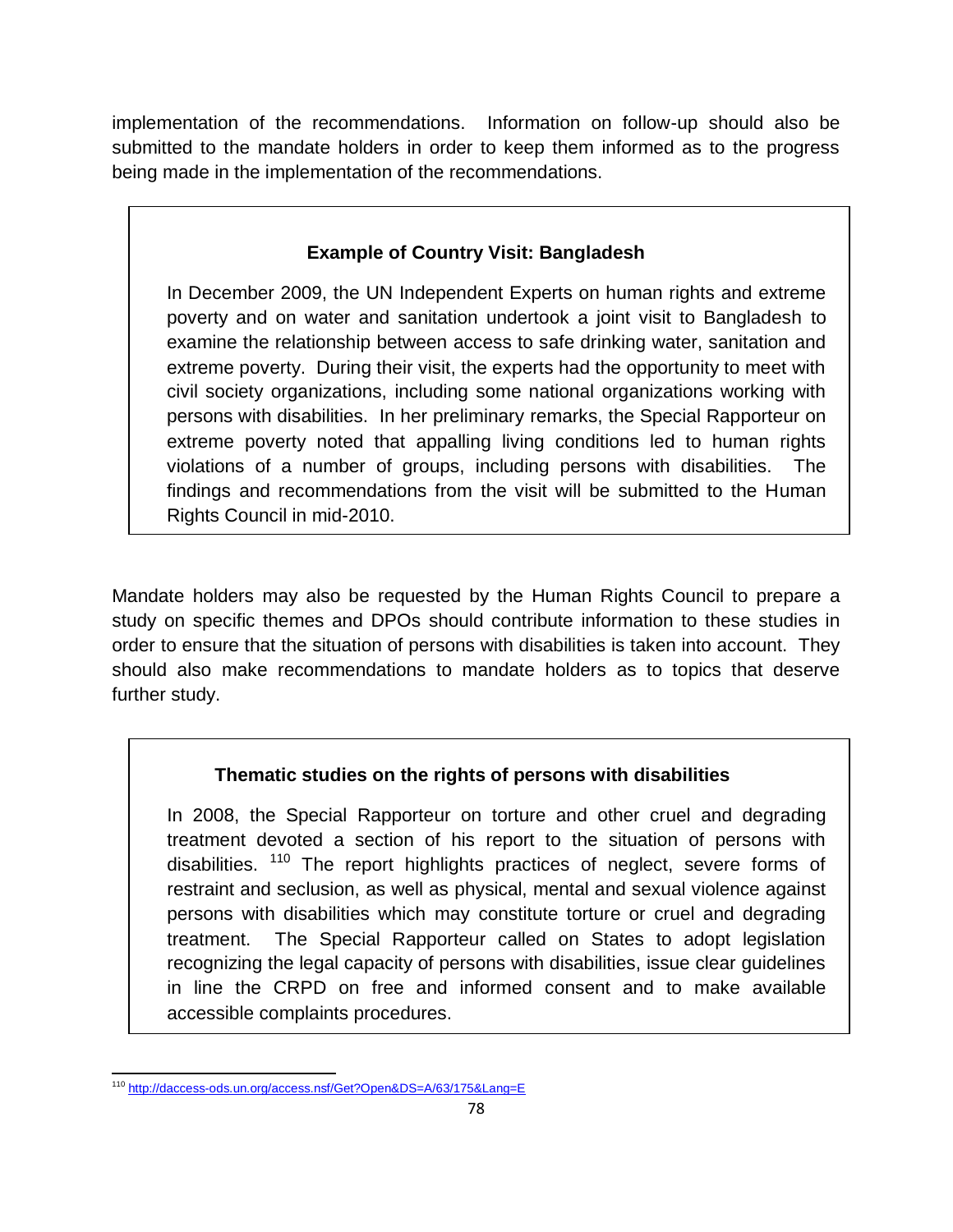implementation of the recommendations. Information on follow-up should also be submitted to the mandate holders in order to keep them informed as to the progress being made in the implementation of the recommendations.

> **Example of Country Visit: Bangladesh**
>
> In December 2009, the UN Independent Experts on human rights and extreme poverty and on water and sanitation undertook a joint visit to Bangladesh to examine the relationship between access to safe drinking water, sanitation and extreme poverty. During their visit, the experts had the opportunity to meet with civil society organizations, including some national organizations working with persons with disabilities. In her preliminary remarks, the Special Rapporteur on extreme poverty noted that appalling living conditions led to human rights violations of a number of groups, including persons with disabilities. The findings and recommendations from the visit will be submitted to the Human Rights Council in mid-2010.

Mandate holders may also be requested by the Human Rights Council to prepare a study on specific themes and DPOs should contribute information to these studies in order to ensure that the situation of persons with disabilities is taken into account. They should also make recommendations to mandate holders as to topics that deserve further study.

> **Thematic studies on the rights of persons with disabilities**
>
> In 2008, the Special Rapporteur on torture and other cruel and degrading treatment devoted a section of his report to the situation of persons with disabilities. [110] The report highlights practices of neglect, severe forms of restraint and seclusion, as well as physical, mental and sexual violence against persons with disabilities which may constitute torture or cruel and degrading treatment. The Special Rapporteur called on States to adopt legislation recognizing the legal capacity of persons with disabilities, issue clear guidelines in line the CRPD on free and informed consent and to make available accessible complaints procedures.

---

[110] http://daccess-ods.un.org/access.nsf/Get?Open&DS=A/63/175&Lang=E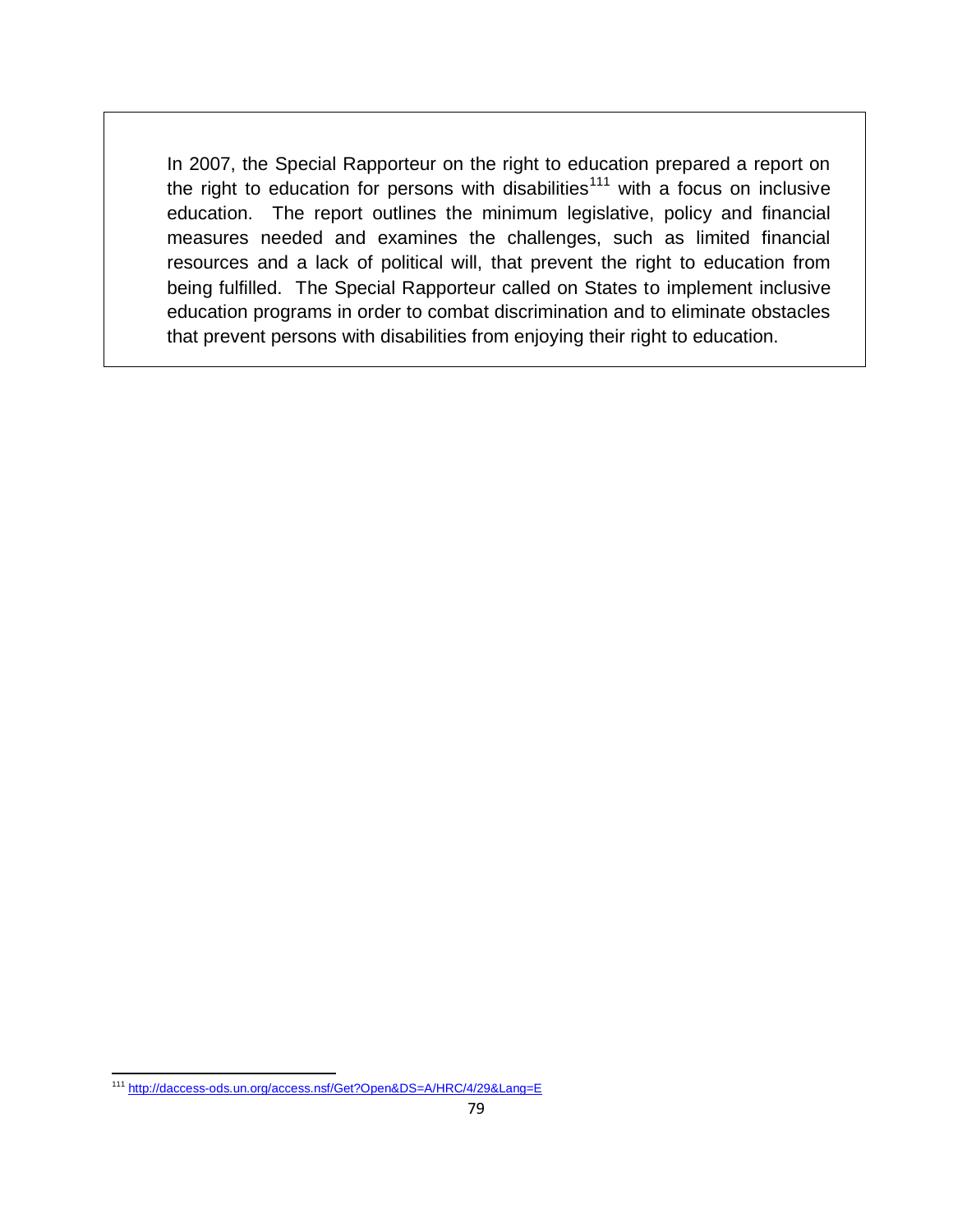In 2007, the Special Rapporteur on the right to education prepared a report on the right to education for persons with disabilities[111] with a focus on inclusive education. The report outlines the minimum legislative, policy and financial measures needed and examines the challenges, such as limited financial resources and a lack of political will, that prevent the right to education from being fulfilled. The Special Rapporteur called on States to implement inclusive education programs in order to combat discrimination and to eliminate obstacles that prevent persons with disabilities from enjoying their right to education.

---

[111] http://daccess-ods.un.org/access.nsf/Get?Open&DS=A/HRC/4/29&Lang=E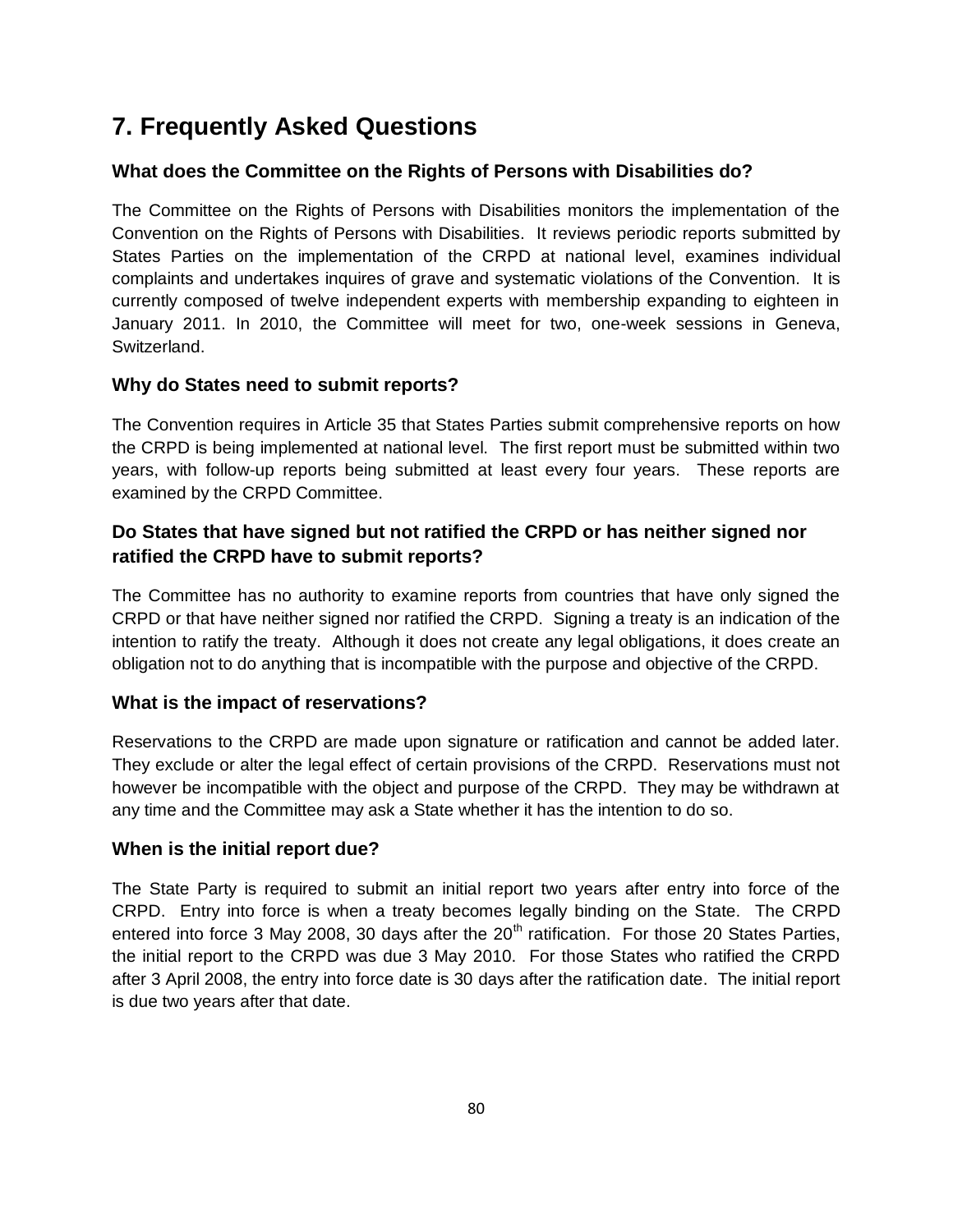# 7. Frequently Asked Questions

### What does the Committee on the Rights of Persons with Disabilities do?

The Committee on the Rights of Persons with Disabilities monitors the implementation of the Convention on the Rights of Persons with Disabilities. It reviews periodic reports submitted by States Parties on the implementation of the CRPD at national level, examines individual complaints and undertakes inquires of grave and systematic violations of the Convention. It is currently composed of twelve independent experts with membership expanding to eighteen in January 2011. In 2010, the Committee will meet for two, one-week sessions in Geneva, Switzerland.

### Why do States need to submit reports?

The Convention requires in Article 35 that States Parties submit comprehensive reports on how the CRPD is being implemented at national level. The first report must be submitted within two years, with follow-up reports being submitted at least every four years. These reports are examined by the CRPD Committee.

### Do States that have signed but not ratified the CRPD or has neither signed nor ratified the CRPD have to submit reports?

The Committee has no authority to examine reports from countries that have only signed the CRPD or that have neither signed nor ratified the CRPD. Signing a treaty is an indication of the intention to ratify the treaty. Although it does not create any legal obligations, it does create an obligation not to do anything that is incompatible with the purpose and objective of the CRPD.

### What is the impact of reservations?

Reservations to the CRPD are made upon signature or ratification and cannot be added later. They exclude or alter the legal effect of certain provisions of the CRPD. Reservations must not however be incompatible with the object and purpose of the CRPD. They may be withdrawn at any time and the Committee may ask a State whether it has the intention to do so.

### When is the initial report due?

The State Party is required to submit an initial report two years after entry into force of the CRPD. Entry into force is when a treaty becomes legally binding on the State. The CRPD entered into force 3 May 2008, 30 days after the 20th ratification. For those 20 States Parties, the initial report to the CRPD was due 3 May 2010. For those States who ratified the CRPD after 3 April 2008, the entry into force date is 30 days after the ratification date. The initial report is due two years after that date.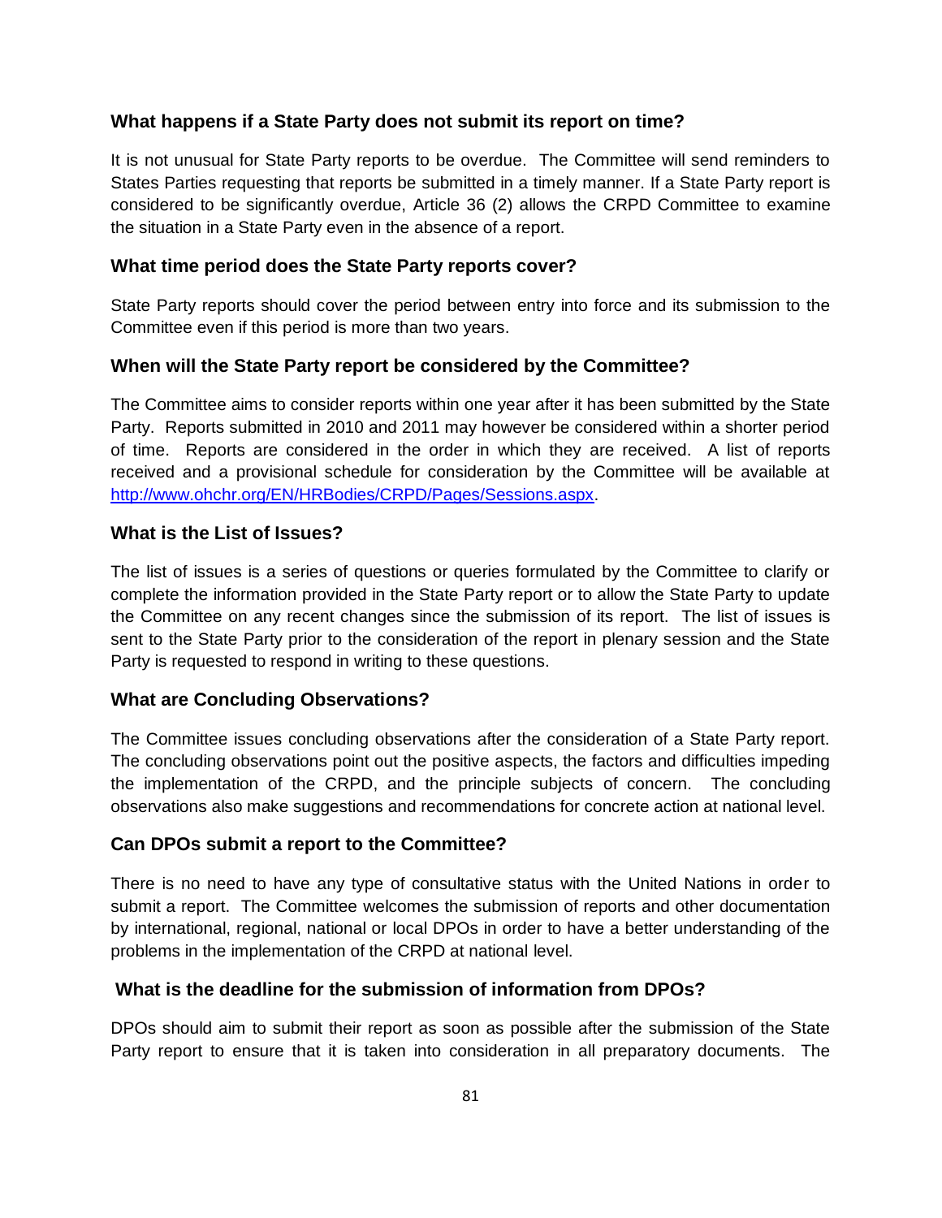### What happens if a State Party does not submit its report on time?

It is not unusual for State Party reports to be overdue. The Committee will send reminders to States Parties requesting that reports be submitted in a timely manner. If a State Party report is considered to be significantly overdue, Article 36 (2) allows the CRPD Committee to examine the situation in a State Party even in the absence of a report.

### What time period does the State Party reports cover?

State Party reports should cover the period between entry into force and its submission to the Committee even if this period is more than two years.

### When will the State Party report be considered by the Committee?

The Committee aims to consider reports within one year after it has been submitted by the State Party. Reports submitted in 2010 and 2011 may however be considered within a shorter period of time. Reports are considered in the order in which they are received. A list of reports received and a provisional schedule for consideration by the Committee will be available at [http://www.ohchr.org/EN/HRBodies/CRPD/Pages/Sessions.aspx](http://www.ohchr.org/EN/HRBodies/CRPD/Pages/Sessions.aspx).

### What is the List of Issues?

The list of issues is a series of questions or queries formulated by the Committee to clarify or complete the information provided in the State Party report or to allow the State Party to update the Committee on any recent changes since the submission of its report. The list of issues is sent to the State Party prior to the consideration of the report in plenary session and the State Party is requested to respond in writing to these questions.

### What are Concluding Observations?

The Committee issues concluding observations after the consideration of a State Party report. The concluding observations point out the positive aspects, the factors and difficulties impeding the implementation of the CRPD, and the principle subjects of concern. The concluding observations also make suggestions and recommendations for concrete action at national level.

### Can DPOs submit a report to the Committee?

There is no need to have any type of consultative status with the United Nations in order to submit a report. The Committee welcomes the submission of reports and other documentation by international, regional, national or local DPOs in order to have a better understanding of the problems in the implementation of the CRPD at national level.

### What is the deadline for the submission of information from DPOs?

DPOs should aim to submit their report as soon as possible after the submission of the State Party report to ensure that it is taken into consideration in all preparatory documents. The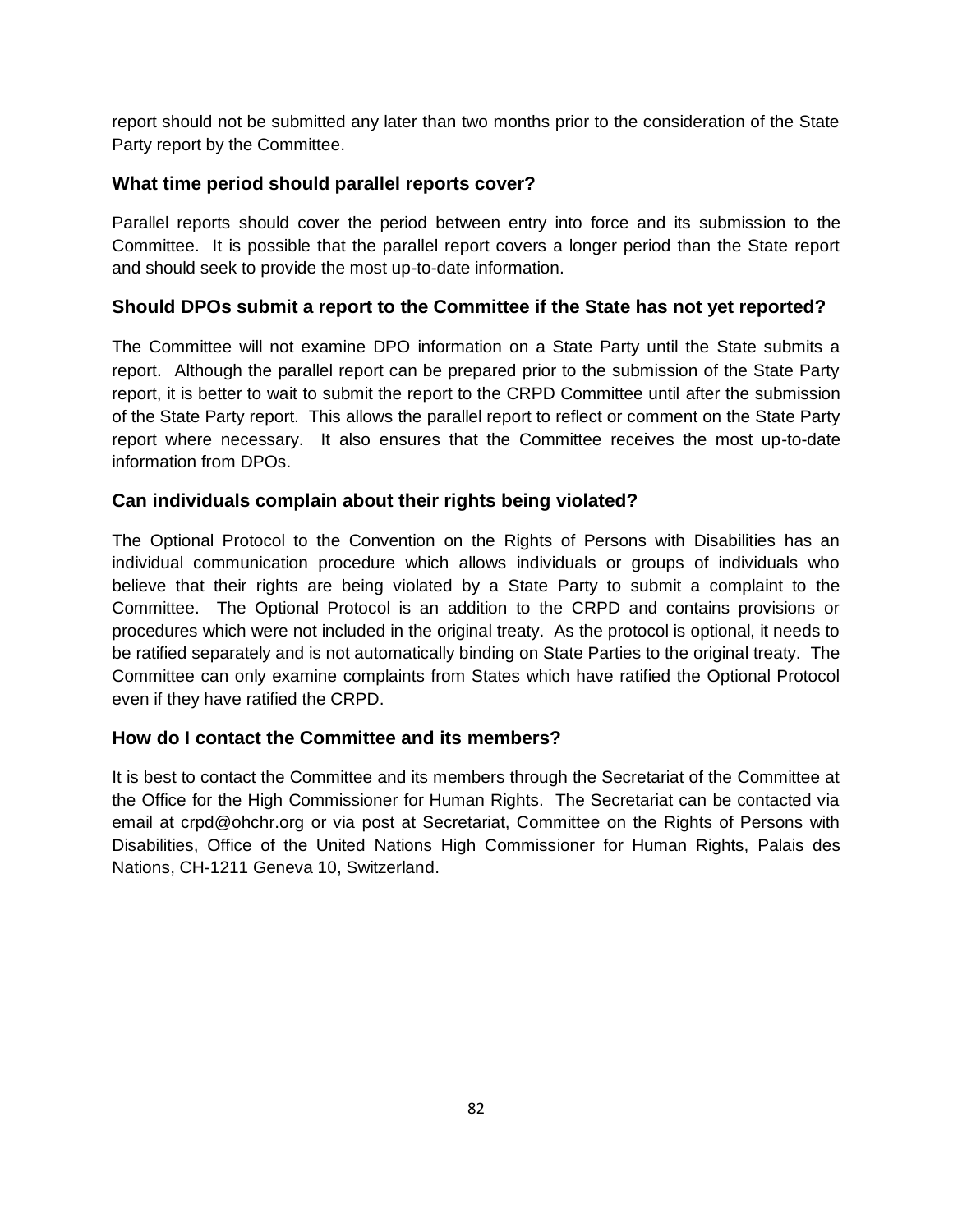report should not be submitted any later than two months prior to the consideration of the State Party report by the Committee.

### What time period should parallel reports cover?

Parallel reports should cover the period between entry into force and its submission to the Committee. It is possible that the parallel report covers a longer period than the State report and should seek to provide the most up-to-date information.

### Should DPOs submit a report to the Committee if the State has not yet reported?

The Committee will not examine DPO information on a State Party until the State submits a report. Although the parallel report can be prepared prior to the submission of the State Party report, it is better to wait to submit the report to the CRPD Committee until after the submission of the State Party report. This allows the parallel report to reflect or comment on the State Party report where necessary. It also ensures that the Committee receives the most up-to-date information from DPOs.

### Can individuals complain about their rights being violated?

The Optional Protocol to the Convention on the Rights of Persons with Disabilities has an individual communication procedure which allows individuals or groups of individuals who believe that their rights are being violated by a State Party to submit a complaint to the Committee. The Optional Protocol is an addition to the CRPD and contains provisions or procedures which were not included in the original treaty. As the protocol is optional, it needs to be ratified separately and is not automatically binding on State Parties to the original treaty. The Committee can only examine complaints from States which have ratified the Optional Protocol even if they have ratified the CRPD.

### How do I contact the Committee and its members?

It is best to contact the Committee and its members through the Secretariat of the Committee at the Office for the High Commissioner for Human Rights. The Secretariat can be contacted via email at crpd@ohchr.org or via post at Secretariat, Committee on the Rights of Persons with Disabilities, Office of the United Nations High Commissioner for Human Rights, Palais des Nations, CH-1211 Geneva 10, Switzerland.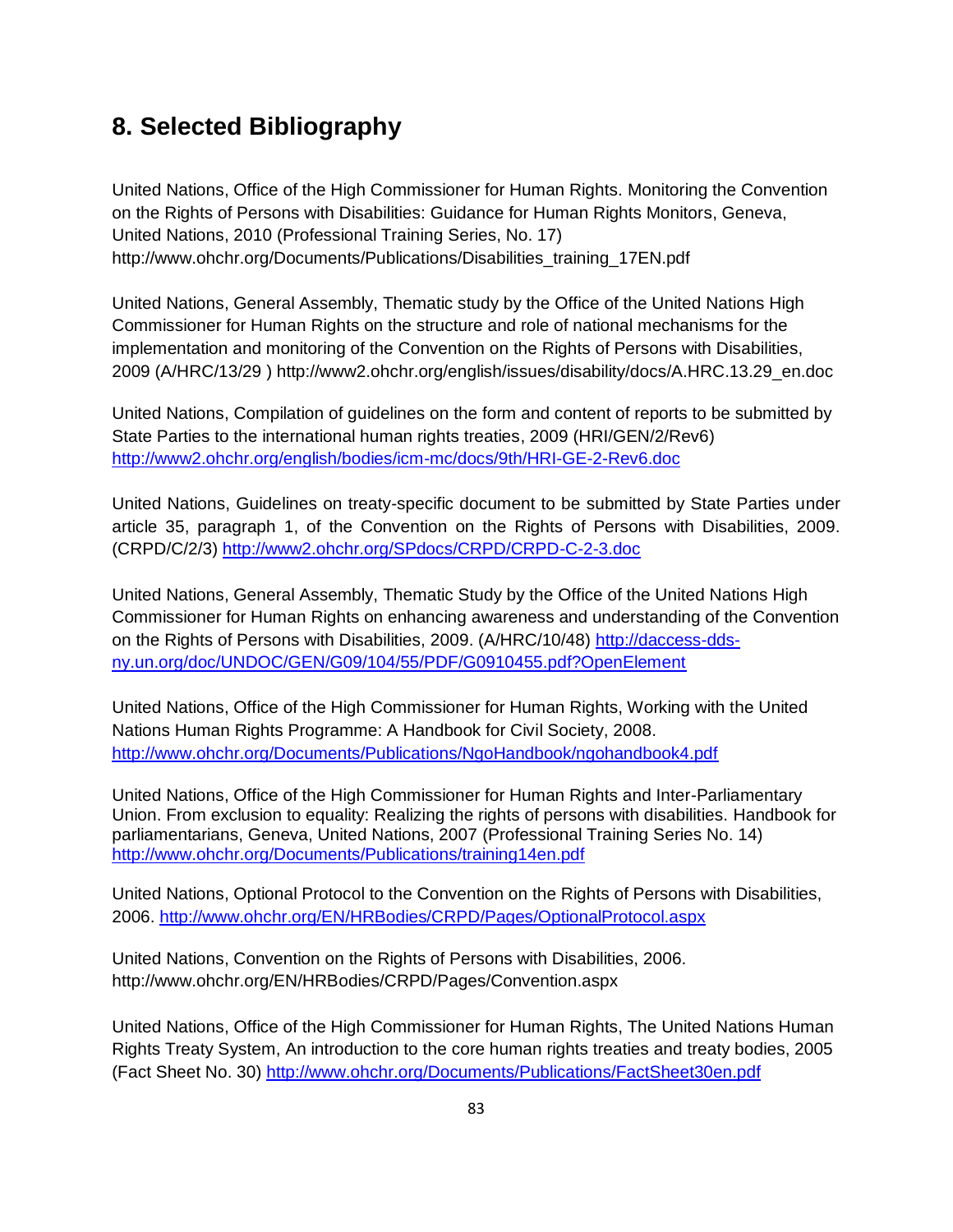## 8. Selected Bibliography

United Nations, Office of the High Commissioner for Human Rights. Monitoring the Convention on the Rights of Persons with Disabilities: Guidance for Human Rights Monitors, Geneva, United Nations, 2010 (Professional Training Series, No. 17) http://www.ohchr.org/Documents/Publications/Disabilities_training_17EN.pdf

United Nations, General Assembly, Thematic study by the Office of the United Nations High Commissioner for Human Rights on the structure and role of national mechanisms for the implementation and monitoring of the Convention on the Rights of Persons with Disabilities, 2009 (A/HRC/13/29 ) http://www2.ohchr.org/english/issues/disability/docs/A.HRC.13.29_en.doc

United Nations, Compilation of guidelines on the form and content of reports to be submitted by State Parties to the international human rights treaties, 2009 (HRI/GEN/2/Rev6) http://www2.ohchr.org/english/bodies/icm-mc/docs/9th/HRI-GE-2-Rev6.doc

United Nations, Guidelines on treaty-specific document to be submitted by State Parties under article 35, paragraph 1, of the Convention on the Rights of Persons with Disabilities, 2009. (CRPD/C/2/3) http://www2.ohchr.org/SPdocs/CRPD/CRPD-C-2-3.doc

United Nations, General Assembly, Thematic Study by the Office of the United Nations High Commissioner for Human Rights on enhancing awareness and understanding of the Convention on the Rights of Persons with Disabilities, 2009. (A/HRC/10/48) http://daccess-dds-ny.un.org/doc/UNDOC/GEN/G09/104/55/PDF/G0910455.pdf?OpenElement

United Nations, Office of the High Commissioner for Human Rights, Working with the United Nations Human Rights Programme: A Handbook for Civil Society, 2008. http://www.ohchr.org/Documents/Publications/NgoHandbook/ngohandbook4.pdf

United Nations, Office of the High Commissioner for Human Rights and Inter-Parliamentary Union. From exclusion to equality: Realizing the rights of persons with disabilities. Handbook for parliamentarians, Geneva, United Nations, 2007 (Professional Training Series No. 14) http://www.ohchr.org/Documents/Publications/training14en.pdf

United Nations, Optional Protocol to the Convention on the Rights of Persons with Disabilities, 2006. http://www.ohchr.org/EN/HRBodies/CRPD/Pages/OptionalProtocol.aspx

United Nations, Convention on the Rights of Persons with Disabilities, 2006. http://www.ohchr.org/EN/HRBodies/CRPD/Pages/Convention.aspx

United Nations, Office of the High Commissioner for Human Rights, The United Nations Human Rights Treaty System, An introduction to the core human rights treaties and treaty bodies, 2005 (Fact Sheet No. 30) http://www.ohchr.org/Documents/Publications/FactSheet30en.pdf